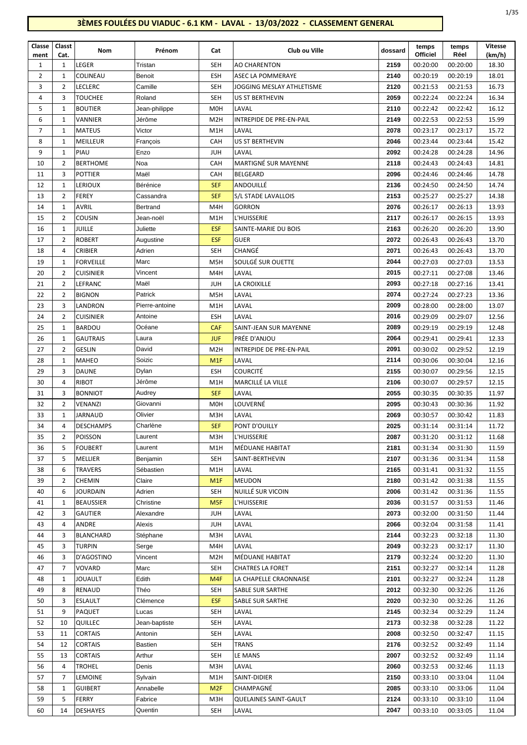# 3ÈMES FOULÉES DU VIADUC - 6.1 KM - LAVAL - 13/03/2022 - CLASSEMENT GENERAL

| Classement | Classt Cat. | Nom | Prénom | Cat | Club ou Ville | dossard | temps Officiel | temps Réel | Vitesse (km/h) |
|---|---|---|---|---|---|---|---|---|---|
| 1 | 1 | LEGER | Tristan | SEH | AO CHARENTON | 2159 | 00:20:00 | 00:20:00 | 18.30 |
| 2 | 1 | COLINEAU | Benoit | ESH | ASEC LA POMMERAYE | 2140 | 00:20:19 | 00:20:19 | 18.01 |
| 3 | 2 | LECLERC | Camille | SEH | JOGGING MESLAY ATHLETISME | 2120 | 00:21:53 | 00:21:53 | 16.73 |
| 4 | 3 | TOUCHEE | Roland | SEH | US ST BERTHEVIN | 2059 | 00:22:24 | 00:22:24 | 16.34 |
| 5 | 1 | BOUTIER | Jean-philippe | M0H | LAVAL | 2110 | 00:22:42 | 00:22:42 | 16.12 |
| 6 | 1 | VANNIER | Jérôme | M2H | INTREPIDE DE PRE-EN-PAIL | 2149 | 00:22:53 | 00:22:53 | 15.99 |
| 7 | 1 | MATEUS | Victor | M1H | LAVAL | 2078 | 00:23:17 | 00:23:17 | 15.72 |
| 8 | 1 | MEILLEUR | François | CAH | US ST BERTHEVIN | 2046 | 00:23:44 | 00:23:44 | 15.42 |
| 9 | 1 | PIAU | Enzo | JUH | LAVAL | 2092 | 00:24:28 | 00:24:28 | 14.96 |
| 10 | 2 | BERTHOME | Noa | CAH | MARTIGNÉ SUR MAYENNE | 2118 | 00:24:43 | 00:24:43 | 14.81 |
| 11 | 3 | POTTIER | Maël | CAH | BELGEARD | 2096 | 00:24:46 | 00:24:46 | 14.78 |
| 12 | 1 | LERIOUX | Bérénice | SEF | ANDOUILLÉ | 2136 | 00:24:50 | 00:24:50 | 14.74 |
| 13 | 2 | FEREY | Cassandra | SEF | S/L STADE LAVALLOIS | 2153 | 00:25:27 | 00:25:27 | 14.38 |
| 14 | 1 | AVRIL | Bertrand | M4H | GORRON | 2076 | 00:26:17 | 00:26:13 | 13.93 |
| 15 | 2 | COUSIN | Jean-noël | M1H | L'HUISSERIE | 2117 | 00:26:17 | 00:26:15 | 13.93 |
| 16 | 1 | JUILLE | Juliette | ESF | SAINTE-MARIE DU BOIS | 2163 | 00:26:20 | 00:26:20 | 13.90 |
| 17 | 2 | ROBERT | Augustine | ESF | GUER | 2072 | 00:26:43 | 00:26:43 | 13.70 |
| 18 | 4 | CRIBIER | Adrien | SEH | CHANGÉ | 2071 | 00:26:43 | 00:26:43 | 13.70 |
| 19 | 1 | FORVEILLE | Marc | M5H | SOULGÉ SUR OUETTE | 2044 | 00:27:03 | 00:27:03 | 13.53 |
| 20 | 2 | CUISINIER | Vincent | M4H | LAVAL | 2015 | 00:27:11 | 00:27:08 | 13.46 |
| 21 | 2 | LEFRANC | Maël | JUH | LA CROIXILLE | 2093 | 00:27:18 | 00:27:16 | 13.41 |
| 22 | 2 | BIGNON | Patrick | M5H | LAVAL | 2074 | 00:27:24 | 00:27:23 | 13.36 |
| 23 | 3 | LANDRON | Pierre-antoine | M1H | LAVAL | 2009 | 00:28:00 | 00:28:00 | 13.07 |
| 24 | 2 | CUISINIER | Antoine | ESH | LAVAL | 2016 | 00:29:09 | 00:29:07 | 12.56 |
| 25 | 1 | BARDOU | Océane | CAF | SAINT-JEAN SUR MAYENNE | 2089 | 00:29:19 | 00:29:19 | 12.48 |
| 26 | 1 | GAUTRAIS | Laura | JUF | PRÉE D'ANJOU | 2064 | 00:29:41 | 00:29:41 | 12.33 |
| 27 | 2 | GESLIN | David | M2H | INTREPIDE DE PRE-EN-PAIL | 2091 | 00:30:02 | 00:29:52 | 12.19 |
| 28 | 1 | MAHEO | Soizic | M1F | LAVAL | 2114 | 00:30:06 | 00:30:04 | 12.16 |
| 29 | 3 | DAUNE | Dylan | ESH | COURCITÉ | 2155 | 00:30:07 | 00:29:56 | 12.15 |
| 30 | 4 | RIBOT | Jérôme | M1H | MARCILLÉ LA VILLE | 2106 | 00:30:07 | 00:29:57 | 12.15 |
| 31 | 3 | BONNIOT | Audrey | SEF | LAVAL | 2055 | 00:30:35 | 00:30:35 | 11.97 |
| 32 | 2 | VENANZI | Giovanni | M0H | LOUVERNÉ | 2095 | 00:30:43 | 00:30:36 | 11.92 |
| 33 | 1 | JARNAUD | Olivier | M3H | LAVAL | 2069 | 00:30:57 | 00:30:42 | 11.83 |
| 34 | 4 | DESCHAMPS | Charlène | SEF | PONT D'OUILLY | 2025 | 00:31:14 | 00:31:14 | 11.72 |
| 35 | 2 | POISSON | Laurent | M3H | L'HUISSERIE | 2087 | 00:31:20 | 00:31:12 | 11.68 |
| 36 | 5 | FOUBERT | Laurent | M1H | MÉDUANE HABITAT | 2181 | 00:31:34 | 00:31:30 | 11.59 |
| 37 | 5 | MELLIER | Benjamin | SEH | SAINT-BERTHEVIN | 2107 | 00:31:36 | 00:31:34 | 11.58 |
| 38 | 6 | TRAVERS | Sébastien | M1H | LAVAL | 2165 | 00:31:41 | 00:31:32 | 11.55 |
| 39 | 2 | CHEMIN | Claire | M1F | MEUDON | 2180 | 00:31:42 | 00:31:38 | 11.55 |
| 40 | 6 | JOURDAIN | Adrien | SEH | NUILLÉ SUR VICOIN | 2006 | 00:31:42 | 00:31:36 | 11.55 |
| 41 | 1 | BEAUSSIER | Christine | M5F | L'HUISSERIE | 2036 | 00:31:57 | 00:31:53 | 11.46 |
| 42 | 3 | GAUTIER | Alexandre | JUH | LAVAL | 2073 | 00:32:00 | 00:31:50 | 11.44 |
| 43 | 4 | ANDRE | Alexis | JUH | LAVAL | 2066 | 00:32:04 | 00:31:58 | 11.41 |
| 44 | 3 | BLANCHARD | Stéphane | M3H | LAVAL | 2144 | 00:32:23 | 00:32:18 | 11.30 |
| 45 | 3 | TURPIN | Serge | M4H | LAVAL | 2049 | 00:32:23 | 00:32:17 | 11.30 |
| 46 | 3 | D'AGOSTINO | Vincent | M2H | MÉDUANE HABITAT | 2179 | 00:32:24 | 00:32:20 | 11.30 |
| 47 | 7 | VOVARD | Marc | SEH | CHATRES LA FORET | 2151 | 00:32:27 | 00:32:14 | 11.28 |
| 48 | 1 | JOUAULT | Edith | M4F | LA CHAPELLE CRAONNAISE | 2101 | 00:32:27 | 00:32:24 | 11.28 |
| 49 | 8 | RENAUD | Théo | SEH | SABLE SUR SARTHE | 2012 | 00:32:30 | 00:32:26 | 11.26 |
| 50 | 3 | ESLAULT | Clémence | ESF | SABLE SUR SARTHE | 2020 | 00:32:30 | 00:32:26 | 11.26 |
| 51 | 9 | PAQUET | Lucas | SEH | LAVAL | 2145 | 00:32:34 | 00:32:29 | 11.24 |
| 52 | 10 | QUILLEC | Jean-baptiste | SEH | LAVAL | 2173 | 00:32:38 | 00:32:28 | 11.22 |
| 53 | 11 | CORTAIS | Antonin | SEH | LAVAL | 2008 | 00:32:50 | 00:32:47 | 11.15 |
| 54 | 12 | CORTAIS | Bastien | SEH | TRANS | 2176 | 00:32:52 | 00:32:49 | 11.14 |
| 55 | 13 | CORTAIS | Arthur | SEH | LE MANS | 2007 | 00:32:52 | 00:32:49 | 11.14 |
| 56 | 4 | TROHEL | Denis | M3H | LAVAL | 2060 | 00:32:53 | 00:32:46 | 11.13 |
| 57 | 7 | LEMOINE | Sylvain | M1H | SAINT-DIDIER | 2150 | 00:33:10 | 00:33:04 | 11.04 |
| 58 | 1 | GUIBERT | Annabelle | M2F | CHAMPAGNÉ | 2085 | 00:33:10 | 00:33:06 | 11.04 |
| 59 | 5 | FERRY | Fabrice | M3H | QUELAINES SAINT-GAULT | 2124 | 00:33:10 | 00:33:10 | 11.04 |
| 60 | 14 | DESHAYES | Quentin | SEH | LAVAL | 2047 | 00:33:10 | 00:33:05 | 11.04 |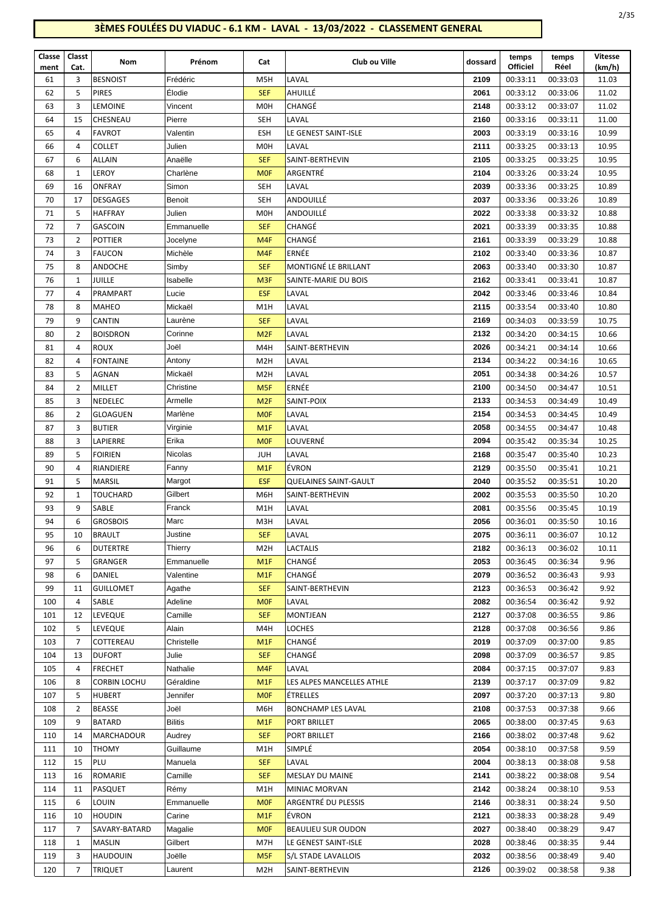# 3ÈMES FOULÉES DU VIADUC - 6.1 KM - LAVAL - 13/03/2022 - CLASSEMENT GENERAL

| Classement | Classt Cat. | Nom | Prénom | Cat | Club ou Ville | dossard | temps Officiel | temps Réel | Vitesse (km/h) |
|---|---|---|---|---|---|---|---|---|---|
| 61 | 3 | BESNOIST | Frédéric | M5H | LAVAL | 2109 | 00:33:11 | 00:33:03 | 11.03 |
| 62 | 5 | PIRES | Élodie | SEF | AHUILLÉ | 2061 | 00:33:12 | 00:33:06 | 11.02 |
| 63 | 3 | LEMOINE | Vincent | M0H | CHANGÉ | 2148 | 00:33:12 | 00:33:07 | 11.02 |
| 64 | 15 | CHESNEAU | Pierre | SEH | LAVAL | 2160 | 00:33:16 | 00:33:11 | 11.00 |
| 65 | 4 | FAVROT | Valentin | ESH | LE GENEST SAINT-ISLE | 2003 | 00:33:19 | 00:33:16 | 10.99 |
| 66 | 4 | COLLET | Julien | M0H | LAVAL | 2111 | 00:33:25 | 00:33:13 | 10.95 |
| 67 | 6 | ALLAIN | Anaëlle | SEF | SAINT-BERTHEVIN | 2105 | 00:33:25 | 00:33:25 | 10.95 |
| 68 | 1 | LEROY | Charlène | M0F | ARGENTRÉ | 2104 | 00:33:26 | 00:33:24 | 10.95 |
| 69 | 16 | ONFRAY | Simon | SEH | LAVAL | 2039 | 00:33:36 | 00:33:25 | 10.89 |
| 70 | 17 | DESGAGES | Benoit | SEH | ANDOUILLÉ | 2037 | 00:33:36 | 00:33:26 | 10.89 |
| 71 | 5 | HAFFRAY | Julien | M0H | ANDOUILLÉ | 2022 | 00:33:38 | 00:33:32 | 10.88 |
| 72 | 7 | GASCOIN | Emmanuelle | SEF | CHANGÉ | 2021 | 00:33:39 | 00:33:35 | 10.88 |
| 73 | 2 | POTTIER | Jocelyne | M4F | CHANGÉ | 2161 | 00:33:39 | 00:33:29 | 10.88 |
| 74 | 3 | FAUCON | Michèle | M4F | ERNÉE | 2102 | 00:33:40 | 00:33:36 | 10.87 |
| 75 | 8 | ANDOCHE | Simby | SEF | MONTIGNÉ LE BRILLANT | 2063 | 00:33:40 | 00:33:30 | 10.87 |
| 76 | 1 | JUILLE | Isabelle | M3F | SAINTE-MARIE DU BOIS | 2162 | 00:33:41 | 00:33:41 | 10.87 |
| 77 | 4 | PRAMPART | Lucie | ESF | LAVAL | 2042 | 00:33:46 | 00:33:46 | 10.84 |
| 78 | 8 | MAHEO | Mickaël | M1H | LAVAL | 2115 | 00:33:54 | 00:33:40 | 10.80 |
| 79 | 9 | CANTIN | Laurène | SEF | LAVAL | 2169 | 00:34:03 | 00:33:59 | 10.75 |
| 80 | 2 | BOISDRON | Corinne | M2F | LAVAL | 2132 | 00:34:20 | 00:34:15 | 10.66 |
| 81 | 4 | ROUX | Joël | M4H | SAINT-BERTHEVIN | 2026 | 00:34:21 | 00:34:14 | 10.66 |
| 82 | 4 | FONTAINE | Antony | M2H | LAVAL | 2134 | 00:34:22 | 00:34:16 | 10.65 |
| 83 | 5 | AGNAN | Mickaël | M2H | LAVAL | 2051 | 00:34:38 | 00:34:26 | 10.57 |
| 84 | 2 | MILLET | Christine | M5F | ERNÉE | 2100 | 00:34:50 | 00:34:47 | 10.51 |
| 85 | 3 | NEDELEC | Armelle | M2F | SAINT-POIX | 2133 | 00:34:53 | 00:34:49 | 10.49 |
| 86 | 2 | GLOAGUEN | Marlène | M0F | LAVAL | 2154 | 00:34:53 | 00:34:45 | 10.49 |
| 87 | 3 | BUTIER | Virginie | M1F | LAVAL | 2058 | 00:34:55 | 00:34:47 | 10.48 |
| 88 | 3 | LAPIERRE | Erika | M0F | LOUVERNÉ | 2094 | 00:35:42 | 00:35:34 | 10.25 |
| 89 | 5 | FOIRIEN | Nicolas | JUH | LAVAL | 2168 | 00:35:47 | 00:35:40 | 10.23 |
| 90 | 4 | RIANDIERE | Fanny | M1F | ÉVRON | 2129 | 00:35:50 | 00:35:41 | 10.21 |
| 91 | 5 | MARSIL | Margot | ESF | QUELAINES SAINT-GAULT | 2040 | 00:35:52 | 00:35:51 | 10.20 |
| 92 | 1 | TOUCHARD | Gilbert | M6H | SAINT-BERTHEVIN | 2002 | 00:35:53 | 00:35:50 | 10.20 |
| 93 | 9 | SABLE | Franck | M1H | LAVAL | 2081 | 00:35:56 | 00:35:45 | 10.19 |
| 94 | 6 | GROSBOIS | Marc | M3H | LAVAL | 2056 | 00:36:01 | 00:35:50 | 10.16 |
| 95 | 10 | BRAULT | Justine | SEF | LAVAL | 2075 | 00:36:11 | 00:36:07 | 10.12 |
| 96 | 6 | DUTERTRE | Thierry | M2H | LACTALIS | 2182 | 00:36:13 | 00:36:02 | 10.11 |
| 97 | 5 | GRANGER | Emmanuelle | M1F | CHANGÉ | 2053 | 00:36:45 | 00:36:34 | 9.96 |
| 98 | 6 | DANIEL | Valentine | M1F | CHANGÉ | 2079 | 00:36:52 | 00:36:43 | 9.93 |
| 99 | 11 | GUILLOMET | Agathe | SEF | SAINT-BERTHEVIN | 2123 | 00:36:53 | 00:36:42 | 9.92 |
| 100 | 4 | SABLE | Adeline | M0F | LAVAL | 2082 | 00:36:54 | 00:36:42 | 9.92 |
| 101 | 12 | LEVEQUE | Camille | SEF | MONTJEAN | 2127 | 00:37:08 | 00:36:55 | 9.86 |
| 102 | 5 | LEVEQUE | Alain | M4H | LOCHES | 2128 | 00:37:08 | 00:36:56 | 9.86 |
| 103 | 7 | COTTEREAU | Christelle | M1F | CHANGÉ | 2019 | 00:37:09 | 00:37:00 | 9.85 |
| 104 | 13 | DUFORT | Julie | SEF | CHANGÉ | 2098 | 00:37:09 | 00:36:57 | 9.85 |
| 105 | 4 | FRECHET | Nathalie | M4F | LAVAL | 2084 | 00:37:15 | 00:37:07 | 9.83 |
| 106 | 8 | CORBIN LOCHU | Géraldine | M1F | LES ALPES MANCELLES ATHLE | 2139 | 00:37:17 | 00:37:09 | 9.82 |
| 107 | 5 | HUBERT | Jennifer | M0F | ÉTRELLES | 2097 | 00:37:20 | 00:37:13 | 9.80 |
| 108 | 2 | BEASSE | Joël | M6H | BONCHAMP LES LAVAL | 2108 | 00:37:53 | 00:37:38 | 9.66 |
| 109 | 9 | BATARD | Bilitis | M1F | PORT BRILLET | 2065 | 00:38:00 | 00:37:45 | 9.63 |
| 110 | 14 | MARCHADOUR | Audrey | SEF | PORT BRILLET | 2166 | 00:38:02 | 00:37:48 | 9.62 |
| 111 | 10 | THOMY | Guillaume | M1H | SIMPLÉ | 2054 | 00:38:10 | 00:37:58 | 9.59 |
| 112 | 15 | PLU | Manuela | SEF | LAVAL | 2004 | 00:38:13 | 00:38:08 | 9.58 |
| 113 | 16 | ROMARIE | Camille | SEF | MESLAY DU MAINE | 2141 | 00:38:22 | 00:38:08 | 9.54 |
| 114 | 11 | PASQUET | Rémy | M1H | MINIAC MORVAN | 2142 | 00:38:24 | 00:38:10 | 9.53 |
| 115 | 6 | LOUIN | Emmanuelle | M0F | ARGENTRÉ DU PLESSIS | 2146 | 00:38:31 | 00:38:24 | 9.50 |
| 116 | 10 | HOUDIN | Carine | M1F | ÉVRON | 2121 | 00:38:33 | 00:38:28 | 9.49 |
| 117 | 7 | SAVARY-BATARD | Magalie | M0F | BEAULIEU SUR OUDON | 2027 | 00:38:40 | 00:38:29 | 9.47 |
| 118 | 1 | MASLIN | Gilbert | M7H | LE GENEST SAINT-ISLE | 2028 | 00:38:46 | 00:38:35 | 9.44 |
| 119 | 3 | HAUDOUIN | Joëlle | M5F | S/L STADE LAVALLOIS | 2032 | 00:38:56 | 00:38:49 | 9.40 |
| 120 | 7 | TRIQUET | Laurent | M2H | SAINT-BERTHEVIN | 2126 | 00:39:02 | 00:38:58 | 9.38 |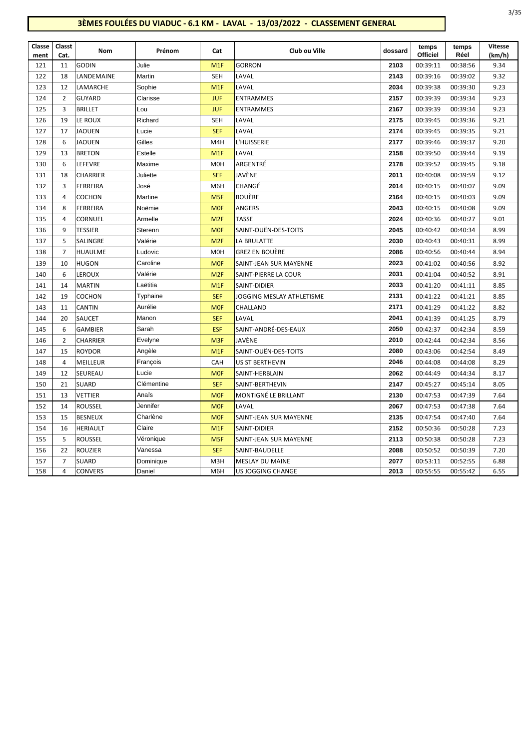# 3ÈMES FOULÉES DU VIADUC - 6.1 KM - LAVAL - 13/03/2022 - CLASSEMENT GENERAL

| Classement | Classt Cat. | Nom | Prénom | Cat | Club ou Ville | dossard | temps Officiel | temps Réel | Vitesse (km/h) |
|---|---|---|---|---|---|---|---|---|---|
| 121 | 11 | GODIN | Julie | M1F | GORRON | 2103 | 00:39:11 | 00:38:56 | 9.34 |
| 122 | 18 | LANDEMAINE | Martin | SEH | LAVAL | 2143 | 00:39:16 | 00:39:02 | 9.32 |
| 123 | 12 | LAMARCHE | Sophie | M1F | LAVAL | 2034 | 00:39:38 | 00:39:30 | 9.23 |
| 124 | 2 | GUYARD | Clarisse | JUF | ENTRAMMES | 2157 | 00:39:39 | 00:39:34 | 9.23 |
| 125 | 3 | BRILLET | Lou | JUF | ENTRAMMES | 2167 | 00:39:39 | 00:39:34 | 9.23 |
| 126 | 19 | LE ROUX | Richard | SEH | LAVAL | 2175 | 00:39:45 | 00:39:36 | 9.21 |
| 127 | 17 | JAOUEN | Lucie | SEF | LAVAL | 2174 | 00:39:45 | 00:39:35 | 9.21 |
| 128 | 6 | JAOUEN | Gilles | M4H | L'HUISSERIE | 2177 | 00:39:46 | 00:39:37 | 9.20 |
| 129 | 13 | BRETON | Estelle | M1F | LAVAL | 2158 | 00:39:50 | 00:39:44 | 9.19 |
| 130 | 6 | LEFEVRE | Maxime | M0H | ARGENTRÉ | 2178 | 00:39:52 | 00:39:45 | 9.18 |
| 131 | 18 | CHARRIER | Juliette | SEF | JAVÈNE | 2011 | 00:40:08 | 00:39:59 | 9.12 |
| 132 | 3 | FERREIRA | José | M6H | CHANGÉ | 2014 | 00:40:15 | 00:40:07 | 9.09 |
| 133 | 4 | COCHON | Martine | M5F | BOUÈRE | 2164 | 00:40:15 | 00:40:03 | 9.09 |
| 134 | 8 | FERREIRA | Noëmie | M0F | ANGERS | 2043 | 00:40:15 | 00:40:08 | 9.09 |
| 135 | 4 | CORNUEL | Armelle | M2F | TASSE | 2024 | 00:40:36 | 00:40:27 | 9.01 |
| 136 | 9 | TESSIER | Sterenn | M0F | SAINT-OUËN-DES-TOITS | 2045 | 00:40:42 | 00:40:34 | 8.99 |
| 137 | 5 | SALINGRE | Valérie | M2F | LA BRULATTE | 2030 | 00:40:43 | 00:40:31 | 8.99 |
| 138 | 7 | HUAULME | Ludovic | M0H | GREZ EN BOUÈRE | 2086 | 00:40:56 | 00:40:44 | 8.94 |
| 139 | 10 | HUGON | Caroline | M0F | SAINT-JEAN SUR MAYENNE | 2023 | 00:41:02 | 00:40:56 | 8.92 |
| 140 | 6 | LEROUX | Valérie | M2F | SAINT-PIERRE LA COUR | 2031 | 00:41:04 | 00:40:52 | 8.91 |
| 141 | 14 | MARTIN | Laëtitia | M1F | SAINT-DIDIER | 2033 | 00:41:20 | 00:41:11 | 8.85 |
| 142 | 19 | COCHON | Typhaine | SEF | JOGGING MESLAY ATHLETISME | 2131 | 00:41:22 | 00:41:21 | 8.85 |
| 143 | 11 | CANTIN | Aurélie | M0F | CHALLAND | 2171 | 00:41:29 | 00:41:22 | 8.82 |
| 144 | 20 | SAUCET | Manon | SEF | LAVAL | 2041 | 00:41:39 | 00:41:25 | 8.79 |
| 145 | 6 | GAMBIER | Sarah | ESF | SAINT-ANDRÉ-DES-EAUX | 2050 | 00:42:37 | 00:42:34 | 8.59 |
| 146 | 2 | CHARRIER | Evelyne | M3F | JAVÈNE | 2010 | 00:42:44 | 00:42:34 | 8.56 |
| 147 | 15 | ROYDOR | Angèle | M1F | SAINT-OUËN-DES-TOITS | 2080 | 00:43:06 | 00:42:54 | 8.49 |
| 148 | 4 | MEILLEUR | François | CAH | US ST BERTHEVIN | 2046 | 00:44:08 | 00:44:08 | 8.29 |
| 149 | 12 | SEUREAU | Lucie | M0F | SAINT-HERBLAIN | 2062 | 00:44:49 | 00:44:34 | 8.17 |
| 150 | 21 | SUARD | Clémentine | SEF | SAINT-BERTHEVIN | 2147 | 00:45:27 | 00:45:14 | 8.05 |
| 151 | 13 | VETTIER | Anaïs | M0F | MONTIGNÉ LE BRILLANT | 2130 | 00:47:53 | 00:47:39 | 7.64 |
| 152 | 14 | ROUSSEL | Jennifer | M0F | LAVAL | 2067 | 00:47:53 | 00:47:38 | 7.64 |
| 153 | 15 | BESNEUX | Charlène | M0F | SAINT-JEAN SUR MAYENNE | 2135 | 00:47:54 | 00:47:40 | 7.64 |
| 154 | 16 | HERIAULT | Claire | M1F | SAINT-DIDIER | 2152 | 00:50:36 | 00:50:28 | 7.23 |
| 155 | 5 | ROUSSEL | Véronique | M5F | SAINT-JEAN SUR MAYENNE | 2113 | 00:50:38 | 00:50:28 | 7.23 |
| 156 | 22 | ROUZIER | Vanessa | SEF | SAINT-BAUDELLE | 2088 | 00:50:52 | 00:50:39 | 7.20 |
| 157 | 7 | SUARD | Dominique | M3H | MESLAY DU MAINE | 2077 | 00:53:11 | 00:52:55 | 6.88 |
| 158 | 4 | CONVERS | Daniel | M6H | US JOGGING CHANGE | 2013 | 00:55:55 | 00:55:42 | 6.55 |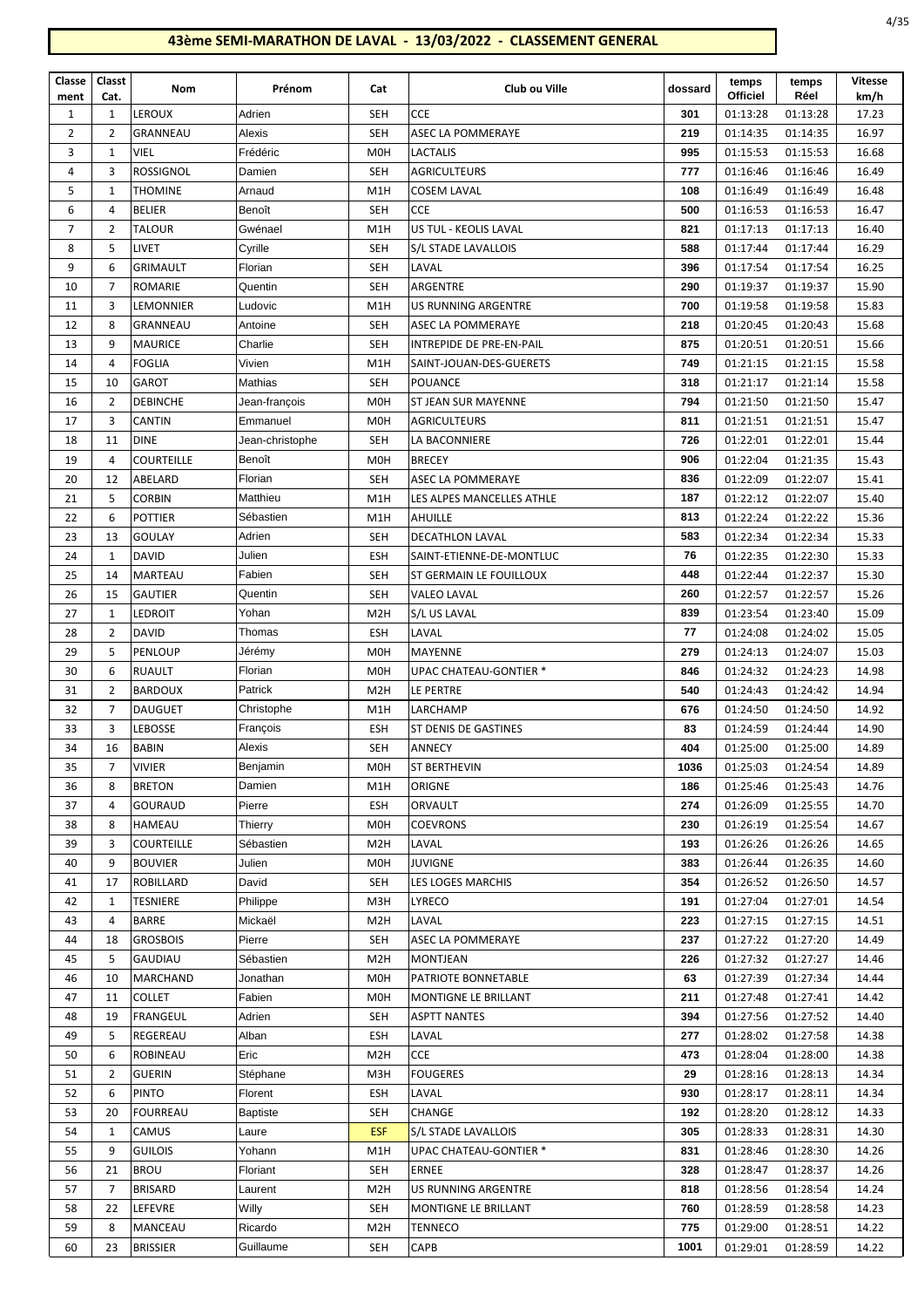## 43ème SEMI-MARATHON DE LAVAL - 13/03/2022 - CLASSEMENT GENERAL

| Classement | Classt Cat. | Nom | Prénom | Cat | Club ou Ville | dossard | temps Officiel | temps Réel | Vitesse km/h |
|---|---|---|---|---|---|---|---|---|---|
| 1 | 1 | LEROUX | Adrien | SEH | CCE | 301 | 01:13:28 | 01:13:28 | 17.23 |
| 2 | 2 | GRANNEAU | Alexis | SEH | ASEC LA POMMERAYE | 219 | 01:14:35 | 01:14:35 | 16.97 |
| 3 | 1 | VIEL | Frédéric | M0H | LACTALIS | 995 | 01:15:53 | 01:15:53 | 16.68 |
| 4 | 3 | ROSSIGNOL | Damien | SEH | AGRICULTEURS | 777 | 01:16:46 | 01:16:46 | 16.49 |
| 5 | 1 | THOMINE | Arnaud | M1H | COSEM LAVAL | 108 | 01:16:49 | 01:16:49 | 16.48 |
| 6 | 4 | BELIER | Benoît | SEH | CCE | 500 | 01:16:53 | 01:16:53 | 16.47 |
| 7 | 2 | TALOUR | Gwénael | M1H | US TUL - KEOLIS LAVAL | 821 | 01:17:13 | 01:17:13 | 16.40 |
| 8 | 5 | LIVET | Cyrille | SEH | S/L STADE LAVALLOIS | 588 | 01:17:44 | 01:17:44 | 16.29 |
| 9 | 6 | GRIMAULT | Florian | SEH | LAVAL | 396 | 01:17:54 | 01:17:54 | 16.25 |
| 10 | 7 | ROMARIE | Quentin | SEH | ARGENTRE | 290 | 01:19:37 | 01:19:37 | 15.90 |
| 11 | 3 | LEMONNIER | Ludovic | M1H | US RUNNING ARGENTRE | 700 | 01:19:58 | 01:19:58 | 15.83 |
| 12 | 8 | GRANNEAU | Antoine | SEH | ASEC LA POMMERAYE | 218 | 01:20:45 | 01:20:43 | 15.68 |
| 13 | 9 | MAURICE | Charlie | SEH | INTREPIDE DE PRE-EN-PAIL | 875 | 01:20:51 | 01:20:51 | 15.66 |
| 14 | 4 | FOGLIA | Vivien | M1H | SAINT-JOUAN-DES-GUERETS | 749 | 01:21:15 | 01:21:15 | 15.58 |
| 15 | 10 | GAROT | Mathias | SEH | POUANCE | 318 | 01:21:17 | 01:21:14 | 15.58 |
| 16 | 2 | DEBINCHE | Jean-françois | M0H | ST JEAN SUR MAYENNE | 794 | 01:21:50 | 01:21:50 | 15.47 |
| 17 | 3 | CANTIN | Emmanuel | M0H | AGRICULTEURS | 811 | 01:21:51 | 01:21:51 | 15.47 |
| 18 | 11 | DINE | Jean-christophe | SEH | LA BACONNIERE | 726 | 01:22:01 | 01:22:01 | 15.44 |
| 19 | 4 | COURTEILLE | Benoît | M0H | BRECEY | 906 | 01:22:04 | 01:21:35 | 15.43 |
| 20 | 12 | ABELARD | Florian | SEH | ASEC LA POMMERAYE | 836 | 01:22:09 | 01:22:07 | 15.41 |
| 21 | 5 | CORBIN | Matthieu | M1H | LES ALPES MANCELLES ATHLE | 187 | 01:22:12 | 01:22:07 | 15.40 |
| 22 | 6 | POTTIER | Sébastien | M1H | AHUILLE | 813 | 01:22:24 | 01:22:22 | 15.36 |
| 23 | 13 | GOULAY | Adrien | SEH | DECATHLON LAVAL | 583 | 01:22:34 | 01:22:34 | 15.33 |
| 24 | 1 | DAVID | Julien | ESH | SAINT-ETIENNE-DE-MONTLUC | 76 | 01:22:35 | 01:22:30 | 15.33 |
| 25 | 14 | MARTEAU | Fabien | SEH | ST GERMAIN LE FOUILLOUX | 448 | 01:22:44 | 01:22:37 | 15.30 |
| 26 | 15 | GAUTIER | Quentin | SEH | VALEO LAVAL | 260 | 01:22:57 | 01:22:57 | 15.26 |
| 27 | 1 | LEDROIT | Yohan | M2H | S/L US LAVAL | 839 | 01:23:54 | 01:23:40 | 15.09 |
| 28 | 2 | DAVID | Thomas | ESH | LAVAL | 77 | 01:24:08 | 01:24:02 | 15.05 |
| 29 | 5 | PENLOUP | Jérémy | M0H | MAYENNE | 279 | 01:24:13 | 01:24:07 | 15.03 |
| 30 | 6 | RUAULT | Florian | M0H | UPAC CHATEAU-GONTIER * | 846 | 01:24:32 | 01:24:23 | 14.98 |
| 31 | 2 | BARDOUX | Patrick | M2H | LE PERTRE | 540 | 01:24:43 | 01:24:42 | 14.94 |
| 32 | 7 | DAUGUET | Christophe | M1H | LARCHAMP | 676 | 01:24:50 | 01:24:50 | 14.92 |
| 33 | 3 | LEBOSSE | François | ESH | ST DENIS DE GASTINES | 83 | 01:24:59 | 01:24:44 | 14.90 |
| 34 | 16 | BABIN | Alexis | SEH | ANNECY | 404 | 01:25:00 | 01:25:00 | 14.89 |
| 35 | 7 | VIVIER | Benjamin | M0H | ST BERTHEVIN | 1036 | 01:25:03 | 01:24:54 | 14.89 |
| 36 | 8 | BRETON | Damien | M1H | ORIGNE | 186 | 01:25:46 | 01:25:43 | 14.76 |
| 37 | 4 | GOURAUD | Pierre | ESH | ORVAULT | 274 | 01:26:09 | 01:25:55 | 14.70 |
| 38 | 8 | HAMEAU | Thierry | M0H | COEVRONS | 230 | 01:26:19 | 01:25:54 | 14.67 |
| 39 | 3 | COURTEILLE | Sébastien | M2H | LAVAL | 193 | 01:26:26 | 01:26:26 | 14.65 |
| 40 | 9 | BOUVIER | Julien | M0H | JUVIGNE | 383 | 01:26:44 | 01:26:35 | 14.60 |
| 41 | 17 | ROBILLARD | David | SEH | LES LOGES MARCHIS | 354 | 01:26:52 | 01:26:50 | 14.57 |
| 42 | 1 | TESNIERE | Philippe | M3H | LYRECO | 191 | 01:27:04 | 01:27:01 | 14.54 |
| 43 | 4 | BARRE | Mickaël | M2H | LAVAL | 223 | 01:27:15 | 01:27:15 | 14.51 |
| 44 | 18 | GROSBOIS | Pierre | SEH | ASEC LA POMMERAYE | 237 | 01:27:22 | 01:27:20 | 14.49 |
| 45 | 5 | GAUDIAU | Sébastien | M2H | MONTJEAN | 226 | 01:27:32 | 01:27:27 | 14.46 |
| 46 | 10 | MARCHAND | Jonathan | M0H | PATRIOTE BONNETABLE | 63 | 01:27:39 | 01:27:34 | 14.44 |
| 47 | 11 | COLLET | Fabien | M0H | MONTIGNE LE BRILLANT | 211 | 01:27:48 | 01:27:41 | 14.42 |
| 48 | 19 | FRANGEUL | Adrien | SEH | ASPTT NANTES | 394 | 01:27:56 | 01:27:52 | 14.40 |
| 49 | 5 | REGEREAU | Alban | ESH | LAVAL | 277 | 01:28:02 | 01:27:58 | 14.38 |
| 50 | 6 | ROBINEAU | Eric | M2H | CCE | 473 | 01:28:04 | 01:28:00 | 14.38 |
| 51 | 2 | GUERIN | Stéphane | M3H | FOUGERES | 29 | 01:28:16 | 01:28:13 | 14.34 |
| 52 | 6 | PINTO | Florent | ESH | LAVAL | 930 | 01:28:17 | 01:28:11 | 14.34 |
| 53 | 20 | FOURREAU | Baptiste | SEH | CHANGE | 192 | 01:28:20 | 01:28:12 | 14.33 |
| 54 | 1 | CAMUS | Laure | ESF | S/L STADE LAVALLOIS | 305 | 01:28:33 | 01:28:31 | 14.30 |
| 55 | 9 | GUILOIS | Yohann | M1H | UPAC CHATEAU-GONTIER * | 831 | 01:28:46 | 01:28:30 | 14.26 |
| 56 | 21 | BROU | Floriant | SEH | ERNEE | 328 | 01:28:47 | 01:28:37 | 14.26 |
| 57 | 7 | BRISARD | Laurent | M2H | US RUNNING ARGENTRE | 818 | 01:28:56 | 01:28:54 | 14.24 |
| 58 | 22 | LEFEVRE | Willy | SEH | MONTIGNE LE BRILLANT | 760 | 01:28:59 | 01:28:58 | 14.23 |
| 59 | 8 | MANCEAU | Ricardo | M2H | TENNECO | 775 | 01:29:00 | 01:28:51 | 14.22 |
| 60 | 23 | BRISSIER | Guillaume | SEH | CAPB | 1001 | 01:29:01 | 01:28:59 | 14.22 |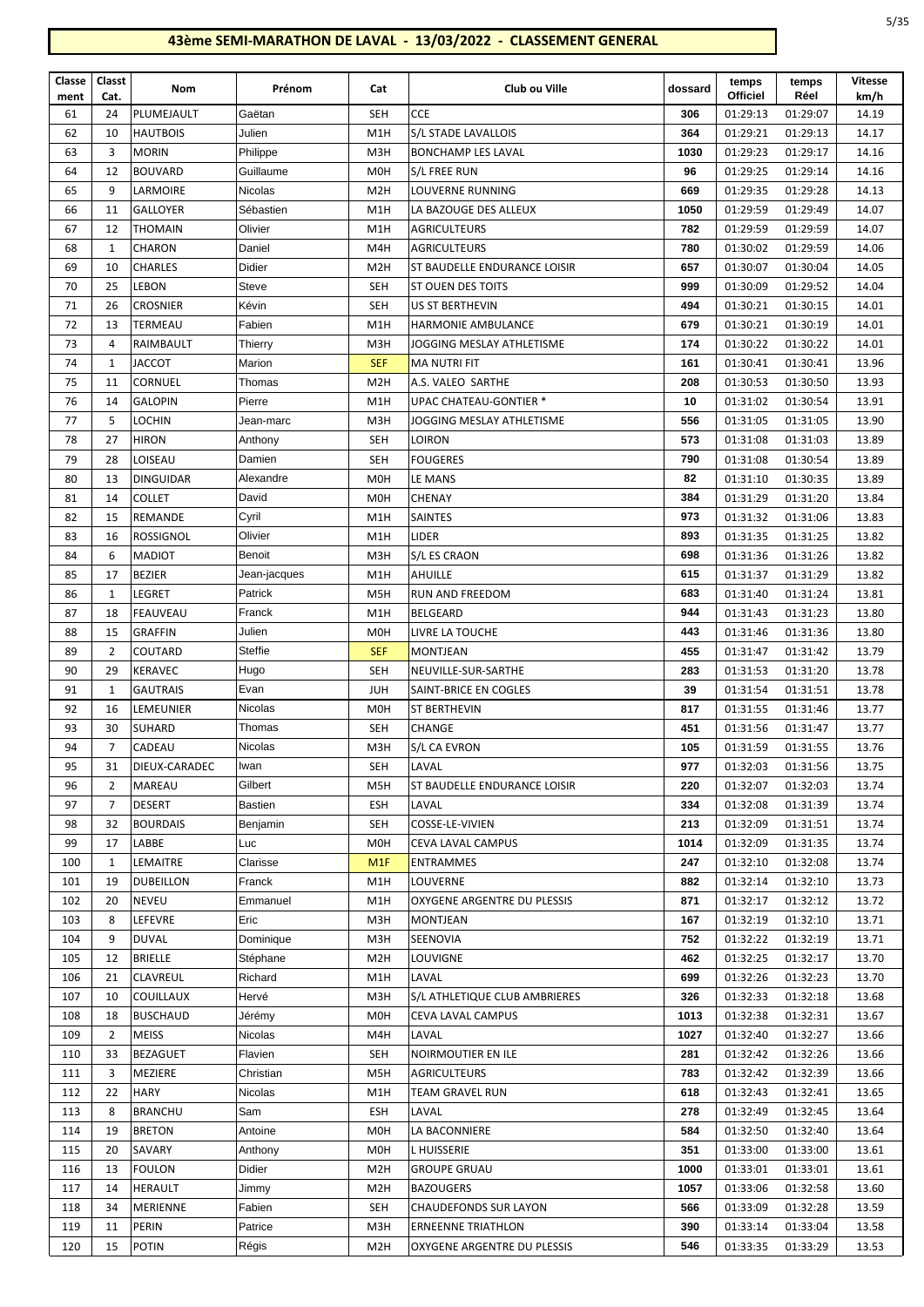# 43ème SEMI-MARATHON DE LAVAL - 13/03/2022 - CLASSEMENT GENERAL

| Classement | Classt Cat. | Nom | Prénom | Cat | Club ou Ville | dossard | temps Officiel | temps Réel | Vitesse km/h |
|---|---|---|---|---|---|---|---|---|---|
| 61 | 24 | PLUMEJAULT | Gaëtan | SEH | CCE | 306 | 01:29:13 | 01:29:07 | 14.19 |
| 62 | 10 | HAUTBOIS | Julien | M1H | S/L STADE LAVALLOIS | 364 | 01:29:21 | 01:29:13 | 14.17 |
| 63 | 3 | MORIN | Philippe | M3H | BONCHAMP LES LAVAL | 1030 | 01:29:23 | 01:29:17 | 14.16 |
| 64 | 12 | BOUVARD | Guillaume | M0H | S/L FREE RUN | 96 | 01:29:25 | 01:29:14 | 14.16 |
| 65 | 9 | LARMOIRE | Nicolas | M2H | LOUVERNE RUNNING | 669 | 01:29:35 | 01:29:28 | 14.13 |
| 66 | 11 | GALLOYER | Sébastien | M1H | LA BAZOUGE DES ALLEUX | 1050 | 01:29:59 | 01:29:49 | 14.07 |
| 67 | 12 | THOMAIN | Olivier | M1H | AGRICULTEURS | 782 | 01:29:59 | 01:29:59 | 14.07 |
| 68 | 1 | CHARON | Daniel | M4H | AGRICULTEURS | 780 | 01:30:02 | 01:29:59 | 14.06 |
| 69 | 10 | CHARLES | Didier | M2H | ST BAUDELLE ENDURANCE LOISIR | 657 | 01:30:07 | 01:30:04 | 14.05 |
| 70 | 25 | LEBON | Steve | SEH | ST OUEN DES TOITS | 999 | 01:30:09 | 01:29:52 | 14.04 |
| 71 | 26 | CROSNIER | Kévin | SEH | US ST BERTHEVIN | 494 | 01:30:21 | 01:30:15 | 14.01 |
| 72 | 13 | TERMEAU | Fabien | M1H | HARMONIE AMBULANCE | 679 | 01:30:21 | 01:30:19 | 14.01 |
| 73 | 4 | RAIMBAULT | Thierry | M3H | JOGGING MESLAY ATHLETISME | 174 | 01:30:22 | 01:30:22 | 14.01 |
| 74 | 1 | JACCOT | Marion | SEF | MA NUTRI FIT | 161 | 01:30:41 | 01:30:41 | 13.96 |
| 75 | 11 | CORNUEL | Thomas | M2H | A.S. VALEO SARTHE | 208 | 01:30:53 | 01:30:50 | 13.93 |
| 76 | 14 | GALOPIN | Pierre | M1H | UPAC CHATEAU-GONTIER * | 10 | 01:31:02 | 01:30:54 | 13.91 |
| 77 | 5 | LOCHIN | Jean-marc | M3H | JOGGING MESLAY ATHLETISME | 556 | 01:31:05 | 01:31:05 | 13.90 |
| 78 | 27 | HIRON | Anthony | SEH | LOIRON | 573 | 01:31:08 | 01:31:03 | 13.89 |
| 79 | 28 | LOISEAU | Damien | SEH | FOUGERES | 790 | 01:31:08 | 01:30:54 | 13.89 |
| 80 | 13 | DINGUIDAR | Alexandre | M0H | LE MANS | 82 | 01:31:10 | 01:30:35 | 13.89 |
| 81 | 14 | COLLET | David | M0H | CHENAY | 384 | 01:31:29 | 01:31:20 | 13.84 |
| 82 | 15 | REMANDE | Cyril | M1H | SAINTES | 973 | 01:31:32 | 01:31:06 | 13.83 |
| 83 | 16 | ROSSIGNOL | Olivier | M1H | LIDER | 893 | 01:31:35 | 01:31:25 | 13.82 |
| 84 | 6 | MADIOT | Benoit | M3H | S/L ES CRAON | 698 | 01:31:36 | 01:31:26 | 13.82 |
| 85 | 17 | BEZIER | Jean-jacques | M1H | AHUILLE | 615 | 01:31:37 | 01:31:29 | 13.82 |
| 86 | 1 | LEGRET | Patrick | M5H | RUN AND FREEDOM | 683 | 01:31:40 | 01:31:24 | 13.81 |
| 87 | 18 | FEAUVEAU | Franck | M1H | BELGEARD | 944 | 01:31:43 | 01:31:23 | 13.80 |
| 88 | 15 | GRAFFIN | Julien | M0H | LIVRE LA TOUCHE | 443 | 01:31:46 | 01:31:36 | 13.80 |
| 89 | 2 | COUTARD | Steffie | SEF | MONTJEAN | 455 | 01:31:47 | 01:31:42 | 13.79 |
| 90 | 29 | KERAVEC | Hugo | SEH | NEUVILLE-SUR-SARTHE | 283 | 01:31:53 | 01:31:20 | 13.78 |
| 91 | 1 | GAUTRAIS | Evan | JUH | SAINT-BRICE EN COGLES | 39 | 01:31:54 | 01:31:51 | 13.78 |
| 92 | 16 | LEMEUNIER | Nicolas | M0H | ST BERTHEVIN | 817 | 01:31:55 | 01:31:46 | 13.77 |
| 93 | 30 | SUHARD | Thomas | SEH | CHANGE | 451 | 01:31:56 | 01:31:47 | 13.77 |
| 94 | 7 | CADEAU | Nicolas | M3H | S/L CA EVRON | 105 | 01:31:59 | 01:31:55 | 13.76 |
| 95 | 31 | DIEUX-CARADEC | Iwan | SEH | LAVAL | 977 | 01:32:03 | 01:31:56 | 13.75 |
| 96 | 2 | MAREAU | Gilbert | M5H | ST BAUDELLE ENDURANCE LOISIR | 220 | 01:32:07 | 01:32:03 | 13.74 |
| 97 | 7 | DESERT | Bastien | ESH | LAVAL | 334 | 01:32:08 | 01:31:39 | 13.74 |
| 98 | 32 | BOURDAIS | Benjamin | SEH | COSSE-LE-VIVIEN | 213 | 01:32:09 | 01:31:51 | 13.74 |
| 99 | 17 | LABBE | Luc | M0H | CEVA LAVAL CAMPUS | 1014 | 01:32:09 | 01:31:35 | 13.74 |
| 100 | 1 | LEMAITRE | Clarisse | M1F | ENTRAMMES | 247 | 01:32:10 | 01:32:08 | 13.74 |
| 101 | 19 | DUBEILLON | Franck | M1H | LOUVERNE | 882 | 01:32:14 | 01:32:10 | 13.73 |
| 102 | 20 | NEVEU | Emmanuel | M1H | OXYGENE ARGENTRE DU PLESSIS | 871 | 01:32:17 | 01:32:12 | 13.72 |
| 103 | 8 | LEFEVRE | Eric | M3H | MONTJEAN | 167 | 01:32:19 | 01:32:10 | 13.71 |
| 104 | 9 | DUVAL | Dominique | M3H | SEENOVIA | 752 | 01:32:22 | 01:32:19 | 13.71 |
| 105 | 12 | BRIELLE | Stéphane | M2H | LOUVIGNE | 462 | 01:32:25 | 01:32:17 | 13.70 |
| 106 | 21 | CLAVREUL | Richard | M1H | LAVAL | 699 | 01:32:26 | 01:32:23 | 13.70 |
| 107 | 10 | COUILLAUX | Hervé | M3H | S/L ATHLETIQUE CLUB AMBRIERES | 326 | 01:32:33 | 01:32:18 | 13.68 |
| 108 | 18 | BUSCHAUD | Jérémy | M0H | CEVA LAVAL CAMPUS | 1013 | 01:32:38 | 01:32:31 | 13.67 |
| 109 | 2 | MEISS | Nicolas | M4H | LAVAL | 1027 | 01:32:40 | 01:32:27 | 13.66 |
| 110 | 33 | BEZAGUET | Flavien | SEH | NOIRMOUTIER EN ILE | 281 | 01:32:42 | 01:32:26 | 13.66 |
| 111 | 3 | MEZIERE | Christian | M5H | AGRICULTEURS | 783 | 01:32:42 | 01:32:39 | 13.66 |
| 112 | 22 | HARY | Nicolas | M1H | TEAM GRAVEL RUN | 618 | 01:32:43 | 01:32:41 | 13.65 |
| 113 | 8 | BRANCHU | Sam | ESH | LAVAL | 278 | 01:32:49 | 01:32:45 | 13.64 |
| 114 | 19 | BRETON | Antoine | M0H | LA BACONNIERE | 584 | 01:32:50 | 01:32:40 | 13.64 |
| 115 | 20 | SAVARY | Anthony | M0H | L HUISSERIE | 351 | 01:33:00 | 01:33:00 | 13.61 |
| 116 | 13 | FOULON | Didier | M2H | GROUPE GRUAU | 1000 | 01:33:01 | 01:33:01 | 13.61 |
| 117 | 14 | HERAULT | Jimmy | M2H | BAZOUGERS | 1057 | 01:33:06 | 01:32:58 | 13.60 |
| 118 | 34 | MERIENNE | Fabien | SEH | CHAUDEFONDS SUR LAYON | 566 | 01:33:09 | 01:32:28 | 13.59 |
| 119 | 11 | PERIN | Patrice | M3H | ERNEENNE TRIATHLON | 390 | 01:33:14 | 01:33:04 | 13.58 |
| 120 | 15 | POTIN | Régis | M2H | OXYGENE ARGENTRE DU PLESSIS | 546 | 01:33:35 | 01:33:29 | 13.53 |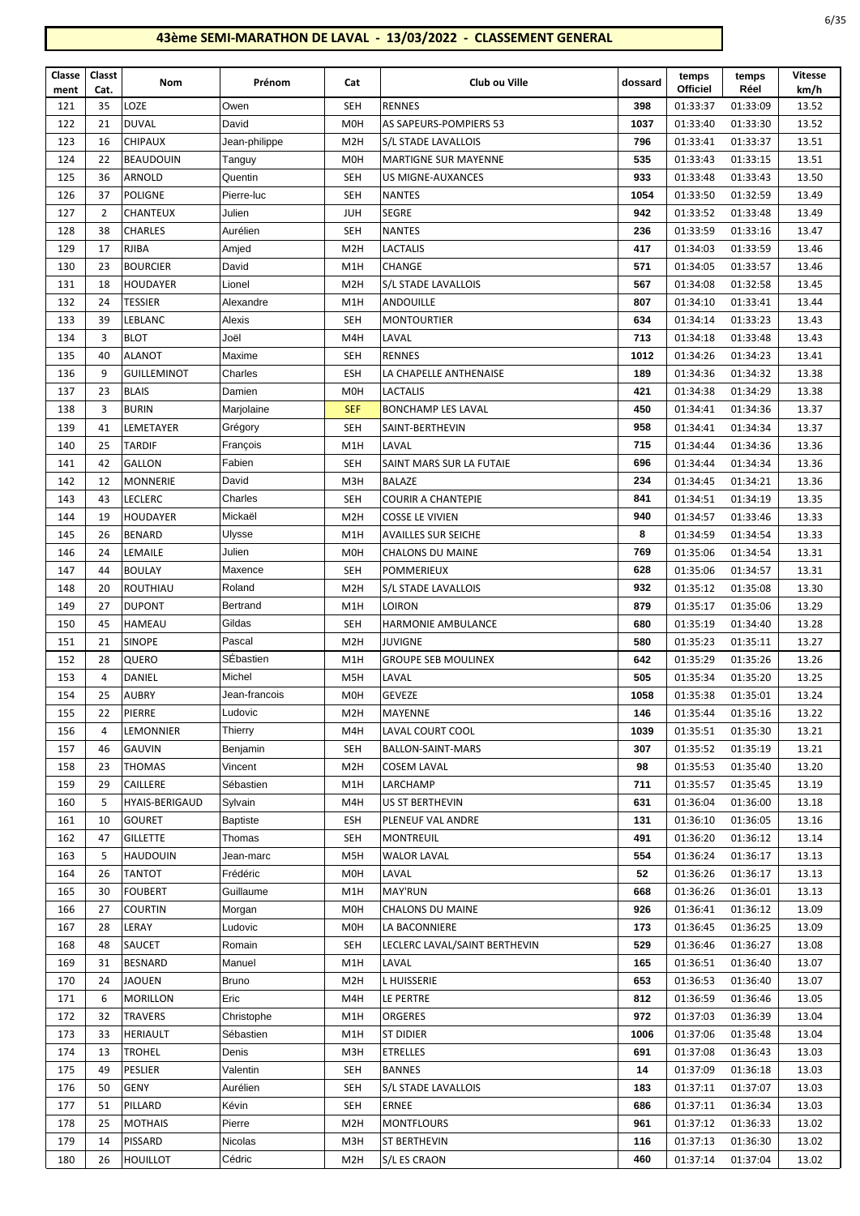# 43ème SEMI-MARATHON DE LAVAL - 13/03/2022 - CLASSEMENT GENERAL

| Classement | Classt Cat. | Nom | Prénom | Cat | Club ou Ville | dossard | temps Officiel | temps Réel | Vitesse km/h |
|---|---|---|---|---|---|---|---|---|---|
| 121 | 35 | LOZE | Owen | SEH | RENNES | 398 | 01:33:37 | 01:33:09 | 13.52 |
| 122 | 21 | DUVAL | David | M0H | AS SAPEURS-POMPIERS 53 | 1037 | 01:33:40 | 01:33:30 | 13.52 |
| 123 | 16 | CHIPAUX | Jean-philippe | M2H | S/L STADE LAVALLOIS | 796 | 01:33:41 | 01:33:37 | 13.51 |
| 124 | 22 | BEAUDOUIN | Tanguy | M0H | MARTIGNE SUR MAYENNE | 535 | 01:33:43 | 01:33:15 | 13.51 |
| 125 | 36 | ARNOLD | Quentin | SEH | US MIGNE-AUXANCES | 933 | 01:33:48 | 01:33:43 | 13.50 |
| 126 | 37 | POLIGNE | Pierre-luc | SEH | NANTES | 1054 | 01:33:50 | 01:32:59 | 13.49 |
| 127 | 2 | CHANTEUX | Julien | JUH | SEGRE | 942 | 01:33:52 | 01:33:48 | 13.49 |
| 128 | 38 | CHARLES | Aurélien | SEH | NANTES | 236 | 01:33:59 | 01:33:16 | 13.47 |
| 129 | 17 | RJIBA | Amjed | M2H | LACTALIS | 417 | 01:34:03 | 01:33:59 | 13.46 |
| 130 | 23 | BOURCIER | David | M1H | CHANGE | 571 | 01:34:05 | 01:33:57 | 13.46 |
| 131 | 18 | HOUDAYER | Lionel | M2H | S/L STADE LAVALLOIS | 567 | 01:34:08 | 01:32:58 | 13.45 |
| 132 | 24 | TESSIER | Alexandre | M1H | ANDOUILLE | 807 | 01:34:10 | 01:33:41 | 13.44 |
| 133 | 39 | LEBLANC | Alexis | SEH | MONTOURTIER | 634 | 01:34:14 | 01:33:23 | 13.43 |
| 134 | 3 | BLOT | Joël | M4H | LAVAL | 713 | 01:34:18 | 01:33:48 | 13.43 |
| 135 | 40 | ALANOT | Maxime | SEH | RENNES | 1012 | 01:34:26 | 01:34:23 | 13.41 |
| 136 | 9 | GUILLEMINOT | Charles | ESH | LA CHAPELLE ANTHENAISE | 189 | 01:34:36 | 01:34:32 | 13.38 |
| 137 | 23 | BLAIS | Damien | M0H | LACTALIS | 421 | 01:34:38 | 01:34:29 | 13.38 |
| 138 | 3 | BURIN | Marjolaine | SEF | BONCHAMP LES LAVAL | 450 | 01:34:41 | 01:34:36 | 13.37 |
| 139 | 41 | LEMETAYER | Grégory | SEH | SAINT-BERTHEVIN | 958 | 01:34:41 | 01:34:34 | 13.37 |
| 140 | 25 | TARDIF | François | M1H | LAVAL | 715 | 01:34:44 | 01:34:36 | 13.36 |
| 141 | 42 | GALLON | Fabien | SEH | SAINT MARS SUR LA FUTAIE | 696 | 01:34:44 | 01:34:34 | 13.36 |
| 142 | 12 | MONNERIE | David | M3H | BALAZE | 234 | 01:34:45 | 01:34:21 | 13.36 |
| 143 | 43 | LECLERC | Charles | SEH | COURIR A CHANTEPIE | 841 | 01:34:51 | 01:34:19 | 13.35 |
| 144 | 19 | HOUDAYER | Mickaël | M2H | COSSE LE VIVIEN | 940 | 01:34:57 | 01:33:46 | 13.33 |
| 145 | 26 | BENARD | Ulysse | M1H | AVAILLES SUR SEICHE | 8 | 01:34:59 | 01:34:54 | 13.33 |
| 146 | 24 | LEMAILE | Julien | M0H | CHALONS DU MAINE | 769 | 01:35:06 | 01:34:54 | 13.31 |
| 147 | 44 | BOULAY | Maxence | SEH | POMMERIEUX | 628 | 01:35:06 | 01:34:57 | 13.31 |
| 148 | 20 | ROUTHIAU | Roland | M2H | S/L STADE LAVALLOIS | 932 | 01:35:12 | 01:35:08 | 13.30 |
| 149 | 27 | DUPONT | Bertrand | M1H | LOIRON | 879 | 01:35:17 | 01:35:06 | 13.29 |
| 150 | 45 | HAMEAU | Gildas | SEH | HARMONIE AMBULANCE | 680 | 01:35:19 | 01:34:40 | 13.28 |
| 151 | 21 | SINOPE | Pascal | M2H | JUVIGNE | 580 | 01:35:23 | 01:35:11 | 13.27 |
| 152 | 28 | QUERO | SÉbastien | M1H | GROUPE SEB MOULINEX | 642 | 01:35:29 | 01:35:26 | 13.26 |
| 153 | 4 | DANIEL | Michel | M5H | LAVAL | 505 | 01:35:34 | 01:35:20 | 13.25 |
| 154 | 25 | AUBRY | Jean-francois | M0H | GEVEZE | 1058 | 01:35:38 | 01:35:01 | 13.24 |
| 155 | 22 | PIERRE | Ludovic | M2H | MAYENNE | 146 | 01:35:44 | 01:35:16 | 13.22 |
| 156 | 4 | LEMONNIER | Thierry | M4H | LAVAL COURT COOL | 1039 | 01:35:51 | 01:35:30 | 13.21 |
| 157 | 46 | GAUVIN | Benjamin | SEH | BALLON-SAINT-MARS | 307 | 01:35:52 | 01:35:19 | 13.21 |
| 158 | 23 | THOMAS | Vincent | M2H | COSEM LAVAL | 98 | 01:35:53 | 01:35:40 | 13.20 |
| 159 | 29 | CAILLERE | Sébastien | M1H | LARCHAMP | 711 | 01:35:57 | 01:35:45 | 13.19 |
| 160 | 5 | HYAIS-BERIGAUD | Sylvain | M4H | US ST BERTHEVIN | 631 | 01:36:04 | 01:36:00 | 13.18 |
| 161 | 10 | GOURET | Baptiste | ESH | PLENEUF VAL ANDRE | 131 | 01:36:10 | 01:36:05 | 13.16 |
| 162 | 47 | GILLETTE | Thomas | SEH | MONTREUIL | 491 | 01:36:20 | 01:36:12 | 13.14 |
| 163 | 5 | HAUDOUIN | Jean-marc | M5H | WALOR LAVAL | 554 | 01:36:24 | 01:36:17 | 13.13 |
| 164 | 26 | TANTOT | Frédéric | M0H | LAVAL | 52 | 01:36:26 | 01:36:17 | 13.13 |
| 165 | 30 | FOUBERT | Guillaume | M1H | MAY'RUN | 668 | 01:36:26 | 01:36:01 | 13.13 |
| 166 | 27 | COURTIN | Morgan | M0H | CHALONS DU MAINE | 926 | 01:36:41 | 01:36:12 | 13.09 |
| 167 | 28 | LERAY | Ludovic | M0H | LA BACONNIERE | 173 | 01:36:45 | 01:36:25 | 13.09 |
| 168 | 48 | SAUCET | Romain | SEH | LECLERC LAVAL/SAINT BERTHEVIN | 529 | 01:36:46 | 01:36:27 | 13.08 |
| 169 | 31 | BESNARD | Manuel | M1H | LAVAL | 165 | 01:36:51 | 01:36:40 | 13.07 |
| 170 | 24 | JAOUEN | Bruno | M2H | L HUISSERIE | 653 | 01:36:53 | 01:36:40 | 13.07 |
| 171 | 6 | MORILLON | Eric | M4H | LE PERTRE | 812 | 01:36:59 | 01:36:46 | 13.05 |
| 172 | 32 | TRAVERS | Christophe | M1H | ORGERES | 972 | 01:37:03 | 01:36:39 | 13.04 |
| 173 | 33 | HERIAULT | Sébastien | M1H | ST DIDIER | 1006 | 01:37:06 | 01:35:48 | 13.04 |
| 174 | 13 | TROHEL | Denis | M3H | ETRELLES | 691 | 01:37:08 | 01:36:43 | 13.03 |
| 175 | 49 | PESLIER | Valentin | SEH | BANNES | 14 | 01:37:09 | 01:36:18 | 13.03 |
| 176 | 50 | GENY | Aurélien | SEH | S/L STADE LAVALLOIS | 183 | 01:37:11 | 01:37:07 | 13.03 |
| 177 | 51 | PILLARD | Kévin | SEH | ERNEE | 686 | 01:37:11 | 01:36:34 | 13.03 |
| 178 | 25 | MOTHAIS | Pierre | M2H | MONTFLOURS | 961 | 01:37:12 | 01:36:33 | 13.02 |
| 179 | 14 | PISSARD | Nicolas | M3H | ST BERTHEVIN | 116 | 01:37:13 | 01:36:30 | 13.02 |
| 180 | 26 | HOUILLOT | Cédric | M2H | S/L ES CRAON | 460 | 01:37:14 | 01:37:04 | 13.02 |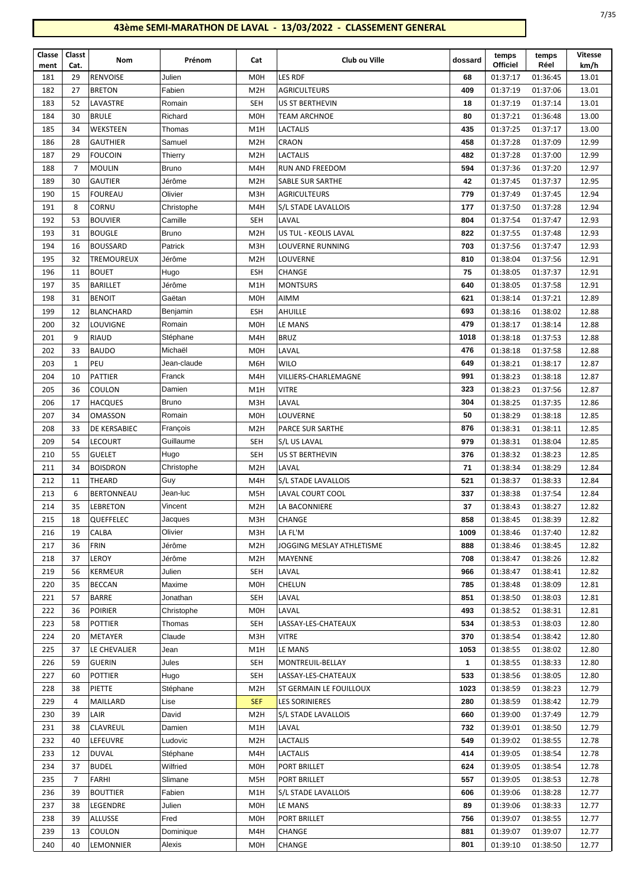# 43ème SEMI-MARATHON DE LAVAL - 13/03/2022 - CLASSEMENT GENERAL

| Classement | Classt Cat. | Nom | Prénom | Cat | Club ou Ville | dossard | temps Officiel | temps Réel | Vitesse km/h |
|---|---|---|---|---|---|---|---|---|---|
| 181 | 29 | RENVOISE | Julien | M0H | LES RDF | 68 | 01:37:17 | 01:36:45 | 13.01 |
| 182 | 27 | BRETON | Fabien | M2H | AGRICULTEURS | 409 | 01:37:19 | 01:37:06 | 13.01 |
| 183 | 52 | LAVASTRE | Romain | SEH | US ST BERTHEVIN | 18 | 01:37:19 | 01:37:14 | 13.01 |
| 184 | 30 | BRULE | Richard | M0H | TEAM ARCHNOE | 80 | 01:37:21 | 01:36:48 | 13.00 |
| 185 | 34 | WEKSTEEN | Thomas | M1H | LACTALIS | 435 | 01:37:25 | 01:37:17 | 13.00 |
| 186 | 28 | GAUTHIER | Samuel | M2H | CRAON | 458 | 01:37:28 | 01:37:09 | 12.99 |
| 187 | 29 | FOUCOIN | Thierry | M2H | LACTALIS | 482 | 01:37:28 | 01:37:00 | 12.99 |
| 188 | 7 | MOULIN | Bruno | M4H | RUN AND FREEDOM | 594 | 01:37:36 | 01:37:20 | 12.97 |
| 189 | 30 | GAUTIER | Jérôme | M2H | SABLE SUR SARTHE | 42 | 01:37:45 | 01:37:37 | 12.95 |
| 190 | 15 | FOUREAU | Olivier | M3H | AGRICULTEURS | 779 | 01:37:49 | 01:37:45 | 12.94 |
| 191 | 8 | CORNU | Christophe | M4H | S/L STADE LAVALLOIS | 177 | 01:37:50 | 01:37:28 | 12.94 |
| 192 | 53 | BOUVIER | Camille | SEH | LAVAL | 804 | 01:37:54 | 01:37:47 | 12.93 |
| 193 | 31 | BOUGLE | Bruno | M2H | US TUL - KEOLIS LAVAL | 822 | 01:37:55 | 01:37:48 | 12.93 |
| 194 | 16 | BOUSSARD | Patrick | M3H | LOUVERNE RUNNING | 703 | 01:37:56 | 01:37:47 | 12.93 |
| 195 | 32 | TREMOUREUX | Jérôme | M2H | LOUVERNE | 810 | 01:38:04 | 01:37:56 | 12.91 |
| 196 | 11 | BOUET | Hugo | ESH | CHANGE | 75 | 01:38:05 | 01:37:37 | 12.91 |
| 197 | 35 | BARILLET | Jérôme | M1H | MONTSURS | 640 | 01:38:05 | 01:37:58 | 12.91 |
| 198 | 31 | BENOIT | Gaëtan | M0H | AIMM | 621 | 01:38:14 | 01:37:21 | 12.89 |
| 199 | 12 | BLANCHARD | Benjamin | ESH | AHUILLE | 693 | 01:38:16 | 01:38:02 | 12.88 |
| 200 | 32 | LOUVIGNE | Romain | M0H | LE MANS | 479 | 01:38:17 | 01:38:14 | 12.88 |
| 201 | 9 | RIAUD | Stéphane | M4H | BRUZ | 1018 | 01:38:18 | 01:37:53 | 12.88 |
| 202 | 33 | BAUDO | Michaël | M0H | LAVAL | 476 | 01:38:18 | 01:37:58 | 12.88 |
| 203 | 1 | PEU | Jean-claude | M6H | WILO | 649 | 01:38:21 | 01:38:17 | 12.87 |
| 204 | 10 | PATTIER | Franck | M4H | VILLIERS-CHARLEMAGNE | 991 | 01:38:23 | 01:38:18 | 12.87 |
| 205 | 36 | COULON | Damien | M1H | VITRE | 323 | 01:38:23 | 01:37:56 | 12.87 |
| 206 | 17 | HACQUES | Bruno | M3H | LAVAL | 304 | 01:38:25 | 01:37:35 | 12.86 |
| 207 | 34 | OMASSON | Romain | M0H | LOUVERNE | 50 | 01:38:29 | 01:38:18 | 12.85 |
| 208 | 33 | DE KERSABIEC | François | M2H | PARCE SUR SARTHE | 876 | 01:38:31 | 01:38:11 | 12.85 |
| 209 | 54 | LECOURT | Guillaume | SEH | S/L US LAVAL | 979 | 01:38:31 | 01:38:04 | 12.85 |
| 210 | 55 | GUELET | Hugo | SEH | US ST BERTHEVIN | 376 | 01:38:32 | 01:38:23 | 12.85 |
| 211 | 34 | BOISDRON | Christophe | M2H | LAVAL | 71 | 01:38:34 | 01:38:29 | 12.84 |
| 212 | 11 | THEARD | Guy | M4H | S/L STADE LAVALLOIS | 521 | 01:38:37 | 01:38:33 | 12.84 |
| 213 | 6 | BERTONNEAU | Jean-luc | M5H | LAVAL COURT COOL | 337 | 01:38:38 | 01:37:54 | 12.84 |
| 214 | 35 | LEBRETON | Vincent | M2H | LA BACONNIERE | 37 | 01:38:43 | 01:38:27 | 12.82 |
| 215 | 18 | QUEFFELEC | Jacques | M3H | CHANGE | 858 | 01:38:45 | 01:38:39 | 12.82 |
| 216 | 19 | CALBA | Olivier | M3H | LA FL'M | 1009 | 01:38:46 | 01:37:40 | 12.82 |
| 217 | 36 | FRIN | Jérôme | M2H | JOGGING MESLAY ATHLETISME | 888 | 01:38:46 | 01:38:45 | 12.82 |
| 218 | 37 | LEROY | Jérôme | M2H | MAYENNE | 708 | 01:38:47 | 01:38:26 | 12.82 |
| 219 | 56 | KERMEUR | Julien | SEH | LAVAL | 966 | 01:38:47 | 01:38:41 | 12.82 |
| 220 | 35 | BECCAN | Maxime | M0H | CHELUN | 785 | 01:38:48 | 01:38:09 | 12.81 |
| 221 | 57 | BARRE | Jonathan | SEH | LAVAL | 851 | 01:38:50 | 01:38:03 | 12.81 |
| 222 | 36 | POIRIER | Christophe | M0H | LAVAL | 493 | 01:38:52 | 01:38:31 | 12.81 |
| 223 | 58 | POTTIER | Thomas | SEH | LASSAY-LES-CHATEAUX | 534 | 01:38:53 | 01:38:03 | 12.80 |
| 224 | 20 | METAYER | Claude | M3H | VITRE | 370 | 01:38:54 | 01:38:42 | 12.80 |
| 225 | 37 | LE CHEVALIER | Jean | M1H | LE MANS | 1053 | 01:38:55 | 01:38:02 | 12.80 |
| 226 | 59 | GUERIN | Jules | SEH | MONTREUIL-BELLAY | 1 | 01:38:55 | 01:38:33 | 12.80 |
| 227 | 60 | POTTIER | Hugo | SEH | LASSAY-LES-CHATEAUX | 533 | 01:38:56 | 01:38:05 | 12.80 |
| 228 | 38 | PIETTE | Stéphane | M2H | ST GERMAIN LE FOUILLOUX | 1023 | 01:38:59 | 01:38:23 | 12.79 |
| 229 | 4 | MAILLARD | Lise | SEF | LES SORINIERES | 280 | 01:38:59 | 01:38:42 | 12.79 |
| 230 | 39 | LAIR | David | M2H | S/L STADE LAVALLOIS | 660 | 01:39:00 | 01:37:49 | 12.79 |
| 231 | 38 | CLAVREUL | Damien | M1H | LAVAL | 732 | 01:39:01 | 01:38:50 | 12.79 |
| 232 | 40 | LEFEUVRE | Ludovic | M2H | LACTALIS | 549 | 01:39:02 | 01:38:55 | 12.78 |
| 233 | 12 | DUVAL | Stéphane | M4H | LACTALIS | 414 | 01:39:05 | 01:38:54 | 12.78 |
| 234 | 37 | BUDEL | Wilfried | M0H | PORT BRILLET | 624 | 01:39:05 | 01:38:54 | 12.78 |
| 235 | 7 | FARHI | Slimane | M5H | PORT BRILLET | 557 | 01:39:05 | 01:38:53 | 12.78 |
| 236 | 39 | BOUTTIER | Fabien | M1H | S/L STADE LAVALLOIS | 606 | 01:39:06 | 01:38:28 | 12.77 |
| 237 | 38 | LEGENDRE | Julien | M0H | LE MANS | 89 | 01:39:06 | 01:38:33 | 12.77 |
| 238 | 39 | ALLUSSE | Fred | M0H | PORT BRILLET | 756 | 01:39:07 | 01:38:55 | 12.77 |
| 239 | 13 | COULON | Dominique | M4H | CHANGE | 881 | 01:39:07 | 01:39:07 | 12.77 |
| 240 | 40 | LEMONNIER | Alexis | M0H | CHANGE | 801 | 01:39:10 | 01:38:50 | 12.77 |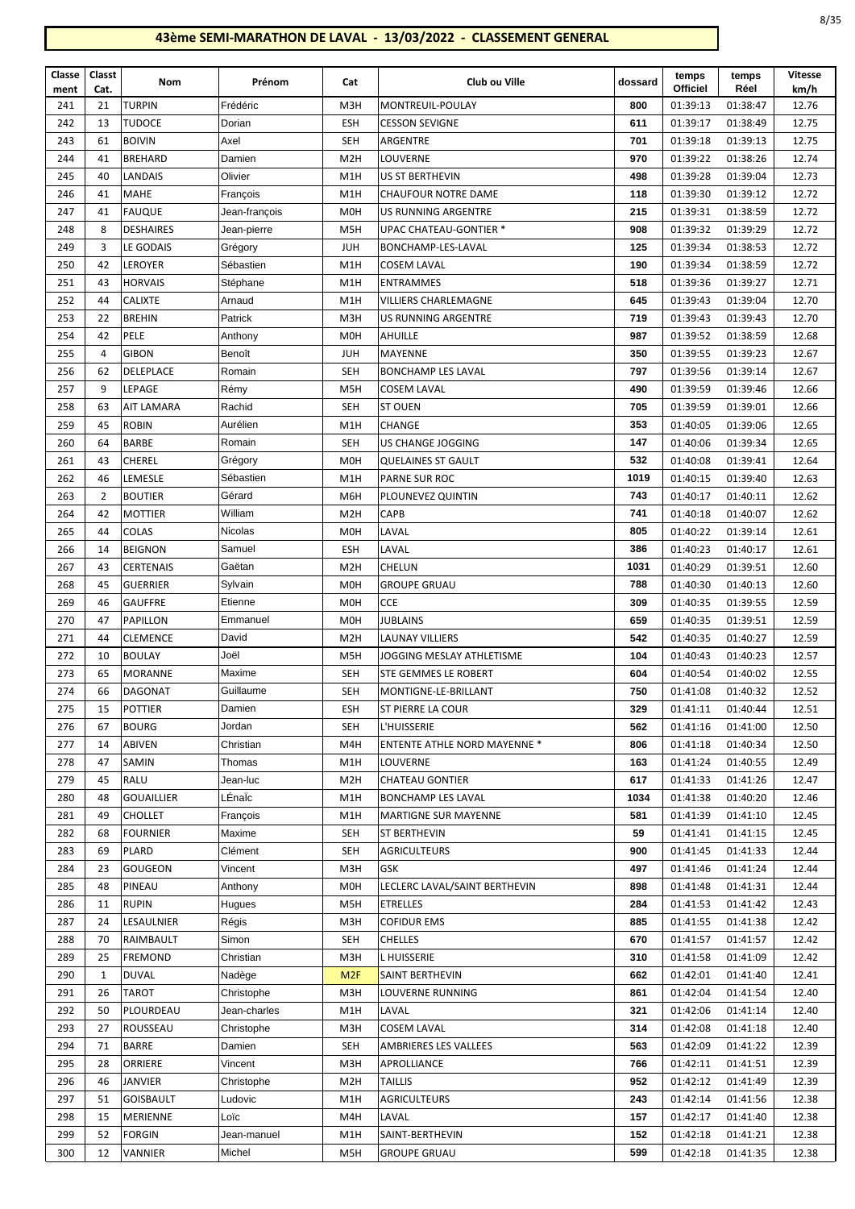## 43ème SEMI-MARATHON DE LAVAL - 13/03/2022 - CLASSEMENT GENERAL

| Classement | Classt Cat. | Nom | Prénom | Cat | Club ou Ville | dossard | temps Officiel | temps Réel | Vitesse km/h |
|---|---|---|---|---|---|---|---|---|---|
| 241 | 21 | TURPIN | Frédéric | M3H | MONTREUIL-POULAY | 800 | 01:39:13 | 01:38:47 | 12.76 |
| 242 | 13 | TUDOCE | Dorian | ESH | CESSON SEVIGNE | 611 | 01:39:17 | 01:38:49 | 12.75 |
| 243 | 61 | BOIVIN | Axel | SEH | ARGENTRE | 701 | 01:39:18 | 01:39:13 | 12.75 |
| 244 | 41 | BREHARD | Damien | M2H | LOUVERNE | 970 | 01:39:22 | 01:38:26 | 12.74 |
| 245 | 40 | LANDAIS | Olivier | M1H | US ST BERTHEVIN | 498 | 01:39:28 | 01:39:04 | 12.73 |
| 246 | 41 | MAHE | François | M1H | CHAUFOUR NOTRE DAME | 118 | 01:39:30 | 01:39:12 | 12.72 |
| 247 | 41 | FAUQUE | Jean-françois | M0H | US RUNNING ARGENTRE | 215 | 01:39:31 | 01:38:59 | 12.72 |
| 248 | 8 | DESHAIRES | Jean-pierre | M5H | UPAC CHATEAU-GONTIER * | 908 | 01:39:32 | 01:39:29 | 12.72 |
| 249 | 3 | LE GODAIS | Grégory | JUH | BONCHAMP-LES-LAVAL | 125 | 01:39:34 | 01:38:53 | 12.72 |
| 250 | 42 | LEROYER | Sébastien | M1H | COSEM LAVAL | 190 | 01:39:34 | 01:38:59 | 12.72 |
| 251 | 43 | HORVAIS | Stéphane | M1H | ENTRAMMES | 518 | 01:39:36 | 01:39:27 | 12.71 |
| 252 | 44 | CALIXTE | Arnaud | M1H | VILLIERS CHARLEMAGNE | 645 | 01:39:43 | 01:39:04 | 12.70 |
| 253 | 22 | BREHIN | Patrick | M3H | US RUNNING ARGENTRE | 719 | 01:39:43 | 01:39:43 | 12.70 |
| 254 | 42 | PELE | Anthony | M0H | AHUILLE | 987 | 01:39:52 | 01:38:59 | 12.68 |
| 255 | 4 | GIBON | Benoît | JUH | MAYENNE | 350 | 01:39:55 | 01:39:23 | 12.67 |
| 256 | 62 | DELEPLACE | Romain | SEH | BONCHAMP LES LAVAL | 797 | 01:39:56 | 01:39:14 | 12.67 |
| 257 | 9 | LEPAGE | Rémy | M5H | COSEM LAVAL | 490 | 01:39:59 | 01:39:46 | 12.66 |
| 258 | 63 | AIT LAMARA | Rachid | SEH | ST OUEN | 705 | 01:39:59 | 01:39:01 | 12.66 |
| 259 | 45 | ROBIN | Aurélien | M1H | CHANGE | 353 | 01:40:05 | 01:39:06 | 12.65 |
| 260 | 64 | BARBE | Romain | SEH | US CHANGE JOGGING | 147 | 01:40:06 | 01:39:34 | 12.65 |
| 261 | 43 | CHEREL | Grégory | M0H | QUELAINES ST GAULT | 532 | 01:40:08 | 01:39:41 | 12.64 |
| 262 | 46 | LEMESLE | Sébastien | M1H | PARNE SUR ROC | 1019 | 01:40:15 | 01:39:40 | 12.63 |
| 263 | 2 | BOUTIER | Gérard | M6H | PLOUNEVEZ QUINTIN | 743 | 01:40:17 | 01:40:11 | 12.62 |
| 264 | 42 | MOTTIER | William | M2H | CAPB | 741 | 01:40:18 | 01:40:07 | 12.62 |
| 265 | 44 | COLAS | Nicolas | M0H | LAVAL | 805 | 01:40:22 | 01:39:14 | 12.61 |
| 266 | 14 | BEIGNON | Samuel | ESH | LAVAL | 386 | 01:40:23 | 01:40:17 | 12.61 |
| 267 | 43 | CERTENAIS | Gaëtan | M2H | CHELUN | 1031 | 01:40:29 | 01:39:51 | 12.60 |
| 268 | 45 | GUERRIER | Sylvain | M0H | GROUPE GRUAU | 788 | 01:40:30 | 01:40:13 | 12.60 |
| 269 | 46 | GAUFFRE | Etienne | M0H | CCE | 309 | 01:40:35 | 01:39:55 | 12.59 |
| 270 | 47 | PAPILLON | Emmanuel | M0H | JUBLAINS | 659 | 01:40:35 | 01:39:51 | 12.59 |
| 271 | 44 | CLEMENCE | David | M2H | LAUNAY VILLIERS | 542 | 01:40:35 | 01:40:27 | 12.59 |
| 272 | 10 | BOULAY | Joël | M5H | JOGGING MESLAY ATHLETISME | 104 | 01:40:43 | 01:40:23 | 12.57 |
| 273 | 65 | MORANNE | Maxime | SEH | STE GEMMES LE ROBERT | 604 | 01:40:54 | 01:40:02 | 12.55 |
| 274 | 66 | DAGONAT | Guillaume | SEH | MONTIGNE-LE-BRILLANT | 750 | 01:41:08 | 01:40:32 | 12.52 |
| 275 | 15 | POTTIER | Damien | ESH | ST PIERRE LA COUR | 329 | 01:41:11 | 01:40:44 | 12.51 |
| 276 | 67 | BOURG | Jordan | SEH | L'HUISSERIE | 562 | 01:41:16 | 01:41:00 | 12.50 |
| 277 | 14 | ABIVEN | Christian | M4H | ENTENTE ATHLE NORD MAYENNE * | 806 | 01:41:18 | 01:40:34 | 12.50 |
| 278 | 47 | SAMIN | Thomas | M1H | LOUVERNE | 163 | 01:41:24 | 01:40:55 | 12.49 |
| 279 | 45 | RALU | Jean-luc | M2H | CHATEAU GONTIER | 617 | 01:41:33 | 01:41:26 | 12.47 |
| 280 | 48 | GOUAILLIER | LÉnaÏc | M1H | BONCHAMP LES LAVAL | 1034 | 01:41:38 | 01:40:20 | 12.46 |
| 281 | 49 | CHOLLET | François | M1H | MARTIGNE SUR MAYENNE | 581 | 01:41:39 | 01:41:10 | 12.45 |
| 282 | 68 | FOURNIER | Maxime | SEH | ST BERTHEVIN | 59 | 01:41:41 | 01:41:15 | 12.45 |
| 283 | 69 | PLARD | Clément | SEH | AGRICULTEURS | 900 | 01:41:45 | 01:41:33 | 12.44 |
| 284 | 23 | GOUGEON | Vincent | M3H | GSK | 497 | 01:41:46 | 01:41:24 | 12.44 |
| 285 | 48 | PINEAU | Anthony | M0H | LECLERC LAVAL/SAINT BERTHEVIN | 898 | 01:41:48 | 01:41:31 | 12.44 |
| 286 | 11 | RUPIN | Hugues | M5H | ETRELLES | 284 | 01:41:53 | 01:41:42 | 12.43 |
| 287 | 24 | LESAULNIER | Régis | M3H | COFIDUR EMS | 885 | 01:41:55 | 01:41:38 | 12.42 |
| 288 | 70 | RAIMBAULT | Simon | SEH | CHELLES | 670 | 01:41:57 | 01:41:57 | 12.42 |
| 289 | 25 | FREMOND | Christian | M3H | L HUISSERIE | 310 | 01:41:58 | 01:41:09 | 12.42 |
| 290 | 1 | DUVAL | Nadège | M2F | SAINT BERTHEVIN | 662 | 01:42:01 | 01:41:40 | 12.41 |
| 291 | 26 | TAROT | Christophe | M3H | LOUVERNE RUNNING | 861 | 01:42:04 | 01:41:54 | 12.40 |
| 292 | 50 | PLOURDEAU | Jean-charles | M1H | LAVAL | 321 | 01:42:06 | 01:41:14 | 12.40 |
| 293 | 27 | ROUSSEAU | Christophe | M3H | COSEM LAVAL | 314 | 01:42:08 | 01:41:18 | 12.40 |
| 294 | 71 | BARRE | Damien | SEH | AMBRIERES LES VALLEES | 563 | 01:42:09 | 01:41:22 | 12.39 |
| 295 | 28 | ORRIERE | Vincent | M3H | APROLLIANCE | 766 | 01:42:11 | 01:41:51 | 12.39 |
| 296 | 46 | JANVIER | Christophe | M2H | TAILLIS | 952 | 01:42:12 | 01:41:49 | 12.39 |
| 297 | 51 | GOISBAULT | Ludovic | M1H | AGRICULTEURS | 243 | 01:42:14 | 01:41:56 | 12.38 |
| 298 | 15 | MERIENNE | Loïc | M4H | LAVAL | 157 | 01:42:17 | 01:41:40 | 12.38 |
| 299 | 52 | FORGIN | Jean-manuel | M1H | SAINT-BERTHEVIN | 152 | 01:42:18 | 01:41:21 | 12.38 |
| 300 | 12 | VANNIER | Michel | M5H | GROUPE GRUAU | 599 | 01:42:18 | 01:41:35 | 12.38 |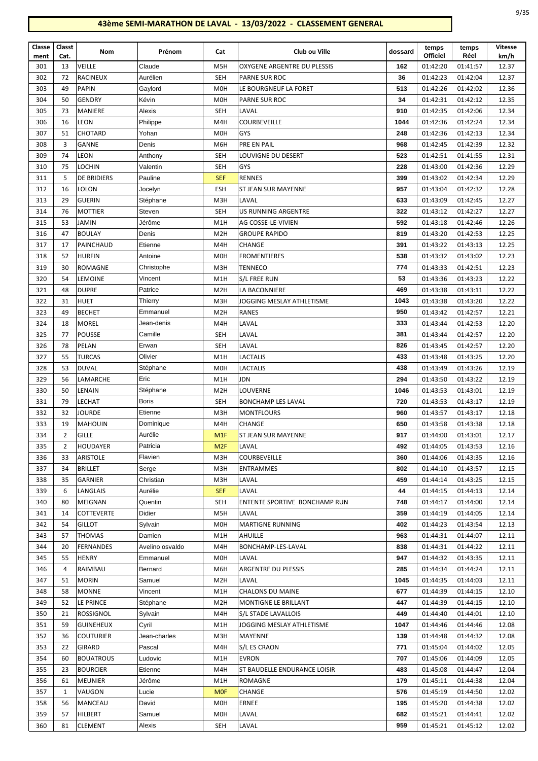# 43ème SEMI-MARATHON DE LAVAL - 13/03/2022 - CLASSEMENT GENERAL

| Classement | Classt Cat. | Nom | Prénom | Cat | Club ou Ville | dossard | temps Officiel | temps Réel | Vitesse km/h |
|---|---|---|---|---|---|---|---|---|---|
| 301 | 13 | VEILLE | Claude | M5H | OXYGENE ARGENTRE DU PLESSIS | 162 | 01:42:20 | 01:41:57 | 12.37 |
| 302 | 72 | RACINEUX | Aurélien | SEH | PARNE SUR ROC | 36 | 01:42:23 | 01:42:04 | 12.37 |
| 303 | 49 | PAPIN | Gaylord | M0H | LE BOURGNEUF LA FORET | 513 | 01:42:26 | 01:42:02 | 12.36 |
| 304 | 50 | GENDRY | Kévin | M0H | PARNE SUR ROC | 34 | 01:42:31 | 01:42:12 | 12.35 |
| 305 | 73 | MANIERE | Alexis | SEH | LAVAL | 910 | 01:42:35 | 01:42:06 | 12.34 |
| 306 | 16 | LEON | Philippe | M4H | COURBEVEILLE | 1044 | 01:42:36 | 01:42:24 | 12.34 |
| 307 | 51 | CHOTARD | Yohan | M0H | GYS | 248 | 01:42:36 | 01:42:13 | 12.34 |
| 308 | 3 | GANNE | Denis | M6H | PRE EN PAIL | 968 | 01:42:45 | 01:42:39 | 12.32 |
| 309 | 74 | LEON | Anthony | SEH | LOUVIGNE DU DESERT | 523 | 01:42:51 | 01:41:55 | 12.31 |
| 310 | 75 | LOCHIN | Valentin | SEH | GYS | 228 | 01:43:00 | 01:42:36 | 12.29 |
| 311 | 5 | DE BRIDIERS | Pauline | SEF | RENNES | 399 | 01:43:02 | 01:42:34 | 12.29 |
| 312 | 16 | LOLON | Jocelyn | ESH | ST JEAN SUR MAYENNE | 957 | 01:43:04 | 01:42:32 | 12.28 |
| 313 | 29 | GUERIN | Stéphane | M3H | LAVAL | 633 | 01:43:09 | 01:42:45 | 12.27 |
| 314 | 76 | MOTTIER | Steven | SEH | US RUNNING ARGENTRE | 322 | 01:43:12 | 01:42:27 | 12.27 |
| 315 | 53 | JAMIN | Jérôme | M1H | AG COSSE-LE-VIVIEN | 592 | 01:43:18 | 01:42:46 | 12.26 |
| 316 | 47 | BOULAY | Denis | M2H | GROUPE RAPIDO | 819 | 01:43:20 | 01:42:53 | 12.25 |
| 317 | 17 | PAINCHAUD | Etienne | M4H | CHANGE | 391 | 01:43:22 | 01:43:13 | 12.25 |
| 318 | 52 | HURFIN | Antoine | M0H | FROMENTIERES | 538 | 01:43:32 | 01:43:02 | 12.23 |
| 319 | 30 | ROMAGNE | Christophe | M3H | TENNECO | 774 | 01:43:33 | 01:42:51 | 12.23 |
| 320 | 54 | LEMOINE | Vincent | M1H | S/L FREE RUN | 53 | 01:43:36 | 01:43:23 | 12.22 |
| 321 | 48 | DUPRE | Patrice | M2H | LA BACONNIERE | 469 | 01:43:38 | 01:43:11 | 12.22 |
| 322 | 31 | HUET | Thierry | M3H | JOGGING MESLAY ATHLETISME | 1043 | 01:43:38 | 01:43:20 | 12.22 |
| 323 | 49 | BECHET | Emmanuel | M2H | RANES | 950 | 01:43:42 | 01:42:57 | 12.21 |
| 324 | 18 | MOREL | Jean-denis | M4H | LAVAL | 333 | 01:43:44 | 01:42:53 | 12.20 |
| 325 | 77 | POUSSE | Camille | SEH | LAVAL | 381 | 01:43:44 | 01:42:57 | 12.20 |
| 326 | 78 | PELAN | Erwan | SEH | LAVAL | 826 | 01:43:45 | 01:42:57 | 12.20 |
| 327 | 55 | TURCAS | Olivier | M1H | LACTALIS | 433 | 01:43:48 | 01:43:25 | 12.20 |
| 328 | 53 | DUVAL | Stéphane | M0H | LACTALIS | 438 | 01:43:49 | 01:43:26 | 12.19 |
| 329 | 56 | LAMARCHE | Eric | M1H | JDN | 294 | 01:43:50 | 01:43:22 | 12.19 |
| 330 | 50 | LENAIN | Stéphane | M2H | LOUVERNE | 1046 | 01:43:53 | 01:43:01 | 12.19 |
| 331 | 79 | LECHAT | Boris | SEH | BONCHAMP LES LAVAL | 720 | 01:43:53 | 01:43:17 | 12.19 |
| 332 | 32 | JOURDE | Etienne | M3H | MONTFLOURS | 960 | 01:43:57 | 01:43:17 | 12.18 |
| 333 | 19 | MAHOUIN | Dominique | M4H | CHANGE | 650 | 01:43:58 | 01:43:38 | 12.18 |
| 334 | 2 | GILLE | Aurélie | M1F | ST JEAN SUR MAYENNE | 917 | 01:44:00 | 01:43:01 | 12.17 |
| 335 | 2 | HOUDAYER | Patricia | M2F | LAVAL | 492 | 01:44:05 | 01:43:53 | 12.16 |
| 336 | 33 | ARISTOLE | Flavien | M3H | COURBEVEILLE | 360 | 01:44:06 | 01:43:35 | 12.16 |
| 337 | 34 | BRILLET | Serge | M3H | ENTRAMMES | 802 | 01:44:10 | 01:43:57 | 12.15 |
| 338 | 35 | GARNIER | Christian | M3H | LAVAL | 459 | 01:44:14 | 01:43:25 | 12.15 |
| 339 | 6 | LANGLAIS | Aurélie | SEF | LAVAL | 44 | 01:44:15 | 01:44:13 | 12.14 |
| 340 | 80 | MEIGNAN | Quentin | SEH | ENTENTE SPORTIVE BONCHAMP RUN | 748 | 01:44:17 | 01:44:00 | 12.14 |
| 341 | 14 | COTTEVERTE | Didier | M5H | LAVAL | 359 | 01:44:19 | 01:44:05 | 12.14 |
| 342 | 54 | GILLOT | Sylvain | M0H | MARTIGNE RUNNING | 402 | 01:44:23 | 01:43:54 | 12.13 |
| 343 | 57 | THOMAS | Damien | M1H | AHUILLE | 963 | 01:44:31 | 01:44:07 | 12.11 |
| 344 | 20 | FERNANDES | Avelino osvaldo | M4H | BONCHAMP-LES-LAVAL | 838 | 01:44:31 | 01:44:22 | 12.11 |
| 345 | 55 | HENRY | Emmanuel | M0H | LAVAL | 947 | 01:44:32 | 01:43:35 | 12.11 |
| 346 | 4 | RAIMBAU | Bernard | M6H | ARGENTRE DU PLESSIS | 285 | 01:44:34 | 01:44:24 | 12.11 |
| 347 | 51 | MORIN | Samuel | M2H | LAVAL | 1045 | 01:44:35 | 01:44:03 | 12.11 |
| 348 | 58 | MONNE | Vincent | M1H | CHALONS DU MAINE | 677 | 01:44:39 | 01:44:15 | 12.10 |
| 349 | 52 | LE PRINCE | Stéphane | M2H | MONTIGNE LE BRILLANT | 447 | 01:44:39 | 01:44:15 | 12.10 |
| 350 | 21 | ROSSIGNOL | Sylvain | M4H | S/L STADE LAVALLOIS | 449 | 01:44:40 | 01:44:01 | 12.10 |
| 351 | 59 | GUINEHEUX | Cyril | M1H | JOGGING MESLAY ATHLETISME | 1047 | 01:44:46 | 01:44:46 | 12.08 |
| 352 | 36 | COUTURIER | Jean-charles | M3H | MAYENNE | 139 | 01:44:48 | 01:44:32 | 12.08 |
| 353 | 22 | GIRARD | Pascal | M4H | S/L ES CRAON | 771 | 01:45:04 | 01:44:02 | 12.05 |
| 354 | 60 | BOUATROUS | Ludovic | M1H | EVRON | 707 | 01:45:06 | 01:44:09 | 12.05 |
| 355 | 23 | BOURCIER | Etienne | M4H | ST BAUDELLE ENDURANCE LOISIR | 483 | 01:45:08 | 01:44:47 | 12.04 |
| 356 | 61 | MEUNIER | Jérôme | M1H | ROMAGNE | 179 | 01:45:11 | 01:44:38 | 12.04 |
| 357 | 1 | VAUGON | Lucie | M0F | CHANGE | 576 | 01:45:19 | 01:44:50 | 12.02 |
| 358 | 56 | MANCEAU | David | M0H | ERNEE | 195 | 01:45:20 | 01:44:38 | 12.02 |
| 359 | 57 | HILBERT | Samuel | M0H | LAVAL | 682 | 01:45:21 | 01:44:41 | 12.02 |
| 360 | 81 | CLEMENT | Alexis | SEH | LAVAL | 959 | 01:45:21 | 01:45:12 | 12.02 |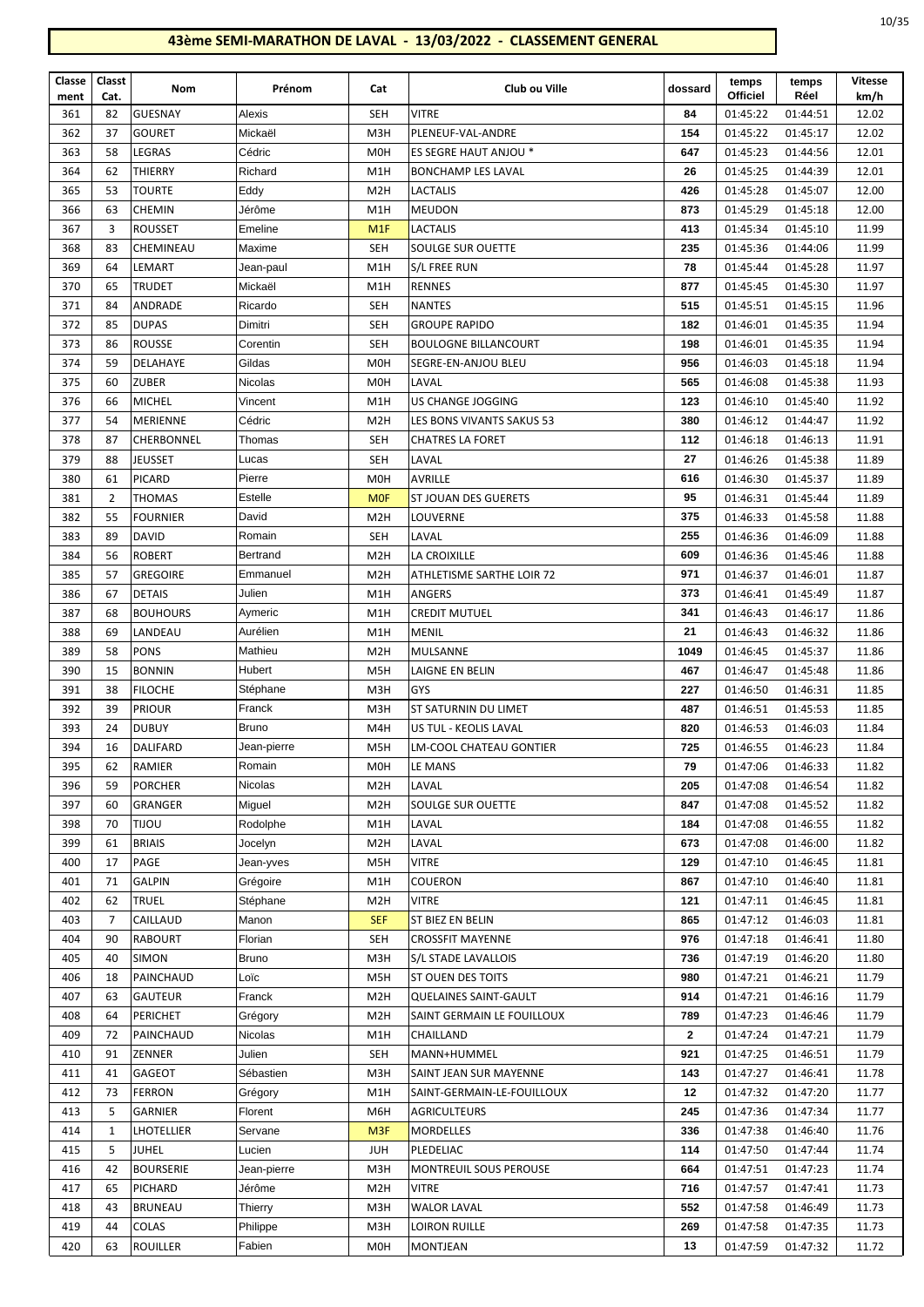# 43ème SEMI-MARATHON DE LAVAL - 13/03/2022 - CLASSEMENT GENERAL

| Classement | Classt Cat. | Nom | Prénom | Cat | Club ou Ville | dossard | temps Officiel | temps Réel | Vitesse km/h |
|---|---|---|---|---|---|---|---|---|---|
| 361 | 82 | GUESNAY | Alexis | SEH | VITRE | 84 | 01:45:22 | 01:44:51 | 12.02 |
| 362 | 37 | GOURET | Mickaël | M3H | PLENEUF-VAL-ANDRE | 154 | 01:45:22 | 01:45:17 | 12.02 |
| 363 | 58 | LEGRAS | Cédric | M0H | ES SEGRE HAUT ANJOU * | 647 | 01:45:23 | 01:44:56 | 12.01 |
| 364 | 62 | THIERRY | Richard | M1H | BONCHAMP LES LAVAL | 26 | 01:45:25 | 01:44:39 | 12.01 |
| 365 | 53 | TOURTE | Eddy | M2H | LACTALIS | 426 | 01:45:28 | 01:45:07 | 12.00 |
| 366 | 63 | CHEMIN | Jérôme | M1H | MEUDON | 873 | 01:45:29 | 01:45:18 | 12.00 |
| 367 | 3 | ROUSSET | Emeline | M1F | LACTALIS | 413 | 01:45:34 | 01:45:10 | 11.99 |
| 368 | 83 | CHEMINEAU | Maxime | SEH | SOULGE SUR OUETTE | 235 | 01:45:36 | 01:44:06 | 11.99 |
| 369 | 64 | LEMART | Jean-paul | M1H | S/L FREE RUN | 78 | 01:45:44 | 01:45:28 | 11.97 |
| 370 | 65 | TRUDET | Mickaël | M1H | RENNES | 877 | 01:45:45 | 01:45:30 | 11.97 |
| 371 | 84 | ANDRADE | Ricardo | SEH | NANTES | 515 | 01:45:51 | 01:45:15 | 11.96 |
| 372 | 85 | DUPAS | Dimitri | SEH | GROUPE RAPIDO | 182 | 01:46:01 | 01:45:35 | 11.94 |
| 373 | 86 | ROUSSE | Corentin | SEH | BOULOGNE BILLANCOURT | 198 | 01:46:01 | 01:45:35 | 11.94 |
| 374 | 59 | DELAHAYE | Gildas | M0H | SEGRE-EN-ANJOU BLEU | 956 | 01:46:03 | 01:45:18 | 11.94 |
| 375 | 60 | ZUBER | Nicolas | M0H | LAVAL | 565 | 01:46:08 | 01:45:38 | 11.93 |
| 376 | 66 | MICHEL | Vincent | M1H | US CHANGE JOGGING | 123 | 01:46:10 | 01:45:40 | 11.92 |
| 377 | 54 | MERIENNE | Cédric | M2H | LES BONS VIVANTS SAKUS 53 | 380 | 01:46:12 | 01:44:47 | 11.92 |
| 378 | 87 | CHERBONNEL | Thomas | SEH | CHATRES LA FORET | 112 | 01:46:18 | 01:46:13 | 11.91 |
| 379 | 88 | JEUSSET | Lucas | SEH | LAVAL | 27 | 01:46:26 | 01:45:38 | 11.89 |
| 380 | 61 | PICARD | Pierre | M0H | AVRILLE | 616 | 01:46:30 | 01:45:37 | 11.89 |
| 381 | 2 | THOMAS | Estelle | M0F | ST JOUAN DES GUERETS | 95 | 01:46:31 | 01:45:44 | 11.89 |
| 382 | 55 | FOURNIER | David | M2H | LOUVERNE | 375 | 01:46:33 | 01:45:58 | 11.88 |
| 383 | 89 | DAVID | Romain | SEH | LAVAL | 255 | 01:46:36 | 01:46:09 | 11.88 |
| 384 | 56 | ROBERT | Bertrand | M2H | LA CROIXILLE | 609 | 01:46:36 | 01:45:46 | 11.88 |
| 385 | 57 | GREGOIRE | Emmanuel | M2H | ATHLETISME SARTHE LOIR 72 | 971 | 01:46:37 | 01:46:01 | 11.87 |
| 386 | 67 | DETAIS | Julien | M1H | ANGERS | 373 | 01:46:41 | 01:45:49 | 11.87 |
| 387 | 68 | BOUHOURS | Aymeric | M1H | CREDIT MUTUEL | 341 | 01:46:43 | 01:46:17 | 11.86 |
| 388 | 69 | LANDEAU | Aurélien | M1H | MENIL | 21 | 01:46:43 | 01:46:32 | 11.86 |
| 389 | 58 | PONS | Mathieu | M2H | MULSANNE | 1049 | 01:46:45 | 01:45:37 | 11.86 |
| 390 | 15 | BONNIN | Hubert | M5H | LAIGNE EN BELIN | 467 | 01:46:47 | 01:45:48 | 11.86 |
| 391 | 38 | FILOCHE | Stéphane | M3H | GYS | 227 | 01:46:50 | 01:46:31 | 11.85 |
| 392 | 39 | PRIOUR | Franck | M3H | ST SATURNIN DU LIMET | 487 | 01:46:51 | 01:45:53 | 11.85 |
| 393 | 24 | DUBUY | Bruno | M4H | US TUL - KEOLIS LAVAL | 820 | 01:46:53 | 01:46:03 | 11.84 |
| 394 | 16 | DALIFARD | Jean-pierre | M5H | LM-COOL CHATEAU GONTIER | 725 | 01:46:55 | 01:46:23 | 11.84 |
| 395 | 62 | RAMIER | Romain | M0H | LE MANS | 79 | 01:47:06 | 01:46:33 | 11.82 |
| 396 | 59 | PORCHER | Nicolas | M2H | LAVAL | 205 | 01:47:08 | 01:46:54 | 11.82 |
| 397 | 60 | GRANGER | Miguel | M2H | SOULGE SUR OUETTE | 847 | 01:47:08 | 01:45:52 | 11.82 |
| 398 | 70 | TIJOU | Rodolphe | M1H | LAVAL | 184 | 01:47:08 | 01:46:55 | 11.82 |
| 399 | 61 | BRIAIS | Jocelyn | M2H | LAVAL | 673 | 01:47:08 | 01:46:00 | 11.82 |
| 400 | 17 | PAGE | Jean-yves | M5H | VITRE | 129 | 01:47:10 | 01:46:45 | 11.81 |
| 401 | 71 | GALPIN | Grégoire | M1H | COUERON | 867 | 01:47:10 | 01:46:40 | 11.81 |
| 402 | 62 | TRUEL | Stéphane | M2H | VITRE | 121 | 01:47:11 | 01:46:45 | 11.81 |
| 403 | 7 | CAILLAUD | Manon | SEF | ST BIEZ EN BELIN | 865 | 01:47:12 | 01:46:03 | 11.81 |
| 404 | 90 | RABOURT | Florian | SEH | CROSSFIT MAYENNE | 976 | 01:47:18 | 01:46:41 | 11.80 |
| 405 | 40 | SIMON | Bruno | M3H | S/L STADE LAVALLOIS | 736 | 01:47:19 | 01:46:20 | 11.80 |
| 406 | 18 | PAINCHAUD | Loïc | M5H | ST OUEN DES TOITS | 980 | 01:47:21 | 01:46:21 | 11.79 |
| 407 | 63 | GAUTEUR | Franck | M2H | QUELAINES SAINT-GAULT | 914 | 01:47:21 | 01:46:16 | 11.79 |
| 408 | 64 | PERICHET | Grégory | M2H | SAINT GERMAIN LE FOUILLOUX | 789 | 01:47:23 | 01:46:46 | 11.79 |
| 409 | 72 | PAINCHAUD | Nicolas | M1H | CHAILLAND | 2 | 01:47:24 | 01:47:21 | 11.79 |
| 410 | 91 | ZENNER | Julien | SEH | MANN+HUMMEL | 921 | 01:47:25 | 01:46:51 | 11.79 |
| 411 | 41 | GAGEOT | Sébastien | M3H | SAINT JEAN SUR MAYENNE | 143 | 01:47:27 | 01:46:41 | 11.78 |
| 412 | 73 | FERRON | Grégory | M1H | SAINT-GERMAIN-LE-FOUILLOUX | 12 | 01:47:32 | 01:47:20 | 11.77 |
| 413 | 5 | GARNIER | Florent | M6H | AGRICULTEURS | 245 | 01:47:36 | 01:47:34 | 11.77 |
| 414 | 1 | LHOTELLIER | Servane | M3F | MORDELLES | 336 | 01:47:38 | 01:46:40 | 11.76 |
| 415 | 5 | JUHEL | Lucien | JUH | PLEDELIAC | 114 | 01:47:50 | 01:47:44 | 11.74 |
| 416 | 42 | BOURSERIE | Jean-pierre | M3H | MONTREUIL SOUS PEROUSE | 664 | 01:47:51 | 01:47:23 | 11.74 |
| 417 | 65 | PICHARD | Jérôme | M2H | VITRE | 716 | 01:47:57 | 01:47:41 | 11.73 |
| 418 | 43 | BRUNEAU | Thierry | M3H | WALOR LAVAL | 552 | 01:47:58 | 01:46:49 | 11.73 |
| 419 | 44 | COLAS | Philippe | M3H | LOIRON RUILLE | 269 | 01:47:58 | 01:47:35 | 11.73 |
| 420 | 63 | ROUILLER | Fabien | M0H | MONTJEAN | 13 | 01:47:59 | 01:47:32 | 11.72 |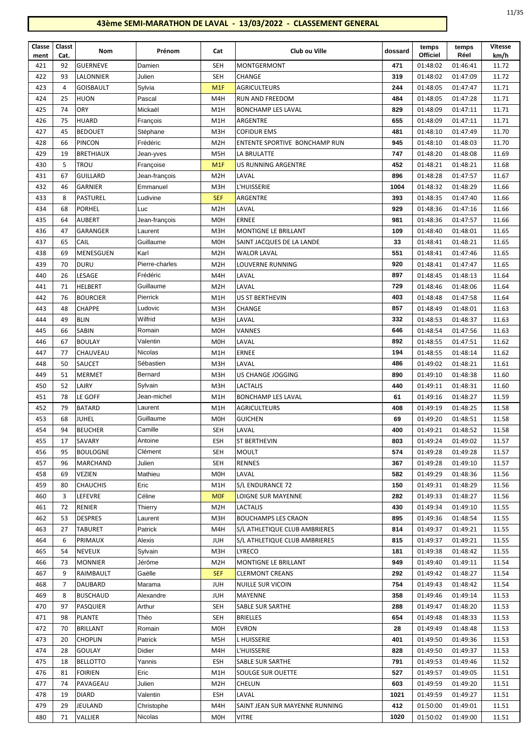# 43ème SEMI-MARATHON DE LAVAL - 13/03/2022 - CLASSEMENT GENERAL

| Classement | Classt Cat. | Nom | Prénom | Cat | Club ou Ville | dossard | temps Officiel | temps Réel | Vitesse km/h |
|---|---|---|---|---|---|---|---|---|---|
| 421 | 92 | GUERNEVE | Damien | SEH | MONTGERMONT | 471 | 01:48:02 | 01:46:41 | 11.72 |
| 422 | 93 | LALONNIER | Julien | SEH | CHANGE | 319 | 01:48:02 | 01:47:09 | 11.72 |
| 423 | 4 | GOISBAULT | Sylvia | M1F | AGRICULTEURS | 244 | 01:48:05 | 01:47:47 | 11.71 |
| 424 | 25 | HUON | Pascal | M4H | RUN AND FREEDOM | 484 | 01:48:05 | 01:47:28 | 11.71 |
| 425 | 74 | ORY | Mickaël | M1H | BONCHAMP LES LAVAL | 829 | 01:48:09 | 01:47:11 | 11.71 |
| 426 | 75 | HUARD | François | M1H | ARGENTRE | 655 | 01:48:09 | 01:47:11 | 11.71 |
| 427 | 45 | BEDOUET | Stéphane | M3H | COFIDUR EMS | 481 | 01:48:10 | 01:47:49 | 11.70 |
| 428 | 66 | PINCON | Frédéric | M2H | ENTENTE SPORTIVE BONCHAMP RUN | 945 | 01:48:10 | 01:48:03 | 11.70 |
| 429 | 19 | BRETHIAUX | Jean-yves | M5H | LA BRULATTE | 747 | 01:48:20 | 01:48:08 | 11.69 |
| 430 | 5 | TROU | Françoise | M1F | US RUNNING ARGENTRE | 452 | 01:48:21 | 01:48:21 | 11.68 |
| 431 | 67 | GUILLARD | Jean-françois | M2H | LAVAL | 896 | 01:48:28 | 01:47:57 | 11.67 |
| 432 | 46 | GARNIER | Emmanuel | M3H | L'HUISSERIE | 1004 | 01:48:32 | 01:48:29 | 11.66 |
| 433 | 8 | PASTUREL | Ludivine | SEF | ARGENTRE | 393 | 01:48:35 | 01:47:40 | 11.66 |
| 434 | 68 | PORHEL | Luc | M2H | LAVAL | 929 | 01:48:36 | 01:47:16 | 11.66 |
| 435 | 64 | AUBERT | Jean-françois | M0H | ERNEE | 981 | 01:48:36 | 01:47:57 | 11.66 |
| 436 | 47 | GARANGER | Laurent | M3H | MONTIGNE LE BRILLANT | 109 | 01:48:40 | 01:48:01 | 11.65 |
| 437 | 65 | CAIL | Guillaume | M0H | SAINT JACQUES DE LA LANDE | 33 | 01:48:41 | 01:48:21 | 11.65 |
| 438 | 69 | MENESGUEN | Karl | M2H | WALOR LAVAL | 551 | 01:48:41 | 01:47:46 | 11.65 |
| 439 | 70 | DURU | Pierre-charles | M2H | LOUVERNE RUNNING | 920 | 01:48:41 | 01:47:47 | 11.65 |
| 440 | 26 | LESAGE | Frédéric | M4H | LAVAL | 897 | 01:48:45 | 01:48:13 | 11.64 |
| 441 | 71 | HELBERT | Guillaume | M2H | LAVAL | 729 | 01:48:46 | 01:48:06 | 11.64 |
| 442 | 76 | BOURCIER | Pierrick | M1H | US ST BERTHEVIN | 403 | 01:48:48 | 01:47:58 | 11.64 |
| 443 | 48 | CHAPPE | Ludovic | M3H | CHANGE | 857 | 01:48:49 | 01:48:01 | 11.63 |
| 444 | 49 | BLIN | Wilfrid | M3H | LAVAL | 332 | 01:48:53 | 01:48:37 | 11.63 |
| 445 | 66 | SABIN | Romain | M0H | VANNES | 646 | 01:48:54 | 01:47:56 | 11.63 |
| 446 | 67 | BOULAY | Valentin | M0H | LAVAL | 892 | 01:48:55 | 01:47:51 | 11.62 |
| 447 | 77 | CHAUVEAU | Nicolas | M1H | ERNEE | 194 | 01:48:55 | 01:48:14 | 11.62 |
| 448 | 50 | SAUCET | Sébastien | M3H | LAVAL | 486 | 01:49:02 | 01:48:21 | 11.61 |
| 449 | 51 | MERMET | Bernard | M3H | US CHANGE JOGGING | 890 | 01:49:10 | 01:48:38 | 11.60 |
| 450 | 52 | LAIRY | Sylvain | M3H | LACTALIS | 440 | 01:49:11 | 01:48:31 | 11.60 |
| 451 | 78 | LE GOFF | Jean-michel | M1H | BONCHAMP LES LAVAL | 61 | 01:49:16 | 01:48:27 | 11.59 |
| 452 | 79 | BATARD | Laurent | M1H | AGRICULTEURS | 408 | 01:49:19 | 01:48:25 | 11.58 |
| 453 | 68 | JUHEL | Guillaume | M0H | GUICHEN | 69 | 01:49:20 | 01:48:51 | 11.58 |
| 454 | 94 | BEUCHER | Camille | SEH | LAVAL | 400 | 01:49:21 | 01:48:52 | 11.58 |
| 455 | 17 | SAVARY | Antoine | ESH | ST BERTHEVIN | 803 | 01:49:24 | 01:49:02 | 11.57 |
| 456 | 95 | BOULOGNE | Clément | SEH | MOULT | 574 | 01:49:28 | 01:49:28 | 11.57 |
| 457 | 96 | MARCHAND | Julien | SEH | RENNES | 367 | 01:49:28 | 01:49:10 | 11.57 |
| 458 | 69 | VEZIEN | Mathieu | M0H | LAVAL | 582 | 01:49:29 | 01:48:36 | 11.56 |
| 459 | 80 | CHAUCHIS | Eric | M1H | S/L ENDURANCE 72 | 150 | 01:49:31 | 01:48:29 | 11.56 |
| 460 | 3 | LEFEVRE | Céline | M0F | LOIGNE SUR MAYENNE | 282 | 01:49:33 | 01:48:27 | 11.56 |
| 461 | 72 | RENIER | Thierry | M2H | LACTALIS | 430 | 01:49:34 | 01:49:10 | 11.55 |
| 462 | 53 | DESPRES | Laurent | M3H | BOUCHAMPS LES CRAON | 895 | 01:49:36 | 01:48:54 | 11.55 |
| 463 | 27 | TABURET | Patrick | M4H | S/L ATHLETIQUE CLUB AMBRIERES | 814 | 01:49:37 | 01:49:21 | 11.55 |
| 464 | 6 | PRIMAUX | Alexis | JUH | S/L ATHLETIQUE CLUB AMBRIERES | 815 | 01:49:37 | 01:49:21 | 11.55 |
| 465 | 54 | NEVEUX | Sylvain | M3H | LYRECO | 181 | 01:49:38 | 01:48:42 | 11.55 |
| 466 | 73 | MONNIER | Jérôme | M2H | MONTIGNE LE BRILLANT | 949 | 01:49:40 | 01:49:11 | 11.54 |
| 467 | 9 | RAIMBAULT | Gaëlle | SEF | CLERMONT CREANS | 292 | 01:49:42 | 01:48:27 | 11.54 |
| 468 | 7 | DALIBARD | Marama | JUH | NUILLE SUR VICOIN | 754 | 01:49:43 | 01:48:42 | 11.54 |
| 469 | 8 | BUSCHAUD | Alexandre | JUH | MAYENNE | 358 | 01:49:46 | 01:49:14 | 11.53 |
| 470 | 97 | PASQUIER | Arthur | SEH | SABLE SUR SARTHE | 288 | 01:49:47 | 01:48:20 | 11.53 |
| 471 | 98 | PLANTE | Théo | SEH | BRIELLES | 654 | 01:49:48 | 01:48:33 | 11.53 |
| 472 | 70 | BRILLANT | Romain | M0H | EVRON | 28 | 01:49:49 | 01:48:48 | 11.53 |
| 473 | 20 | CHOPLIN | Patrick | M5H | L HUISSERIE | 401 | 01:49:50 | 01:49:36 | 11.53 |
| 474 | 28 | GOULAY | Didier | M4H | L'HUISSERIE | 828 | 01:49:50 | 01:49:37 | 11.53 |
| 475 | 18 | BELLOTTO | Yannis | ESH | SABLE SUR SARTHE | 791 | 01:49:53 | 01:49:46 | 11.52 |
| 476 | 81 | FOIRIEN | Eric | M1H | SOULGE SUR OUETTE | 527 | 01:49:57 | 01:49:05 | 11.51 |
| 477 | 74 | PAVAGEAU | Julien | M2H | CHELUN | 603 | 01:49:59 | 01:49:20 | 11.51 |
| 478 | 19 | DIARD | Valentin | ESH | LAVAL | 1021 | 01:49:59 | 01:49:27 | 11.51 |
| 479 | 29 | JEULAND | Christophe | M4H | SAINT JEAN SUR MAYENNE RUNNING | 412 | 01:50:00 | 01:49:01 | 11.51 |
| 480 | 71 | VALLIER | Nicolas | M0H | VITRE | 1020 | 01:50:02 | 01:49:00 | 11.51 |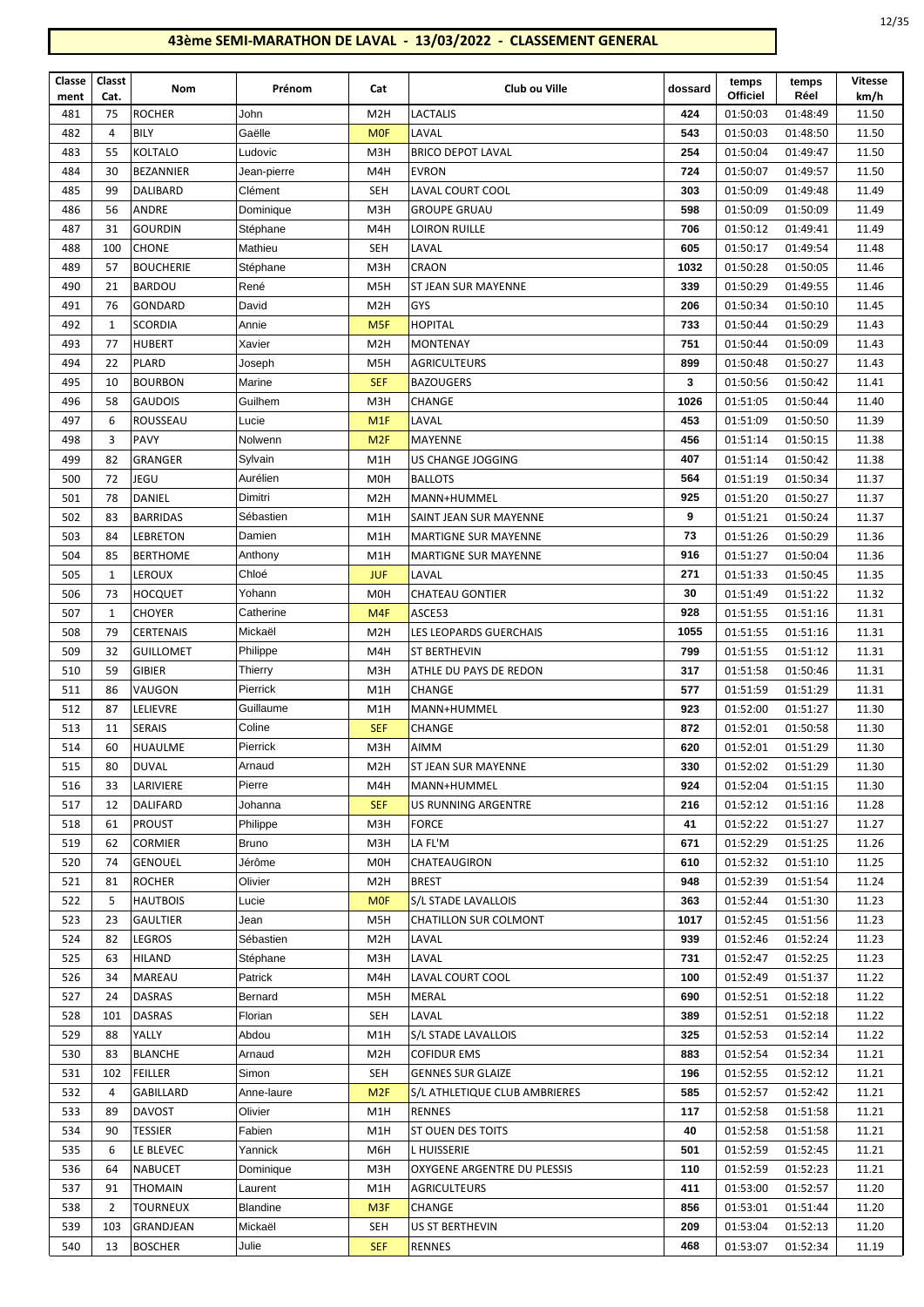# 43ème SEMI-MARATHON DE LAVAL - 13/03/2022 - CLASSEMENT GENERAL

| Classement | Classt Cat. | Nom | Prénom | Cat | Club ou Ville | dossard | temps Officiel | temps Réel | Vitesse km/h |
|---|---|---|---|---|---|---|---|---|---|
| 481 | 75 | ROCHER | John | M2H | LACTALIS | 424 | 01:50:03 | 01:48:49 | 11.50 |
| 482 | 4 | BILY | Gaëlle | M0F | LAVAL | 543 | 01:50:03 | 01:48:50 | 11.50 |
| 483 | 55 | KOLTALO | Ludovic | M3H | BRICO DEPOT LAVAL | 254 | 01:50:04 | 01:49:47 | 11.50 |
| 484 | 30 | BEZANNIER | Jean-pierre | M4H | EVRON | 724 | 01:50:07 | 01:49:57 | 11.50 |
| 485 | 99 | DALIBARD | Clément | SEH | LAVAL COURT COOL | 303 | 01:50:09 | 01:49:48 | 11.49 |
| 486 | 56 | ANDRE | Dominique | M3H | GROUPE GRUAU | 598 | 01:50:09 | 01:50:09 | 11.49 |
| 487 | 31 | GOURDIN | Stéphane | M4H | LOIRON RUILLE | 706 | 01:50:12 | 01:49:41 | 11.49 |
| 488 | 100 | CHONE | Mathieu | SEH | LAVAL | 605 | 01:50:17 | 01:49:54 | 11.48 |
| 489 | 57 | BOUCHERIE | Stéphane | M3H | CRAON | 1032 | 01:50:28 | 01:50:05 | 11.46 |
| 490 | 21 | BARDOU | René | M5H | ST JEAN SUR MAYENNE | 339 | 01:50:29 | 01:49:55 | 11.46 |
| 491 | 76 | GONDARD | David | M2H | GYS | 206 | 01:50:34 | 01:50:10 | 11.45 |
| 492 | 1 | SCORDIA | Annie | M5F | HOPITAL | 733 | 01:50:44 | 01:50:29 | 11.43 |
| 493 | 77 | HUBERT | Xavier | M2H | MONTENAY | 751 | 01:50:44 | 01:50:09 | 11.43 |
| 494 | 22 | PLARD | Joseph | M5H | AGRICULTEURS | 899 | 01:50:48 | 01:50:27 | 11.43 |
| 495 | 10 | BOURBON | Marine | SEF | BAZOUGERS | 3 | 01:50:56 | 01:50:42 | 11.41 |
| 496 | 58 | GAUDOIS | Guilhem | M3H | CHANGE | 1026 | 01:51:05 | 01:50:44 | 11.40 |
| 497 | 6 | ROUSSEAU | Lucie | M1F | LAVAL | 453 | 01:51:09 | 01:50:50 | 11.39 |
| 498 | 3 | PAVY | Nolwenn | M2F | MAYENNE | 456 | 01:51:14 | 01:50:15 | 11.38 |
| 499 | 82 | GRANGER | Sylvain | M1H | US CHANGE JOGGING | 407 | 01:51:14 | 01:50:42 | 11.38 |
| 500 | 72 | JEGU | Aurélien | M0H | BALLOTS | 564 | 01:51:19 | 01:50:34 | 11.37 |
| 501 | 78 | DANIEL | Dimitri | M2H | MANN+HUMMEL | 925 | 01:51:20 | 01:50:27 | 11.37 |
| 502 | 83 | BARRIDAS | Sébastien | M1H | SAINT JEAN SUR MAYENNE | 9 | 01:51:21 | 01:50:24 | 11.37 |
| 503 | 84 | LEBRETON | Damien | M1H | MARTIGNE SUR MAYENNE | 73 | 01:51:26 | 01:50:29 | 11.36 |
| 504 | 85 | BERTHOME | Anthony | M1H | MARTIGNE SUR MAYENNE | 916 | 01:51:27 | 01:50:04 | 11.36 |
| 505 | 1 | LEROUX | Chloé | JUF | LAVAL | 271 | 01:51:33 | 01:50:45 | 11.35 |
| 506 | 73 | HOCQUET | Yohann | M0H | CHATEAU GONTIER | 30 | 01:51:49 | 01:51:22 | 11.32 |
| 507 | 1 | CHOYER | Catherine | M4F | ASCE53 | 928 | 01:51:55 | 01:51:16 | 11.31 |
| 508 | 79 | CERTENAIS | Mickaël | M2H | LES LEOPARDS GUERCHAIS | 1055 | 01:51:55 | 01:51:16 | 11.31 |
| 509 | 32 | GUILLOMET | Philippe | M4H | ST BERTHEVIN | 799 | 01:51:55 | 01:51:12 | 11.31 |
| 510 | 59 | GIBIER | Thierry | M3H | ATHLE DU PAYS DE REDON | 317 | 01:51:58 | 01:50:46 | 11.31 |
| 511 | 86 | VAUGON | Pierrick | M1H | CHANGE | 577 | 01:51:59 | 01:51:29 | 11.31 |
| 512 | 87 | LELIEVRE | Guillaume | M1H | MANN+HUMMEL | 923 | 01:52:00 | 01:51:27 | 11.30 |
| 513 | 11 | SERAIS | Coline | SEF | CHANGE | 872 | 01:52:01 | 01:50:58 | 11.30 |
| 514 | 60 | HUAULME | Pierrick | M3H | AIMM | 620 | 01:52:01 | 01:51:29 | 11.30 |
| 515 | 80 | DUVAL | Arnaud | M2H | ST JEAN SUR MAYENNE | 330 | 01:52:02 | 01:51:29 | 11.30 |
| 516 | 33 | LARIVIERE | Pierre | M4H | MANN+HUMMEL | 924 | 01:52:04 | 01:51:15 | 11.30 |
| 517 | 12 | DALIFARD | Johanna | SEF | US RUNNING ARGENTRE | 216 | 01:52:12 | 01:51:16 | 11.28 |
| 518 | 61 | PROUST | Philippe | M3H | FORCE | 41 | 01:52:22 | 01:51:27 | 11.27 |
| 519 | 62 | CORMIER | Bruno | M3H | LA FL'M | 671 | 01:52:29 | 01:51:25 | 11.26 |
| 520 | 74 | GENOUEL | Jérôme | M0H | CHATEAUGIRON | 610 | 01:52:32 | 01:51:10 | 11.25 |
| 521 | 81 | ROCHER | Olivier | M2H | BREST | 948 | 01:52:39 | 01:51:54 | 11.24 |
| 522 | 5 | HAUTBOIS | Lucie | M0F | S/L STADE LAVALLOIS | 363 | 01:52:44 | 01:51:30 | 11.23 |
| 523 | 23 | GAULTIER | Jean | M5H | CHATILLON SUR COLMONT | 1017 | 01:52:45 | 01:51:56 | 11.23 |
| 524 | 82 | LEGROS | Sébastien | M2H | LAVAL | 939 | 01:52:46 | 01:52:24 | 11.23 |
| 525 | 63 | HILAND | Stéphane | M3H | LAVAL | 731 | 01:52:47 | 01:52:25 | 11.23 |
| 526 | 34 | MAREAU | Patrick | M4H | LAVAL COURT COOL | 100 | 01:52:49 | 01:51:37 | 11.22 |
| 527 | 24 | DASRAS | Bernard | M5H | MERAL | 690 | 01:52:51 | 01:52:18 | 11.22 |
| 528 | 101 | DASRAS | Florian | SEH | LAVAL | 389 | 01:52:51 | 01:52:18 | 11.22 |
| 529 | 88 | YALLY | Abdou | M1H | S/L STADE LAVALLOIS | 325 | 01:52:53 | 01:52:14 | 11.22 |
| 530 | 83 | BLANCHE | Arnaud | M2H | COFIDUR EMS | 883 | 01:52:54 | 01:52:34 | 11.21 |
| 531 | 102 | FEILLER | Simon | SEH | GENNES SUR GLAIZE | 196 | 01:52:55 | 01:52:12 | 11.21 |
| 532 | 4 | GABILLARD | Anne-laure | M2F | S/L ATHLETIQUE CLUB AMBRIERES | 585 | 01:52:57 | 01:52:42 | 11.21 |
| 533 | 89 | DAVOST | Olivier | M1H | RENNES | 117 | 01:52:58 | 01:51:58 | 11.21 |
| 534 | 90 | TESSIER | Fabien | M1H | ST OUEN DES TOITS | 40 | 01:52:58 | 01:51:58 | 11.21 |
| 535 | 6 | LE BLEVEC | Yannick | M6H | L HUISSERIE | 501 | 01:52:59 | 01:52:45 | 11.21 |
| 536 | 64 | NABUCET | Dominique | M3H | OXYGENE ARGENTRE DU PLESSIS | 110 | 01:52:59 | 01:52:23 | 11.21 |
| 537 | 91 | THOMAIN | Laurent | M1H | AGRICULTEURS | 411 | 01:53:00 | 01:52:57 | 11.20 |
| 538 | 2 | TOURNEUX | Blandine | M3F | CHANGE | 856 | 01:53:01 | 01:51:44 | 11.20 |
| 539 | 103 | GRANDJEAN | Mickaël | SEH | US ST BERTHEVIN | 209 | 01:53:04 | 01:52:13 | 11.20 |
| 540 | 13 | BOSCHER | Julie | SEF | RENNES | 468 | 01:53:07 | 01:52:34 | 11.19 |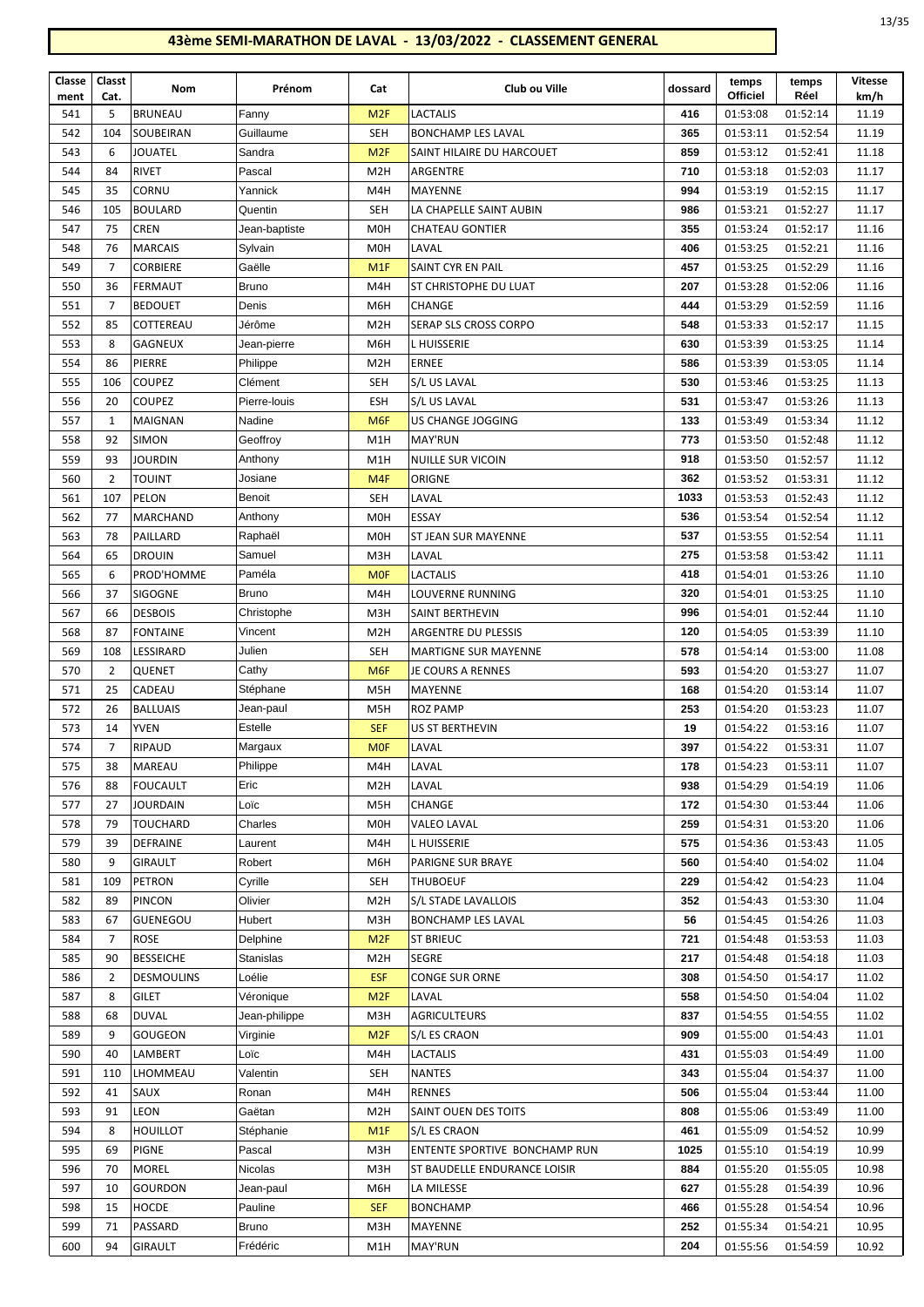# 43ème SEMI-MARATHON DE LAVAL - 13/03/2022 - CLASSEMENT GENERAL

| Classement | Classt Cat. | Nom | Prénom | Cat | Club ou Ville | dossard | temps Officiel | temps Réel | Vitesse km/h |
|---|---|---|---|---|---|---|---|---|---|
| 541 | 5 | BRUNEAU | Fanny | M2F | LACTALIS | 416 | 01:53:08 | 01:52:14 | 11.19 |
| 542 | 104 | SOUBEIRAN | Guillaume | SEH | BONCHAMP LES LAVAL | 365 | 01:53:11 | 01:52:54 | 11.19 |
| 543 | 6 | JOUATEL | Sandra | M2F | SAINT HILAIRE DU HARCOUET | 859 | 01:53:12 | 01:52:41 | 11.18 |
| 544 | 84 | RIVET | Pascal | M2H | ARGENTRE | 710 | 01:53:18 | 01:52:03 | 11.17 |
| 545 | 35 | CORNU | Yannick | M4H | MAYENNE | 994 | 01:53:19 | 01:52:15 | 11.17 |
| 546 | 105 | BOULARD | Quentin | SEH | LA CHAPELLE SAINT AUBIN | 986 | 01:53:21 | 01:52:27 | 11.17 |
| 547 | 75 | CREN | Jean-baptiste | M0H | CHATEAU GONTIER | 355 | 01:53:24 | 01:52:17 | 11.16 |
| 548 | 76 | MARCAIS | Sylvain | M0H | LAVAL | 406 | 01:53:25 | 01:52:21 | 11.16 |
| 549 | 7 | CORBIERE | Gaëlle | M1F | SAINT CYR EN PAIL | 457 | 01:53:25 | 01:52:29 | 11.16 |
| 550 | 36 | FERMAUT | Bruno | M4H | ST CHRISTOPHE DU LUAT | 207 | 01:53:28 | 01:52:06 | 11.16 |
| 551 | 7 | BEDOUET | Denis | M6H | CHANGE | 444 | 01:53:29 | 01:52:59 | 11.16 |
| 552 | 85 | COTTEREAU | Jérôme | M2H | SERAP SLS CROSS CORPO | 548 | 01:53:33 | 01:52:17 | 11.15 |
| 553 | 8 | GAGNEUX | Jean-pierre | M6H | L HUISSERIE | 630 | 01:53:39 | 01:53:25 | 11.14 |
| 554 | 86 | PIERRE | Philippe | M2H | ERNEE | 586 | 01:53:39 | 01:53:05 | 11.14 |
| 555 | 106 | COUPEZ | Clément | SEH | S/L US LAVAL | 530 | 01:53:46 | 01:53:25 | 11.13 |
| 556 | 20 | COUPEZ | Pierre-louis | ESH | S/L US LAVAL | 531 | 01:53:47 | 01:53:26 | 11.13 |
| 557 | 1 | MAIGNAN | Nadine | M6F | US CHANGE JOGGING | 133 | 01:53:49 | 01:53:34 | 11.12 |
| 558 | 92 | SIMON | Geoffroy | M1H | MAY'RUN | 773 | 01:53:50 | 01:52:48 | 11.12 |
| 559 | 93 | JOURDIN | Anthony | M1H | NUILLE SUR VICOIN | 918 | 01:53:50 | 01:52:57 | 11.12 |
| 560 | 2 | TOUINT | Josiane | M4F | ORIGNE | 362 | 01:53:52 | 01:53:31 | 11.12 |
| 561 | 107 | PELON | Benoit | SEH | LAVAL | 1033 | 01:53:53 | 01:52:43 | 11.12 |
| 562 | 77 | MARCHAND | Anthony | M0H | ESSAY | 536 | 01:53:54 | 01:52:54 | 11.12 |
| 563 | 78 | PAILLARD | Raphaël | M0H | ST JEAN SUR MAYENNE | 537 | 01:53:55 | 01:52:54 | 11.11 |
| 564 | 65 | DROUIN | Samuel | M3H | LAVAL | 275 | 01:53:58 | 01:53:42 | 11.11 |
| 565 | 6 | PROD'HOMME | Paméla | M0F | LACTALIS | 418 | 01:54:01 | 01:53:26 | 11.10 |
| 566 | 37 | SIGOGNE | Bruno | M4H | LOUVERNE RUNNING | 320 | 01:54:01 | 01:53:25 | 11.10 |
| 567 | 66 | DESBOIS | Christophe | M3H | SAINT BERTHEVIN | 996 | 01:54:01 | 01:52:44 | 11.10 |
| 568 | 87 | FONTAINE | Vincent | M2H | ARGENTRE DU PLESSIS | 120 | 01:54:05 | 01:53:39 | 11.10 |
| 569 | 108 | LESSIRARD | Julien | SEH | MARTIGNE SUR MAYENNE | 578 | 01:54:14 | 01:53:00 | 11.08 |
| 570 | 2 | QUENET | Cathy | M6F | JE COURS A RENNES | 593 | 01:54:20 | 01:53:27 | 11.07 |
| 571 | 25 | CADEAU | Stéphane | M5H | MAYENNE | 168 | 01:54:20 | 01:53:14 | 11.07 |
| 572 | 26 | BALLUAIS | Jean-paul | M5H | ROZ PAMP | 253 | 01:54:20 | 01:53:23 | 11.07 |
| 573 | 14 | YVEN | Estelle | SEF | US ST BERTHEVIN | 19 | 01:54:22 | 01:53:16 | 11.07 |
| 574 | 7 | RIPAUD | Margaux | M0F | LAVAL | 397 | 01:54:22 | 01:53:31 | 11.07 |
| 575 | 38 | MAREAU | Philippe | M4H | LAVAL | 178 | 01:54:23 | 01:53:11 | 11.07 |
| 576 | 88 | FOUCAULT | Eric | M2H | LAVAL | 938 | 01:54:29 | 01:54:19 | 11.06 |
| 577 | 27 | JOURDAIN | Loïc | M5H | CHANGE | 172 | 01:54:30 | 01:53:44 | 11.06 |
| 578 | 79 | TOUCHARD | Charles | M0H | VALEO LAVAL | 259 | 01:54:31 | 01:53:20 | 11.06 |
| 579 | 39 | DEFRAINE | Laurent | M4H | L HUISSERIE | 575 | 01:54:36 | 01:53:43 | 11.05 |
| 580 | 9 | GIRAULT | Robert | M6H | PARIGNE SUR BRAYE | 560 | 01:54:40 | 01:54:02 | 11.04 |
| 581 | 109 | PETRON | Cyrille | SEH | THUBOEUF | 229 | 01:54:42 | 01:54:23 | 11.04 |
| 582 | 89 | PINCON | Olivier | M2H | S/L STADE LAVALLOIS | 352 | 01:54:43 | 01:53:30 | 11.04 |
| 583 | 67 | GUENEGOU | Hubert | M3H | BONCHAMP LES LAVAL | 56 | 01:54:45 | 01:54:26 | 11.03 |
| 584 | 7 | ROSE | Delphine | M2F | ST BRIEUC | 721 | 01:54:48 | 01:53:53 | 11.03 |
| 585 | 90 | BESSEICHE | Stanislas | M2H | SEGRE | 217 | 01:54:48 | 01:54:18 | 11.03 |
| 586 | 2 | DESMOULINS | Loélie | ESF | CONGE SUR ORNE | 308 | 01:54:50 | 01:54:17 | 11.02 |
| 587 | 8 | GILET | Véronique | M2F | LAVAL | 558 | 01:54:50 | 01:54:04 | 11.02 |
| 588 | 68 | DUVAL | Jean-philippe | M3H | AGRICULTEURS | 837 | 01:54:55 | 01:54:55 | 11.02 |
| 589 | 9 | GOUGEON | Virginie | M2F | S/L ES CRAON | 909 | 01:55:00 | 01:54:43 | 11.01 |
| 590 | 40 | LAMBERT | Loïc | M4H | LACTALIS | 431 | 01:55:03 | 01:54:49 | 11.00 |
| 591 | 110 | LHOMMEAU | Valentin | SEH | NANTES | 343 | 01:55:04 | 01:54:37 | 11.00 |
| 592 | 41 | SAUX | Ronan | M4H | RENNES | 506 | 01:55:04 | 01:53:44 | 11.00 |
| 593 | 91 | LEON | Gaëtan | M2H | SAINT OUEN DES TOITS | 808 | 01:55:06 | 01:53:49 | 11.00 |
| 594 | 8 | HOUILLOT | Stéphanie | M1F | S/L ES CRAON | 461 | 01:55:09 | 01:54:52 | 10.99 |
| 595 | 69 | PIGNE | Pascal | M3H | ENTENTE SPORTIVE BONCHAMP RUN | 1025 | 01:55:10 | 01:54:19 | 10.99 |
| 596 | 70 | MOREL | Nicolas | M3H | ST BAUDELLE ENDURANCE LOISIR | 884 | 01:55:20 | 01:55:05 | 10.98 |
| 597 | 10 | GOURDON | Jean-paul | M6H | LA MILESSE | 627 | 01:55:28 | 01:54:39 | 10.96 |
| 598 | 15 | HOCDE | Pauline | SEF | BONCHAMP | 466 | 01:55:28 | 01:54:54 | 10.96 |
| 599 | 71 | PASSARD | Bruno | M3H | MAYENNE | 252 | 01:55:34 | 01:54:21 | 10.95 |
| 600 | 94 | GIRAULT | Frédéric | M1H | MAY'RUN | 204 | 01:55:56 | 01:54:59 | 10.92 |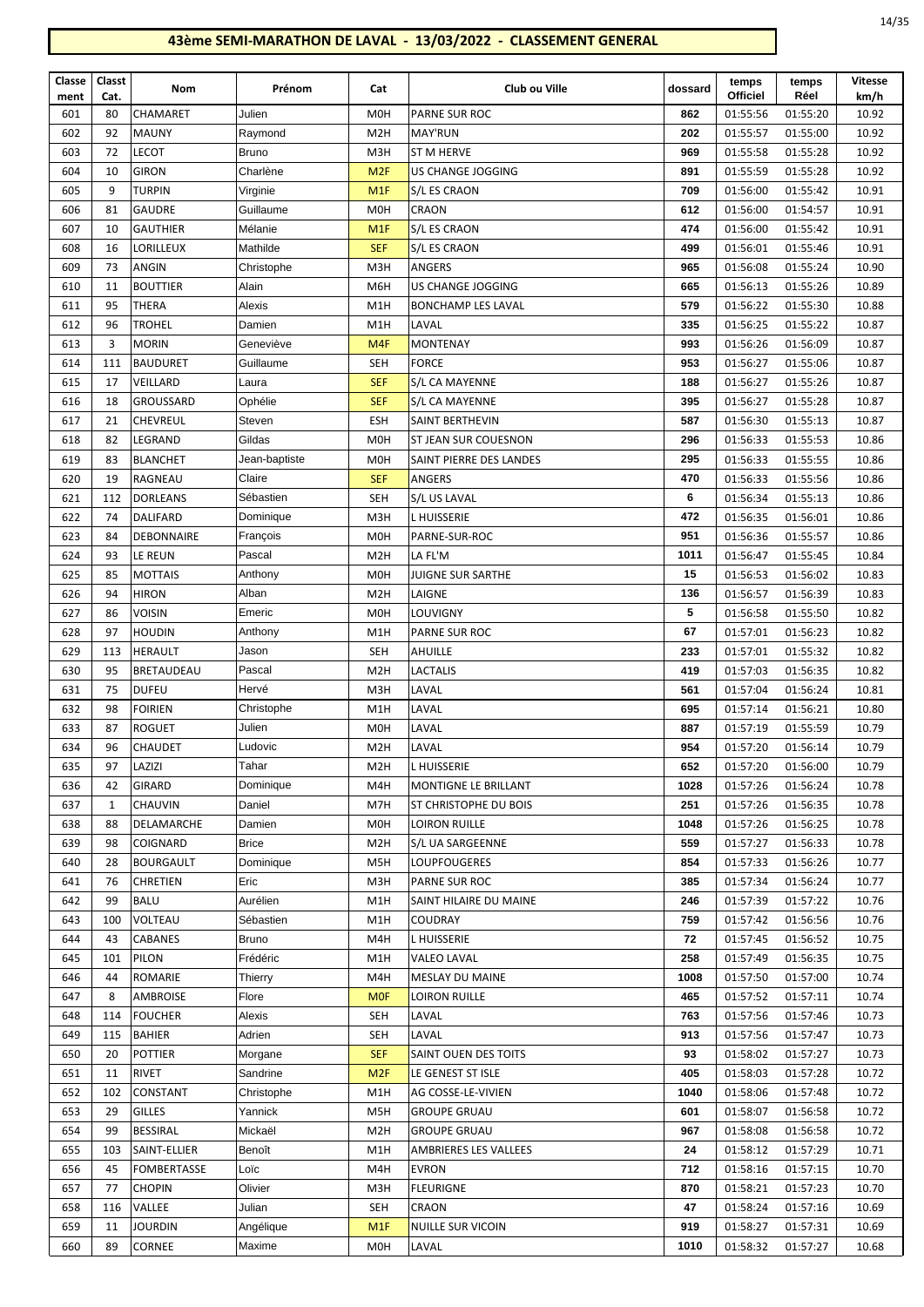# 43ème SEMI-MARATHON DE LAVAL - 13/03/2022 - CLASSEMENT GENERAL

| Classement | Classt Cat. | Nom | Prénom | Cat | Club ou Ville | dossard | temps Officiel | temps Réel | Vitesse km/h |
|---|---|---|---|---|---|---|---|---|---|
| 601 | 80 | CHAMARET | Julien | M0H | PARNE SUR ROC | 862 | 01:55:56 | 01:55:20 | 10.92 |
| 602 | 92 | MAUNY | Raymond | M2H | MAY'RUN | 202 | 01:55:57 | 01:55:00 | 10.92 |
| 603 | 72 | LECOT | Bruno | M3H | ST M HERVE | 969 | 01:55:58 | 01:55:28 | 10.92 |
| 604 | 10 | GIRON | Charlène | M2F | US CHANGE JOGGING | 891 | 01:55:59 | 01:55:28 | 10.92 |
| 605 | 9 | TURPIN | Virginie | M1F | S/L ES CRAON | 709 | 01:56:00 | 01:55:42 | 10.91 |
| 606 | 81 | GAUDRE | Guillaume | M0H | CRAON | 612 | 01:56:00 | 01:54:57 | 10.91 |
| 607 | 10 | GAUTHIER | Mélanie | M1F | S/L ES CRAON | 474 | 01:56:00 | 01:55:42 | 10.91 |
| 608 | 16 | LORILLEUX | Mathilde | SEF | S/L ES CRAON | 499 | 01:56:01 | 01:55:46 | 10.91 |
| 609 | 73 | ANGIN | Christophe | M3H | ANGERS | 965 | 01:56:08 | 01:55:24 | 10.90 |
| 610 | 11 | BOUTTIER | Alain | M6H | US CHANGE JOGGING | 665 | 01:56:13 | 01:55:26 | 10.89 |
| 611 | 95 | THERA | Alexis | M1H | BONCHAMP LES LAVAL | 579 | 01:56:22 | 01:55:30 | 10.88 |
| 612 | 96 | TROHEL | Damien | M1H | LAVAL | 335 | 01:56:25 | 01:55:22 | 10.87 |
| 613 | 3 | MORIN | Geneviève | M4F | MONTENAY | 993 | 01:56:26 | 01:56:09 | 10.87 |
| 614 | 111 | BAUDURET | Guillaume | SEH | FORCE | 953 | 01:56:27 | 01:55:06 | 10.87 |
| 615 | 17 | VEILLARD | Laura | SEF | S/L CA MAYENNE | 188 | 01:56:27 | 01:55:26 | 10.87 |
| 616 | 18 | GROUSSARD | Ophélie | SEF | S/L CA MAYENNE | 395 | 01:56:27 | 01:55:28 | 10.87 |
| 617 | 21 | CHEVREUL | Steven | ESH | SAINT BERTHEVIN | 587 | 01:56:30 | 01:55:13 | 10.87 |
| 618 | 82 | LEGRAND | Gildas | M0H | ST JEAN SUR COUESNON | 296 | 01:56:33 | 01:55:53 | 10.86 |
| 619 | 83 | BLANCHET | Jean-baptiste | M0H | SAINT PIERRE DES LANDES | 295 | 01:56:33 | 01:55:55 | 10.86 |
| 620 | 19 | RAGNEAU | Claire | SEF | ANGERS | 470 | 01:56:33 | 01:55:56 | 10.86 |
| 621 | 112 | DORLEANS | Sébastien | SEH | S/L US LAVAL | 6 | 01:56:34 | 01:55:13 | 10.86 |
| 622 | 74 | DALIFARD | Dominique | M3H | L HUISSERIE | 472 | 01:56:35 | 01:56:01 | 10.86 |
| 623 | 84 | DEBONNAIRE | François | M0H | PARNE-SUR-ROC | 951 | 01:56:36 | 01:55:57 | 10.86 |
| 624 | 93 | LE REUN | Pascal | M2H | LA FL'M | 1011 | 01:56:47 | 01:55:45 | 10.84 |
| 625 | 85 | MOTTAIS | Anthony | M0H | JUIGNE SUR SARTHE | 15 | 01:56:53 | 01:56:02 | 10.83 |
| 626 | 94 | HIRON | Alban | M2H | LAIGNE | 136 | 01:56:57 | 01:56:39 | 10.83 |
| 627 | 86 | VOISIN | Emeric | M0H | LOUVIGNY | 5 | 01:56:58 | 01:55:50 | 10.82 |
| 628 | 97 | HOUDIN | Anthony | M1H | PARNE SUR ROC | 67 | 01:57:01 | 01:56:23 | 10.82 |
| 629 | 113 | HERAULT | Jason | SEH | AHUILLE | 233 | 01:57:01 | 01:55:32 | 10.82 |
| 630 | 95 | BRETAUDEAU | Pascal | M2H | LACTALIS | 419 | 01:57:03 | 01:56:35 | 10.82 |
| 631 | 75 | DUFEU | Hervé | M3H | LAVAL | 561 | 01:57:04 | 01:56:24 | 10.81 |
| 632 | 98 | FOIRIEN | Christophe | M1H | LAVAL | 695 | 01:57:14 | 01:56:21 | 10.80 |
| 633 | 87 | ROGUET | Julien | M0H | LAVAL | 887 | 01:57:19 | 01:55:59 | 10.79 |
| 634 | 96 | CHAUDET | Ludovic | M2H | LAVAL | 954 | 01:57:20 | 01:56:14 | 10.79 |
| 635 | 97 | LAZIZI | Tahar | M2H | L HUISSERIE | 652 | 01:57:20 | 01:56:00 | 10.79 |
| 636 | 42 | GIRARD | Dominique | M4H | MONTIGNE LE BRILLANT | 1028 | 01:57:26 | 01:56:24 | 10.78 |
| 637 | 1 | CHAUVIN | Daniel | M7H | ST CHRISTOPHE DU BOIS | 251 | 01:57:26 | 01:56:35 | 10.78 |
| 638 | 88 | DELAMARCHE | Damien | M0H | LOIRON RUILLE | 1048 | 01:57:26 | 01:56:25 | 10.78 |
| 639 | 98 | COIGNARD | Brice | M2H | S/L UA SARGEENNE | 559 | 01:57:27 | 01:56:33 | 10.78 |
| 640 | 28 | BOURGAULT | Dominique | M5H | LOUPFOUGERES | 854 | 01:57:33 | 01:56:26 | 10.77 |
| 641 | 76 | CHRETIEN | Eric | M3H | PARNE SUR ROC | 385 | 01:57:34 | 01:56:24 | 10.77 |
| 642 | 99 | BALU | Aurélien | M1H | SAINT HILAIRE DU MAINE | 246 | 01:57:39 | 01:57:22 | 10.76 |
| 643 | 100 | VOLTEAU | Sébastien | M1H | COUDRAY | 759 | 01:57:42 | 01:56:56 | 10.76 |
| 644 | 43 | CABANES | Bruno | M4H | L HUISSERIE | 72 | 01:57:45 | 01:56:52 | 10.75 |
| 645 | 101 | PILON | Frédéric | M1H | VALEO LAVAL | 258 | 01:57:49 | 01:56:35 | 10.75 |
| 646 | 44 | ROMARIE | Thierry | M4H | MESLAY DU MAINE | 1008 | 01:57:50 | 01:57:00 | 10.74 |
| 647 | 8 | AMBROISE | Flore | M0F | LOIRON RUILLE | 465 | 01:57:52 | 01:57:11 | 10.74 |
| 648 | 114 | FOUCHER | Alexis | SEH | LAVAL | 763 | 01:57:56 | 01:57:46 | 10.73 |
| 649 | 115 | BAHIER | Adrien | SEH | LAVAL | 913 | 01:57:56 | 01:57:47 | 10.73 |
| 650 | 20 | POTTIER | Morgane | SEF | SAINT OUEN DES TOITS | 93 | 01:58:02 | 01:57:27 | 10.73 |
| 651 | 11 | RIVET | Sandrine | M2F | LE GENEST ST ISLE | 405 | 01:58:03 | 01:57:28 | 10.72 |
| 652 | 102 | CONSTANT | Christophe | M1H | AG COSSE-LE-VIVIEN | 1040 | 01:58:06 | 01:57:48 | 10.72 |
| 653 | 29 | GILLES | Yannick | M5H | GROUPE GRUAU | 601 | 01:58:07 | 01:56:58 | 10.72 |
| 654 | 99 | BESSIRAL | Mickaël | M2H | GROUPE GRUAU | 967 | 01:58:08 | 01:56:58 | 10.72 |
| 655 | 103 | SAINT-ELLIER | Benoît | M1H | AMBRIERES LES VALLEES | 24 | 01:58:12 | 01:57:29 | 10.71 |
| 656 | 45 | FOMBERTASSE | Loïc | M4H | EVRON | 712 | 01:58:16 | 01:57:15 | 10.70 |
| 657 | 77 | CHOPIN | Olivier | M3H | FLEURIGNE | 870 | 01:58:21 | 01:57:23 | 10.70 |
| 658 | 116 | VALLEE | Julian | SEH | CRAON | 47 | 01:58:24 | 01:57:16 | 10.69 |
| 659 | 11 | JOURDIN | Angélique | M1F | NUILLE SUR VICOIN | 919 | 01:58:27 | 01:57:31 | 10.69 |
| 660 | 89 | CORNEE | Maxime | M0H | LAVAL | 1010 | 01:58:32 | 01:57:27 | 10.68 |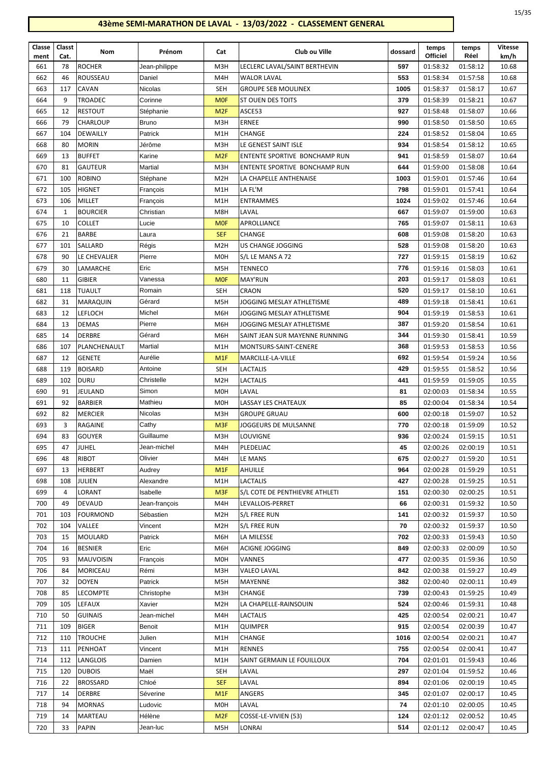## 43ème SEMI-MARATHON DE LAVAL - 13/03/2022 - CLASSEMENT GENERAL

| Classement | Classt Cat. | Nom | Prénom | Cat | Club ou Ville | dossard | temps Officiel | temps Réel | Vitesse km/h |
|---|---|---|---|---|---|---|---|---|---|
| 661 | 78 | ROCHER | Jean-philippe | M3H | LECLERC LAVAL/SAINT BERTHEVIN | 597 | 01:58:32 | 01:58:12 | 10.68 |
| 662 | 46 | ROUSSEAU | Daniel | M4H | WALOR LAVAL | 553 | 01:58:34 | 01:57:58 | 10.68 |
| 663 | 117 | CAVAN | Nicolas | SEH | GROUPE SEB MOULINEX | 1005 | 01:58:37 | 01:58:17 | 10.67 |
| 664 | 9 | TROADEC | Corinne | M0F | ST OUEN DES TOITS | 379 | 01:58:39 | 01:58:21 | 10.67 |
| 665 | 12 | RESTOUT | Stéphanie | M2F | ASCE53 | 927 | 01:58:48 | 01:58:07 | 10.66 |
| 666 | 79 | CHARLOUP | Bruno | M3H | ERNEE | 990 | 01:58:50 | 01:58:50 | 10.65 |
| 667 | 104 | DEWAILLY | Patrick | M1H | CHANGE | 224 | 01:58:52 | 01:58:04 | 10.65 |
| 668 | 80 | MORIN | Jérôme | M3H | LE GENEST SAINT ISLE | 934 | 01:58:54 | 01:58:12 | 10.65 |
| 669 | 13 | BUFFET | Karine | M2F | ENTENTE SPORTIVE BONCHAMP RUN | 941 | 01:58:59 | 01:58:07 | 10.64 |
| 670 | 81 | GAUTEUR | Martial | M3H | ENTENTE SPORTIVE BONCHAMP RUN | 644 | 01:59:00 | 01:58:08 | 10.64 |
| 671 | 100 | ROBINO | Stéphane | M2H | LA CHAPELLE ANTHENAISE | 1003 | 01:59:01 | 01:57:46 | 10.64 |
| 672 | 105 | HIGNET | François | M1H | LA FL'M | 798 | 01:59:01 | 01:57:41 | 10.64 |
| 673 | 106 | MILLET | François | M1H | ENTRAMMES | 1024 | 01:59:02 | 01:57:46 | 10.64 |
| 674 | 1 | BOURCIER | Christian | M8H | LAVAL | 667 | 01:59:07 | 01:59:00 | 10.63 |
| 675 | 10 | COLLET | Lucie | M0F | APROLLIANCE | 765 | 01:59:07 | 01:58:11 | 10.63 |
| 676 | 21 | BARBE | Laura | SEF | CHANGE | 608 | 01:59:08 | 01:58:20 | 10.63 |
| 677 | 101 | SALLARD | Régis | M2H | US CHANGE JOGGING | 528 | 01:59:08 | 01:58:20 | 10.63 |
| 678 | 90 | LE CHEVALIER | Pierre | M0H | S/L LE MANS A 72 | 727 | 01:59:15 | 01:58:19 | 10.62 |
| 679 | 30 | LAMARCHE | Eric | M5H | TENNECO | 776 | 01:59:16 | 01:58:03 | 10.61 |
| 680 | 11 | GIBIER | Vanessa | M0F | MAY'RUN | 203 | 01:59:17 | 01:58:03 | 10.61 |
| 681 | 118 | TUAULT | Romain | SEH | CRAON | 520 | 01:59:17 | 01:58:10 | 10.61 |
| 682 | 31 | MARAQUIN | Gérard | M5H | JOGGING MESLAY ATHLETISME | 489 | 01:59:18 | 01:58:41 | 10.61 |
| 683 | 12 | LEFLOCH | Michel | M6H | JOGGING MESLAY ATHLETISME | 904 | 01:59:19 | 01:58:53 | 10.61 |
| 684 | 13 | DEMAS | Pierre | M6H | JOGGING MESLAY ATHLETISME | 387 | 01:59:20 | 01:58:54 | 10.61 |
| 685 | 14 | DERBRE | Gérard | M6H | SAINT JEAN SUR MAYENNE RUNNING | 344 | 01:59:30 | 01:58:41 | 10.59 |
| 686 | 107 | PLANCHENAULT | Martial | M1H | MONTSURS-SAINT-CENERE | 368 | 01:59:53 | 01:58:53 | 10.56 |
| 687 | 12 | GENETE | Aurélie | M1F | MARCILLE-LA-VILLE | 692 | 01:59:54 | 01:59:24 | 10.56 |
| 688 | 119 | BOISARD | Antoine | SEH | LACTALIS | 429 | 01:59:55 | 01:58:52 | 10.56 |
| 689 | 102 | DURU | Christelle | M2H | LACTALIS | 441 | 01:59:59 | 01:59:05 | 10.55 |
| 690 | 91 | JEULAND | Simon | M0H | LAVAL | 81 | 02:00:03 | 01:58:34 | 10.55 |
| 691 | 92 | BARBIER | Mathieu | M0H | LASSAY LES CHATEAUX | 85 | 02:00:04 | 01:58:34 | 10.54 |
| 692 | 82 | MERCIER | Nicolas | M3H | GROUPE GRUAU | 600 | 02:00:18 | 01:59:07 | 10.52 |
| 693 | 3 | RAGAINE | Cathy | M3F | JOGGEURS DE MULSANNE | 770 | 02:00:18 | 01:59:09 | 10.52 |
| 694 | 83 | GOUYER | Guillaume | M3H | LOUVIGNE | 936 | 02:00:24 | 01:59:15 | 10.51 |
| 695 | 47 | JUHEL | Jean-michel | M4H | PLEDELIAC | 45 | 02:00:26 | 02:00:19 | 10.51 |
| 696 | 48 | RIBOT | Olivier | M4H | LE MANS | 675 | 02:00:27 | 01:59:20 | 10.51 |
| 697 | 13 | HERBERT | Audrey | M1F | AHUILLE | 964 | 02:00:28 | 01:59:29 | 10.51 |
| 698 | 108 | JULIEN | Alexandre | M1H | LACTALIS | 427 | 02:00:28 | 01:59:25 | 10.51 |
| 699 | 4 | LORANT | Isabelle | M3F | S/L COTE DE PENTHIEVRE ATHLETI | 151 | 02:00:30 | 02:00:25 | 10.51 |
| 700 | 49 | DEVAUD | Jean-françois | M4H | LEVALLOIS-PERRET | 66 | 02:00:31 | 01:59:32 | 10.50 |
| 701 | 103 | FOURMOND | Sébastien | M2H | S/L FREE RUN | 141 | 02:00:32 | 01:59:37 | 10.50 |
| 702 | 104 | VALLEE | Vincent | M2H | S/L FREE RUN | 70 | 02:00:32 | 01:59:37 | 10.50 |
| 703 | 15 | MOULARD | Patrick | M6H | LA MILESSE | 702 | 02:00:33 | 01:59:43 | 10.50 |
| 704 | 16 | BESNIER | Eric | M6H | ACIGNE JOGGING | 849 | 02:00:33 | 02:00:09 | 10.50 |
| 705 | 93 | MAUVOISIN | François | M0H | VANNES | 477 | 02:00:35 | 01:59:36 | 10.50 |
| 706 | 84 | MORICEAU | Rémi | M3H | VALEO LAVAL | 842 | 02:00:38 | 01:59:27 | 10.49 |
| 707 | 32 | DOYEN | Patrick | M5H | MAYENNE | 382 | 02:00:40 | 02:00:11 | 10.49 |
| 708 | 85 | LECOMPTE | Christophe | M3H | CHANGE | 739 | 02:00:43 | 01:59:25 | 10.49 |
| 709 | 105 | LEFAUX | Xavier | M2H | LA CHAPELLE-RAINSOUIN | 524 | 02:00:46 | 01:59:31 | 10.48 |
| 710 | 50 | GUINAIS | Jean-michel | M4H | LACTALIS | 425 | 02:00:54 | 02:00:21 | 10.47 |
| 711 | 109 | BIGER | Benoit | M1H | QUIMPER | 915 | 02:00:54 | 02:00:39 | 10.47 |
| 712 | 110 | TROUCHE | Julien | M1H | CHANGE | 1016 | 02:00:54 | 02:00:21 | 10.47 |
| 713 | 111 | PENHOAT | Vincent | M1H | RENNES | 755 | 02:00:54 | 02:00:41 | 10.47 |
| 714 | 112 | LANGLOIS | Damien | M1H | SAINT GERMAIN LE FOUILLOUX | 704 | 02:01:01 | 01:59:43 | 10.46 |
| 715 | 120 | DUBOIS | Maël | SEH | LAVAL | 297 | 02:01:04 | 01:59:52 | 10.46 |
| 716 | 22 | BROSSARD | Chloé | SEF | LAVAL | 894 | 02:01:06 | 02:00:19 | 10.45 |
| 717 | 14 | DERBRE | Séverine | M1F | ANGERS | 345 | 02:01:07 | 02:00:17 | 10.45 |
| 718 | 94 | MORNAS | Ludovic | M0H | LAVAL | 74 | 02:01:10 | 02:00:05 | 10.45 |
| 719 | 14 | MARTEAU | Hélène | M2F | COSSE-LE-VIVIEN (53) | 124 | 02:01:12 | 02:00:52 | 10.45 |
| 720 | 33 | PAPIN | Jean-luc | M5H | LONRAI | 514 | 02:01:12 | 02:00:47 | 10.45 |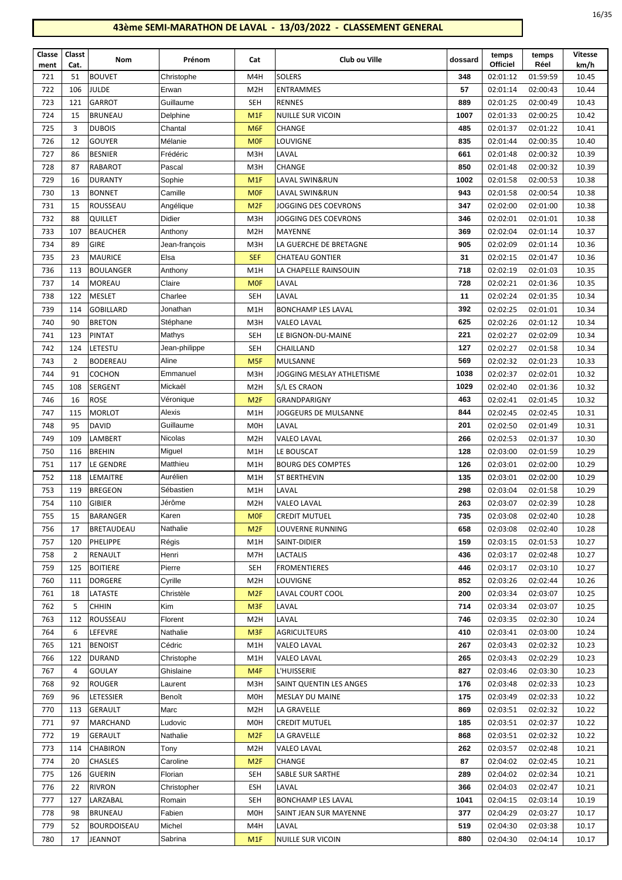# 43ème SEMI-MARATHON DE LAVAL - 13/03/2022 - CLASSEMENT GENERAL

| Classement | Classt Cat. | Nom | Prénom | Cat | Club ou Ville | dossard | temps Officiel | temps Réel | Vitesse km/h |
|---|---|---|---|---|---|---|---|---|---|
| 721 | 51 | BOUVET | Christophe | M4H | SOLERS | 348 | 02:01:12 | 01:59:59 | 10.45 |
| 722 | 106 | JULDE | Erwan | M2H | ENTRAMMES | 57 | 02:01:14 | 02:00:43 | 10.44 |
| 723 | 121 | GARROT | Guillaume | SEH | RENNES | 889 | 02:01:25 | 02:00:49 | 10.43 |
| 724 | 15 | BRUNEAU | Delphine | M1F | NUILLE SUR VICOIN | 1007 | 02:01:33 | 02:00:25 | 10.42 |
| 725 | 3 | DUBOIS | Chantal | M6F | CHANGE | 485 | 02:01:37 | 02:01:22 | 10.41 |
| 726 | 12 | GOUYER | Mélanie | M0F | LOUVIGNE | 835 | 02:01:44 | 02:00:35 | 10.40 |
| 727 | 86 | BESNIER | Frédéric | M3H | LAVAL | 661 | 02:01:48 | 02:00:32 | 10.39 |
| 728 | 87 | RABAROT | Pascal | M3H | CHANGE | 850 | 02:01:48 | 02:00:32 | 10.39 |
| 729 | 16 | DURANTY | Sophie | M1F | LAVAL SWIN&RUN | 1002 | 02:01:58 | 02:00:53 | 10.38 |
| 730 | 13 | BONNET | Camille | M0F | LAVAL SWIN&RUN | 943 | 02:01:58 | 02:00:54 | 10.38 |
| 731 | 15 | ROUSSEAU | Angélique | M2F | JOGGING DES COEVRONS | 347 | 02:02:00 | 02:01:00 | 10.38 |
| 732 | 88 | QUILLET | Didier | M3H | JOGGING DES COEVRONS | 346 | 02:02:01 | 02:01:01 | 10.38 |
| 733 | 107 | BEAUCHER | Anthony | M2H | MAYENNE | 369 | 02:02:04 | 02:01:14 | 10.37 |
| 734 | 89 | GIRE | Jean-françois | M3H | LA GUERCHE DE BRETAGNE | 905 | 02:02:09 | 02:01:14 | 10.36 |
| 735 | 23 | MAURICE | Elsa | SEF | CHATEAU GONTIER | 31 | 02:02:15 | 02:01:47 | 10.36 |
| 736 | 113 | BOULANGER | Anthony | M1H | LA CHAPELLE RAINSOUIN | 718 | 02:02:19 | 02:01:03 | 10.35 |
| 737 | 14 | MOREAU | Claire | M0F | LAVAL | 728 | 02:02:21 | 02:01:36 | 10.35 |
| 738 | 122 | MESLET | Charlee | SEH | LAVAL | 11 | 02:02:24 | 02:01:35 | 10.34 |
| 739 | 114 | GOBILLARD | Jonathan | M1H | BONCHAMP LES LAVAL | 392 | 02:02:25 | 02:01:01 | 10.34 |
| 740 | 90 | BRETON | Stéphane | M3H | VALEO LAVAL | 625 | 02:02:26 | 02:01:12 | 10.34 |
| 741 | 123 | PINTAT | Mathys | SEH | LE BIGNON-DU-MAINE | 221 | 02:02:27 | 02:02:09 | 10.34 |
| 742 | 124 | LETESTU | Jean-philippe | SEH | CHAILLAND | 127 | 02:02:27 | 02:01:58 | 10.34 |
| 743 | 2 | BODEREAU | Aline | M5F | MULSANNE | 569 | 02:02:32 | 02:01:23 | 10.33 |
| 744 | 91 | COCHON | Emmanuel | M3H | JOGGING MESLAY ATHLETISME | 1038 | 02:02:37 | 02:02:01 | 10.32 |
| 745 | 108 | SERGENT | Mickaël | M2H | S/L ES CRAON | 1029 | 02:02:40 | 02:01:36 | 10.32 |
| 746 | 16 | ROSE | Véronique | M2F | GRANDPARIGNY | 463 | 02:02:41 | 02:01:45 | 10.32 |
| 747 | 115 | MORLOT | Alexis | M1H | JOGGEURS DE MULSANNE | 844 | 02:02:45 | 02:02:45 | 10.31 |
| 748 | 95 | DAVID | Guillaume | M0H | LAVAL | 201 | 02:02:50 | 02:01:49 | 10.31 |
| 749 | 109 | LAMBERT | Nicolas | M2H | VALEO LAVAL | 266 | 02:02:53 | 02:01:37 | 10.30 |
| 750 | 116 | BREHIN | Miguel | M1H | LE BOUSCAT | 128 | 02:03:00 | 02:01:59 | 10.29 |
| 751 | 117 | LE GENDRE | Matthieu | M1H | BOURG DES COMPTES | 126 | 02:03:01 | 02:02:00 | 10.29 |
| 752 | 118 | LEMAITRE | Aurélien | M1H | ST BERTHEVIN | 135 | 02:03:01 | 02:02:00 | 10.29 |
| 753 | 119 | BREGEON | Sébastien | M1H | LAVAL | 298 | 02:03:04 | 02:01:58 | 10.29 |
| 754 | 110 | GIBIER | Jérôme | M2H | VALEO LAVAL | 263 | 02:03:07 | 02:02:39 | 10.28 |
| 755 | 15 | BARANGER | Karen | M0F | CREDIT MUTUEL | 735 | 02:03:08 | 02:02:40 | 10.28 |
| 756 | 17 | BRETAUDEAU | Nathalie | M2F | LOUVERNE RUNNING | 658 | 02:03:08 | 02:02:40 | 10.28 |
| 757 | 120 | PHELIPPE | Régis | M1H | SAINT-DIDIER | 159 | 02:03:15 | 02:01:53 | 10.27 |
| 758 | 2 | RENAULT | Henri | M7H | LACTALIS | 436 | 02:03:17 | 02:02:48 | 10.27 |
| 759 | 125 | BOITIERE | Pierre | SEH | FROMENTIERES | 446 | 02:03:17 | 02:03:10 | 10.27 |
| 760 | 111 | DORGERE | Cyrille | M2H | LOUVIGNE | 852 | 02:03:26 | 02:02:44 | 10.26 |
| 761 | 18 | LATASTE | Christèle | M2F | LAVAL COURT COOL | 200 | 02:03:34 | 02:03:07 | 10.25 |
| 762 | 5 | CHHIN | Kim | M3F | LAVAL | 714 | 02:03:34 | 02:03:07 | 10.25 |
| 763 | 112 | ROUSSEAU | Florent | M2H | LAVAL | 746 | 02:03:35 | 02:02:30 | 10.24 |
| 764 | 6 | LEFEVRE | Nathalie | M3F | AGRICULTEURS | 410 | 02:03:41 | 02:03:00 | 10.24 |
| 765 | 121 | BENOIST | Cédric | M1H | VALEO LAVAL | 267 | 02:03:43 | 02:02:32 | 10.23 |
| 766 | 122 | DURAND | Christophe | M1H | VALEO LAVAL | 265 | 02:03:43 | 02:02:29 | 10.23 |
| 767 | 4 | GOULAY | Ghislaine | M4F | L'HUISSERIE | 827 | 02:03:46 | 02:03:30 | 10.23 |
| 768 | 92 | ROUGER | Laurent | M3H | SAINT QUENTIN LES ANGES | 176 | 02:03:48 | 02:02:33 | 10.23 |
| 769 | 96 | LETESSIER | Benoît | M0H | MESLAY DU MAINE | 175 | 02:03:49 | 02:02:33 | 10.22 |
| 770 | 113 | GERAULT | Marc | M2H | LA GRAVELLE | 869 | 02:03:51 | 02:02:32 | 10.22 |
| 771 | 97 | MARCHAND | Ludovic | M0H | CREDIT MUTUEL | 185 | 02:03:51 | 02:02:37 | 10.22 |
| 772 | 19 | GERAULT | Nathalie | M2F | LA GRAVELLE | 868 | 02:03:51 | 02:02:32 | 10.22 |
| 773 | 114 | CHABIRON | Tony | M2H | VALEO LAVAL | 262 | 02:03:57 | 02:02:48 | 10.21 |
| 774 | 20 | CHASLES | Caroline | M2F | CHANGE | 87 | 02:04:02 | 02:02:45 | 10.21 |
| 775 | 126 | GUERIN | Florian | SEH | SABLE SUR SARTHE | 289 | 02:04:02 | 02:02:34 | 10.21 |
| 776 | 22 | RIVRON | Christopher | ESH | LAVAL | 366 | 02:04:03 | 02:02:47 | 10.21 |
| 777 | 127 | LARZABAL | Romain | SEH | BONCHAMP LES LAVAL | 1041 | 02:04:15 | 02:03:14 | 10.19 |
| 778 | 98 | BRUNEAU | Fabien | M0H | SAINT JEAN SUR MAYENNE | 377 | 02:04:29 | 02:03:27 | 10.17 |
| 779 | 52 | BOURDOISEAU | Michel | M4H | LAVAL | 519 | 02:04:30 | 02:03:38 | 10.17 |
| 780 | 17 | JEANNOT | Sabrina | M1F | NUILLE SUR VICOIN | 880 | 02:04:30 | 02:04:14 | 10.17 |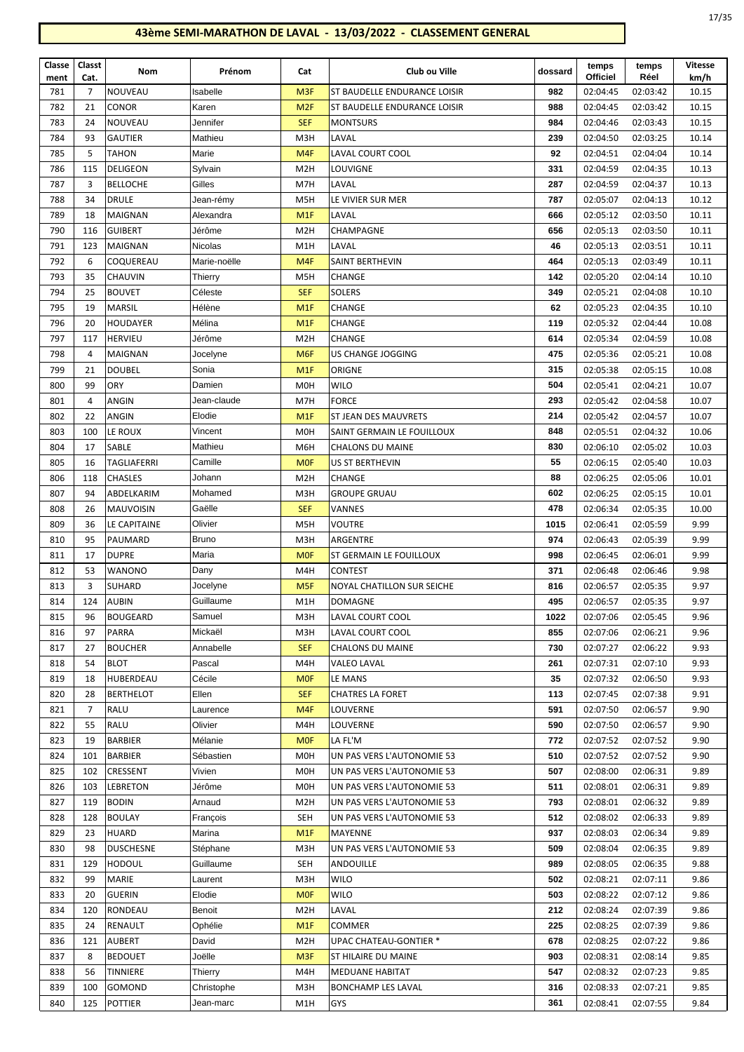# 43ème SEMI-MARATHON DE LAVAL - 13/03/2022 - CLASSEMENT GENERAL

| Classement | Classt Cat. | Nom | Prénom | Cat | Club ou Ville | dossard | temps Officiel | temps Réel | Vitesse km/h |
|---|---|---|---|---|---|---|---|---|---|
| 781 | 7 | NOUVEAU | Isabelle | M3F | ST BAUDELLE ENDURANCE LOISIR | 982 | 02:04:45 | 02:03:42 | 10.15 |
| 782 | 21 | CONOR | Karen | M2F | ST BAUDELLE ENDURANCE LOISIR | 988 | 02:04:45 | 02:03:42 | 10.15 |
| 783 | 24 | NOUVEAU | Jennifer | SEF | MONTSURS | 984 | 02:04:46 | 02:03:43 | 10.15 |
| 784 | 93 | GAUTIER | Mathieu | M3H | LAVAL | 239 | 02:04:50 | 02:03:25 | 10.14 |
| 785 | 5 | TAHON | Marie | M4F | LAVAL COURT COOL | 92 | 02:04:51 | 02:04:04 | 10.14 |
| 786 | 115 | DELIGEON | Sylvain | M2H | LOUVIGNE | 331 | 02:04:59 | 02:04:35 | 10.13 |
| 787 | 3 | BELLOCHE | Gilles | M7H | LAVAL | 287 | 02:04:59 | 02:04:37 | 10.13 |
| 788 | 34 | DRULE | Jean-rémy | M5H | LE VIVIER SUR MER | 787 | 02:05:07 | 02:04:13 | 10.12 |
| 789 | 18 | MAIGNAN | Alexandra | M1F | LAVAL | 666 | 02:05:12 | 02:03:50 | 10.11 |
| 790 | 116 | GUIBERT | Jérôme | M2H | CHAMPAGNE | 656 | 02:05:13 | 02:03:50 | 10.11 |
| 791 | 123 | MAIGNAN | Nicolas | M1H | LAVAL | 46 | 02:05:13 | 02:03:51 | 10.11 |
| 792 | 6 | COQUEREAU | Marie-noëlle | M4F | SAINT BERTHEVIN | 464 | 02:05:13 | 02:03:49 | 10.11 |
| 793 | 35 | CHAUVIN | Thierry | M5H | CHANGE | 142 | 02:05:20 | 02:04:14 | 10.10 |
| 794 | 25 | BOUVET | Céleste | SEF | SOLERS | 349 | 02:05:21 | 02:04:08 | 10.10 |
| 795 | 19 | MARSIL | Hélène | M1F | CHANGE | 62 | 02:05:23 | 02:04:35 | 10.10 |
| 796 | 20 | HOUDAYER | Mélina | M1F | CHANGE | 119 | 02:05:32 | 02:04:44 | 10.08 |
| 797 | 117 | HERVIEU | Jérôme | M2H | CHANGE | 614 | 02:05:34 | 02:04:59 | 10.08 |
| 798 | 4 | MAIGNAN | Jocelyne | M6F | US CHANGE JOGGING | 475 | 02:05:36 | 02:05:21 | 10.08 |
| 799 | 21 | DOUBEL | Sonia | M1F | ORIGNE | 315 | 02:05:38 | 02:05:15 | 10.08 |
| 800 | 99 | ORY | Damien | M0H | WILO | 504 | 02:05:41 | 02:04:21 | 10.07 |
| 801 | 4 | ANGIN | Jean-claude | M7H | FORCE | 293 | 02:05:42 | 02:04:58 | 10.07 |
| 802 | 22 | ANGIN | Elodie | M1F | ST JEAN DES MAUVRETS | 214 | 02:05:42 | 02:04:57 | 10.07 |
| 803 | 100 | LE ROUX | Vincent | M0H | SAINT GERMAIN LE FOUILLOUX | 848 | 02:05:51 | 02:04:32 | 10.06 |
| 804 | 17 | SABLE | Mathieu | M6H | CHALONS DU MAINE | 830 | 02:06:10 | 02:05:02 | 10.03 |
| 805 | 16 | TAGLIAFERRI | Camille | M0F | US ST BERTHEVIN | 55 | 02:06:15 | 02:05:40 | 10.03 |
| 806 | 118 | CHASLES | Johann | M2H | CHANGE | 88 | 02:06:25 | 02:05:06 | 10.01 |
| 807 | 94 | ABDELKARIM | Mohamed | M3H | GROUPE GRUAU | 602 | 02:06:25 | 02:05:15 | 10.01 |
| 808 | 26 | MAUVOISIN | Gaëlle | SEF | VANNES | 478 | 02:06:34 | 02:05:35 | 10.00 |
| 809 | 36 | LE CAPITAINE | Olivier | M5H | VOUTRE | 1015 | 02:06:41 | 02:05:59 | 9.99 |
| 810 | 95 | PAUMARD | Bruno | M3H | ARGENTRE | 974 | 02:06:43 | 02:05:39 | 9.99 |
| 811 | 17 | DUPRE | Maria | M0F | ST GERMAIN LE FOUILLOUX | 998 | 02:06:45 | 02:06:01 | 9.99 |
| 812 | 53 | WANONO | Dany | M4H | CONTEST | 371 | 02:06:48 | 02:06:46 | 9.98 |
| 813 | 3 | SUHARD | Jocelyne | M5F | NOYAL CHATILLON SUR SEICHE | 816 | 02:06:57 | 02:05:35 | 9.97 |
| 814 | 124 | AUBIN | Guillaume | M1H | DOMAGNE | 495 | 02:06:57 | 02:05:35 | 9.97 |
| 815 | 96 | BOUGEARD | Samuel | M3H | LAVAL COURT COOL | 1022 | 02:07:06 | 02:05:45 | 9.96 |
| 816 | 97 | PARRA | Mickaël | M3H | LAVAL COURT COOL | 855 | 02:07:06 | 02:06:21 | 9.96 |
| 817 | 27 | BOUCHER | Annabelle | SEF | CHALONS DU MAINE | 730 | 02:07:27 | 02:06:22 | 9.93 |
| 818 | 54 | BLOT | Pascal | M4H | VALEO LAVAL | 261 | 02:07:31 | 02:07:10 | 9.93 |
| 819 | 18 | HUBERDEAU | Cécile | M0F | LE MANS | 35 | 02:07:32 | 02:06:50 | 9.93 |
| 820 | 28 | BERTHELOT | Ellen | SEF | CHATRES LA FORET | 113 | 02:07:45 | 02:07:38 | 9.91 |
| 821 | 7 | RALU | Laurence | M4F | LOUVERNE | 591 | 02:07:50 | 02:06:57 | 9.90 |
| 822 | 55 | RALU | Olivier | M4H | LOUVERNE | 590 | 02:07:50 | 02:06:57 | 9.90 |
| 823 | 19 | BARBIER | Mélanie | M0F | LA FL'M | 772 | 02:07:52 | 02:07:52 | 9.90 |
| 824 | 101 | BARBIER | Sébastien | M0H | UN PAS VERS L'AUTONOMIE 53 | 510 | 02:07:52 | 02:07:52 | 9.90 |
| 825 | 102 | CRESSENT | Vivien | M0H | UN PAS VERS L'AUTONOMIE 53 | 507 | 02:08:00 | 02:06:31 | 9.89 |
| 826 | 103 | LEBRETON | Jérôme | M0H | UN PAS VERS L'AUTONOMIE 53 | 511 | 02:08:01 | 02:06:31 | 9.89 |
| 827 | 119 | BODIN | Arnaud | M2H | UN PAS VERS L'AUTONOMIE 53 | 793 | 02:08:01 | 02:06:32 | 9.89 |
| 828 | 128 | BOULAY | François | SEH | UN PAS VERS L'AUTONOMIE 53 | 512 | 02:08:02 | 02:06:33 | 9.89 |
| 829 | 23 | HUARD | Marina | M1F | MAYENNE | 937 | 02:08:03 | 02:06:34 | 9.89 |
| 830 | 98 | DUSCHESNE | Stéphane | M3H | UN PAS VERS L'AUTONOMIE 53 | 509 | 02:08:04 | 02:06:35 | 9.89 |
| 831 | 129 | HODOUL | Guillaume | SEH | ANDOUILLE | 989 | 02:08:05 | 02:06:35 | 9.88 |
| 832 | 99 | MARIE | Laurent | M3H | WILO | 502 | 02:08:21 | 02:07:11 | 9.86 |
| 833 | 20 | GUERIN | Elodie | M0F | WILO | 503 | 02:08:22 | 02:07:12 | 9.86 |
| 834 | 120 | RONDEAU | Benoit | M2H | LAVAL | 212 | 02:08:24 | 02:07:39 | 9.86 |
| 835 | 24 | RENAULT | Ophélie | M1F | COMMER | 225 | 02:08:25 | 02:07:39 | 9.86 |
| 836 | 121 | AUBERT | David | M2H | UPAC CHATEAU-GONTIER * | 678 | 02:08:25 | 02:07:22 | 9.86 |
| 837 | 8 | BEDOUET | Joëlle | M3F | ST HILAIRE DU MAINE | 903 | 02:08:31 | 02:08:14 | 9.85 |
| 838 | 56 | TINNIERE | Thierry | M4H | MEDUANE HABITAT | 547 | 02:08:32 | 02:07:23 | 9.85 |
| 839 | 100 | GOMOND | Christophe | M3H | BONCHAMP LES LAVAL | 316 | 02:08:33 | 02:07:21 | 9.85 |
| 840 | 125 | POTTIER | Jean-marc | M1H | GYS | 361 | 02:08:41 | 02:07:55 | 9.84 |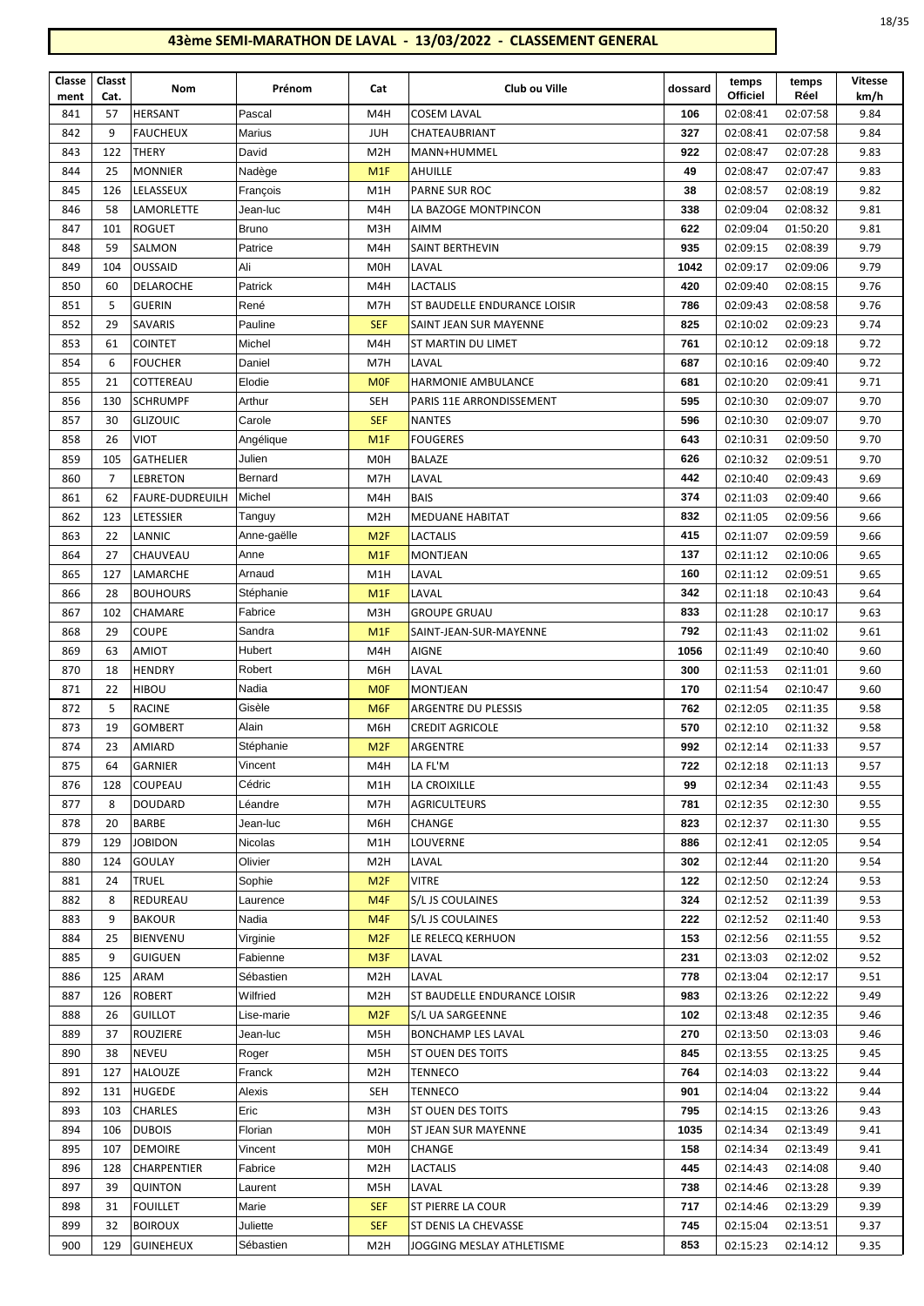# 43ème SEMI-MARATHON DE LAVAL - 13/03/2022 - CLASSEMENT GENERAL

| Classement | Classt Cat. | Nom | Prénom | Cat | Club ou Ville | dossard | temps Officiel | temps Réel | Vitesse km/h |
|---|---|---|---|---|---|---|---|---|---|
| 841 | 57 | HERSANT | Pascal | M4H | COSEM LAVAL | 106 | 02:08:41 | 02:07:58 | 9.84 |
| 842 | 9 | FAUCHEUX | Marius | JUH | CHATEAUBRIANT | 327 | 02:08:41 | 02:07:58 | 9.84 |
| 843 | 122 | THERY | David | M2H | MANN+HUMMEL | 922 | 02:08:47 | 02:07:28 | 9.83 |
| 844 | 25 | MONNIER | Nadège | M1F | AHUILLE | 49 | 02:08:47 | 02:07:47 | 9.83 |
| 845 | 126 | LELASSEUX | François | M1H | PARNE SUR ROC | 38 | 02:08:57 | 02:08:19 | 9.82 |
| 846 | 58 | LAMORLETTE | Jean-luc | M4H | LA BAZOGE MONTPINCON | 338 | 02:09:04 | 02:08:32 | 9.81 |
| 847 | 101 | ROGUET | Bruno | M3H | AIMM | 622 | 02:09:04 | 01:50:20 | 9.81 |
| 848 | 59 | SALMON | Patrice | M4H | SAINT BERTHEVIN | 935 | 02:09:15 | 02:08:39 | 9.79 |
| 849 | 104 | OUSSAID | Ali | M0H | LAVAL | 1042 | 02:09:17 | 02:09:06 | 9.79 |
| 850 | 60 | DELAROCHE | Patrick | M4H | LACTALIS | 420 | 02:09:40 | 02:08:15 | 9.76 |
| 851 | 5 | GUERIN | René | M7H | ST BAUDELLE ENDURANCE LOISIR | 786 | 02:09:43 | 02:08:58 | 9.76 |
| 852 | 29 | SAVARIS | Pauline | SEF | SAINT JEAN SUR MAYENNE | 825 | 02:10:02 | 02:09:23 | 9.74 |
| 853 | 61 | COINTET | Michel | M4H | ST MARTIN DU LIMET | 761 | 02:10:12 | 02:09:18 | 9.72 |
| 854 | 6 | FOUCHER | Daniel | M7H | LAVAL | 687 | 02:10:16 | 02:09:40 | 9.72 |
| 855 | 21 | COTTEREAU | Elodie | M0F | HARMONIE AMBULANCE | 681 | 02:10:20 | 02:09:41 | 9.71 |
| 856 | 130 | SCHRUMPF | Arthur | SEH | PARIS 11E ARRONDISSEMENT | 595 | 02:10:30 | 02:09:07 | 9.70 |
| 857 | 30 | GLIZOUIC | Carole | SEF | NANTES | 596 | 02:10:30 | 02:09:07 | 9.70 |
| 858 | 26 | VIOT | Angélique | M1F | FOUGERES | 643 | 02:10:31 | 02:09:50 | 9.70 |
| 859 | 105 | GATHELIER | Julien | M0H | BALAZE | 626 | 02:10:32 | 02:09:51 | 9.70 |
| 860 | 7 | LEBRETON | Bernard | M7H | LAVAL | 442 | 02:10:40 | 02:09:43 | 9.69 |
| 861 | 62 | FAURE-DUDREUILH | Michel | M4H | BAIS | 374 | 02:11:03 | 02:09:40 | 9.66 |
| 862 | 123 | LETESSIER | Tanguy | M2H | MEDUANE HABITAT | 832 | 02:11:05 | 02:09:56 | 9.66 |
| 863 | 22 | LANNIC | Anne-gaëlle | M2F | LACTALIS | 415 | 02:11:07 | 02:09:59 | 9.66 |
| 864 | 27 | CHAUVEAU | Anne | M1F | MONTJEAN | 137 | 02:11:12 | 02:10:06 | 9.65 |
| 865 | 127 | LAMARCHE | Arnaud | M1H | LAVAL | 160 | 02:11:12 | 02:09:51 | 9.65 |
| 866 | 28 | BOUHOURS | Stéphanie | M1F | LAVAL | 342 | 02:11:18 | 02:10:43 | 9.64 |
| 867 | 102 | CHAMARE | Fabrice | M3H | GROUPE GRUAU | 833 | 02:11:28 | 02:10:17 | 9.63 |
| 868 | 29 | COUPE | Sandra | M1F | SAINT-JEAN-SUR-MAYENNE | 792 | 02:11:43 | 02:11:02 | 9.61 |
| 869 | 63 | AMIOT | Hubert | M4H | AIGNE | 1056 | 02:11:49 | 02:10:40 | 9.60 |
| 870 | 18 | HENDRY | Robert | M6H | LAVAL | 300 | 02:11:53 | 02:11:01 | 9.60 |
| 871 | 22 | HIBOU | Nadia | M0F | MONTJEAN | 170 | 02:11:54 | 02:10:47 | 9.60 |
| 872 | 5 | RACINE | Gisèle | M6F | ARGENTRE DU PLESSIS | 762 | 02:12:05 | 02:11:35 | 9.58 |
| 873 | 19 | GOMBERT | Alain | M6H | CREDIT AGRICOLE | 570 | 02:12:10 | 02:11:32 | 9.58 |
| 874 | 23 | AMIARD | Stéphanie | M2F | ARGENTRE | 992 | 02:12:14 | 02:11:33 | 9.57 |
| 875 | 64 | GARNIER | Vincent | M4H | LA FL'M | 722 | 02:12:18 | 02:11:13 | 9.57 |
| 876 | 128 | COUPEAU | Cédric | M1H | LA CROIXILLE | 99 | 02:12:34 | 02:11:43 | 9.55 |
| 877 | 8 | DOUDARD | Léandre | M7H | AGRICULTEURS | 781 | 02:12:35 | 02:12:30 | 9.55 |
| 878 | 20 | BARBE | Jean-luc | M6H | CHANGE | 823 | 02:12:37 | 02:11:30 | 9.55 |
| 879 | 129 | JOBIDON | Nicolas | M1H | LOUVERNE | 886 | 02:12:41 | 02:12:05 | 9.54 |
| 880 | 124 | GOULAY | Olivier | M2H | LAVAL | 302 | 02:12:44 | 02:11:20 | 9.54 |
| 881 | 24 | TRUEL | Sophie | M2F | VITRE | 122 | 02:12:50 | 02:12:24 | 9.53 |
| 882 | 8 | REDUREAU | Laurence | M4F | S/L JS COULAINES | 324 | 02:12:52 | 02:11:39 | 9.53 |
| 883 | 9 | BAKOUR | Nadia | M4F | S/L JS COULAINES | 222 | 02:12:52 | 02:11:40 | 9.53 |
| 884 | 25 | BIENVENU | Virginie | M2F | LE RELECQ KERHUON | 153 | 02:12:56 | 02:11:55 | 9.52 |
| 885 | 9 | GUIGUEN | Fabienne | M3F | LAVAL | 231 | 02:13:03 | 02:12:02 | 9.52 |
| 886 | 125 | ARAM | Sébastien | M2H | LAVAL | 778 | 02:13:04 | 02:12:17 | 9.51 |
| 887 | 126 | ROBERT | Wilfried | M2H | ST BAUDELLE ENDURANCE LOISIR | 983 | 02:13:26 | 02:12:22 | 9.49 |
| 888 | 26 | GUILLOT | Lise-marie | M2F | S/L UA SARGEENNE | 102 | 02:13:48 | 02:12:35 | 9.46 |
| 889 | 37 | ROUZIERE | Jean-luc | M5H | BONCHAMP LES LAVAL | 270 | 02:13:50 | 02:13:03 | 9.46 |
| 890 | 38 | NEVEU | Roger | M5H | ST OUEN DES TOITS | 845 | 02:13:55 | 02:13:25 | 9.45 |
| 891 | 127 | HALOUZE | Franck | M2H | TENNECO | 764 | 02:14:03 | 02:13:22 | 9.44 |
| 892 | 131 | HUGEDE | Alexis | SEH | TENNECO | 901 | 02:14:04 | 02:13:22 | 9.44 |
| 893 | 103 | CHARLES | Eric | M3H | ST OUEN DES TOITS | 795 | 02:14:15 | 02:13:26 | 9.43 |
| 894 | 106 | DUBOIS | Florian | M0H | ST JEAN SUR MAYENNE | 1035 | 02:14:34 | 02:13:49 | 9.41 |
| 895 | 107 | DEMOIRE | Vincent | M0H | CHANGE | 158 | 02:14:34 | 02:13:49 | 9.41 |
| 896 | 128 | CHARPENTIER | Fabrice | M2H | LACTALIS | 445 | 02:14:43 | 02:14:08 | 9.40 |
| 897 | 39 | QUINTON | Laurent | M5H | LAVAL | 738 | 02:14:46 | 02:13:28 | 9.39 |
| 898 | 31 | FOUILLET | Marie | SEF | ST PIERRE LA COUR | 717 | 02:14:46 | 02:13:29 | 9.39 |
| 899 | 32 | BOIROUX | Juliette | SEF | ST DENIS LA CHEVASSE | 745 | 02:15:04 | 02:13:51 | 9.37 |
| 900 | 129 | GUINEHEUX | Sébastien | M2H | JOGGING MESLAY ATHLETISME | 853 | 02:15:23 | 02:14:12 | 9.35 |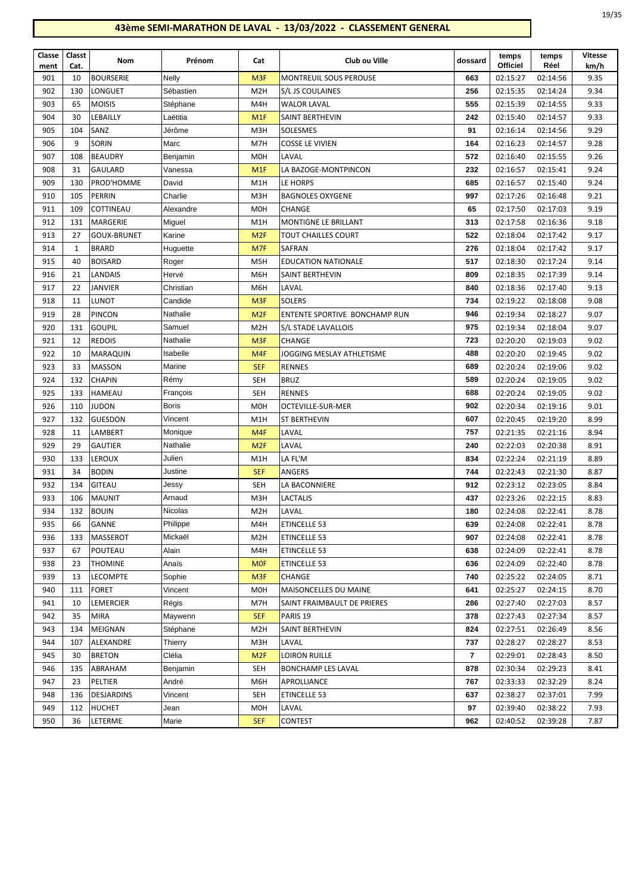# 43ème SEMI-MARATHON DE LAVAL - 13/03/2022 - CLASSEMENT GENERAL

| Classement | Classt Cat. | Nom | Prénom | Cat | Club ou Ville | dossard | temps Officiel | temps Réel | Vitesse km/h |
|---|---|---|---|---|---|---|---|---|---|
| 901 | 10 | BOURSERIE | Nelly | M3F | MONTREUIL SOUS PEROUSE | 663 | 02:15:27 | 02:14:56 | 9.35 |
| 902 | 130 | LONGUET | Sébastien | M2H | S/L JS COULAINES | 256 | 02:15:35 | 02:14:24 | 9.34 |
| 903 | 65 | MOISIS | Stéphane | M4H | WALOR LAVAL | 555 | 02:15:39 | 02:14:55 | 9.33 |
| 904 | 30 | LEBAILLY | Laëtitia | M1F | SAINT BERTHEVIN | 242 | 02:15:40 | 02:14:57 | 9.33 |
| 905 | 104 | SANZ | Jérôme | M3H | SOLESMES | 91 | 02:16:14 | 02:14:56 | 9.29 |
| 906 | 9 | SORIN | Marc | M7H | COSSE LE VIVIEN | 164 | 02:16:23 | 02:14:57 | 9.28 |
| 907 | 108 | BEAUDRY | Benjamin | M0H | LAVAL | 572 | 02:16:40 | 02:15:55 | 9.26 |
| 908 | 31 | GAULARD | Vanessa | M1F | LA BAZOGE-MONTPINCON | 232 | 02:16:57 | 02:15:41 | 9.24 |
| 909 | 130 | PROD'HOMME | David | M1H | LE HORPS | 685 | 02:16:57 | 02:15:40 | 9.24 |
| 910 | 105 | PERRIN | Charlie | M3H | BAGNOLES OXYGENE | 997 | 02:17:26 | 02:16:48 | 9.21 |
| 911 | 109 | COTTINEAU | Alexandre | M0H | CHANGE | 65 | 02:17:50 | 02:17:03 | 9.19 |
| 912 | 131 | MARGERIE | Miguel | M1H | MONTIGNE LE BRILLANT | 313 | 02:17:58 | 02:16:36 | 9.18 |
| 913 | 27 | GOUX-BRUNET | Karine | M2F | TOUT CHAILLES COURT | 522 | 02:18:04 | 02:17:42 | 9.17 |
| 914 | 1 | BRARD | Huguette | M7F | SAFRAN | 276 | 02:18:04 | 02:17:42 | 9.17 |
| 915 | 40 | BOISARD | Roger | M5H | EDUCATION NATIONALE | 517 | 02:18:30 | 02:17:24 | 9.14 |
| 916 | 21 | LANDAIS | Hervé | M6H | SAINT BERTHEVIN | 809 | 02:18:35 | 02:17:39 | 9.14 |
| 917 | 22 | JANVIER | Christian | M6H | LAVAL | 840 | 02:18:36 | 02:17:40 | 9.13 |
| 918 | 11 | LUNOT | Candide | M3F | SOLERS | 734 | 02:19:22 | 02:18:08 | 9.08 |
| 919 | 28 | PINCON | Nathalie | M2F | ENTENTE SPORTIVE BONCHAMP RUN | 946 | 02:19:34 | 02:18:27 | 9.07 |
| 920 | 131 | GOUPIL | Samuel | M2H | S/L STADE LAVALLOIS | 975 | 02:19:34 | 02:18:04 | 9.07 |
| 921 | 12 | REDOIS | Nathalie | M3F | CHANGE | 723 | 02:20:20 | 02:19:03 | 9.02 |
| 922 | 10 | MARAQUIN | Isabelle | M4F | JOGGING MESLAY ATHLETISME | 488 | 02:20:20 | 02:19:45 | 9.02 |
| 923 | 33 | MASSON | Marine | SEF | RENNES | 689 | 02:20:24 | 02:19:06 | 9.02 |
| 924 | 132 | CHAPIN | Rémy | SEH | BRUZ | 589 | 02:20:24 | 02:19:05 | 9.02 |
| 925 | 133 | HAMEAU | François | SEH | RENNES | 688 | 02:20:24 | 02:19:05 | 9.02 |
| 926 | 110 | JUDON | Boris | M0H | OCTEVILLE-SUR-MER | 902 | 02:20:34 | 02:19:16 | 9.01 |
| 927 | 132 | GUESDON | Vincent | M1H | ST BERTHEVIN | 607 | 02:20:45 | 02:19:20 | 8.99 |
| 928 | 11 | LAMBERT | Monique | M4F | LAVAL | 757 | 02:21:35 | 02:21:16 | 8.94 |
| 929 | 29 | GAUTIER | Nathalie | M2F | LAVAL | 240 | 02:22:03 | 02:20:38 | 8.91 |
| 930 | 133 | LEROUX | Julien | M1H | LA FL'M | 834 | 02:22:24 | 02:21:19 | 8.89 |
| 931 | 34 | BODIN | Justine | SEF | ANGERS | 744 | 02:22:43 | 02:21:30 | 8.87 |
| 932 | 134 | GITEAU | Jessy | SEH | LA BACONNIERE | 912 | 02:23:12 | 02:23:05 | 8.84 |
| 933 | 106 | MAUNIT | Arnaud | M3H | LACTALIS | 437 | 02:23:26 | 02:22:15 | 8.83 |
| 934 | 132 | BOUIN | Nicolas | M2H | LAVAL | 180 | 02:24:08 | 02:22:41 | 8.78 |
| 935 | 66 | GANNE | Philippe | M4H | ETINCELLE 53 | 639 | 02:24:08 | 02:22:41 | 8.78 |
| 936 | 133 | MASSEROT | Mickaël | M2H | ETINCELLE 53 | 907 | 02:24:08 | 02:22:41 | 8.78 |
| 937 | 67 | POUTEAU | Alain | M4H | ETINCELLE 53 | 638 | 02:24:09 | 02:22:41 | 8.78 |
| 938 | 23 | THOMINE | Anaïs | M0F | ETINCELLE 53 | 636 | 02:24:09 | 02:22:40 | 8.78 |
| 939 | 13 | LECOMPTE | Sophie | M3F | CHANGE | 740 | 02:25:22 | 02:24:05 | 8.71 |
| 940 | 111 | FORET | Vincent | M0H | MAISONCELLES DU MAINE | 641 | 02:25:27 | 02:24:15 | 8.70 |
| 941 | 10 | LEMERCIER | Régis | M7H | SAINT FRAIMBAULT DE PRIERES | 286 | 02:27:40 | 02:27:03 | 8.57 |
| 942 | 35 | MIRA | Maywenn | SEF | PARIS 19 | 378 | 02:27:43 | 02:27:34 | 8.57 |
| 943 | 134 | MEIGNAN | Stéphane | M2H | SAINT BERTHEVIN | 824 | 02:27:51 | 02:26:49 | 8.56 |
| 944 | 107 | ALEXANDRE | Thierry | M3H | LAVAL | 737 | 02:28:27 | 02:28:27 | 8.53 |
| 945 | 30 | BRETON | Clélia | M2F | LOIRON RUILLE | 7 | 02:29:01 | 02:28:43 | 8.50 |
| 946 | 135 | ABRAHAM | Benjamin | SEH | BONCHAMP LES LAVAL | 878 | 02:30:34 | 02:29:23 | 8.41 |
| 947 | 23 | PELTIER | André | M6H | APROLLIANCE | 767 | 02:33:33 | 02:32:29 | 8.24 |
| 948 | 136 | DESJARDINS | Vincent | SEH | ETINCELLE 53 | 637 | 02:38:27 | 02:37:01 | 7.99 |
| 949 | 112 | HUCHET | Jean | M0H | LAVAL | 97 | 02:39:40 | 02:38:22 | 7.93 |
| 950 | 36 | LETERME | Marie | SEF | CONTEST | 962 | 02:40:52 | 02:39:28 | 7.87 |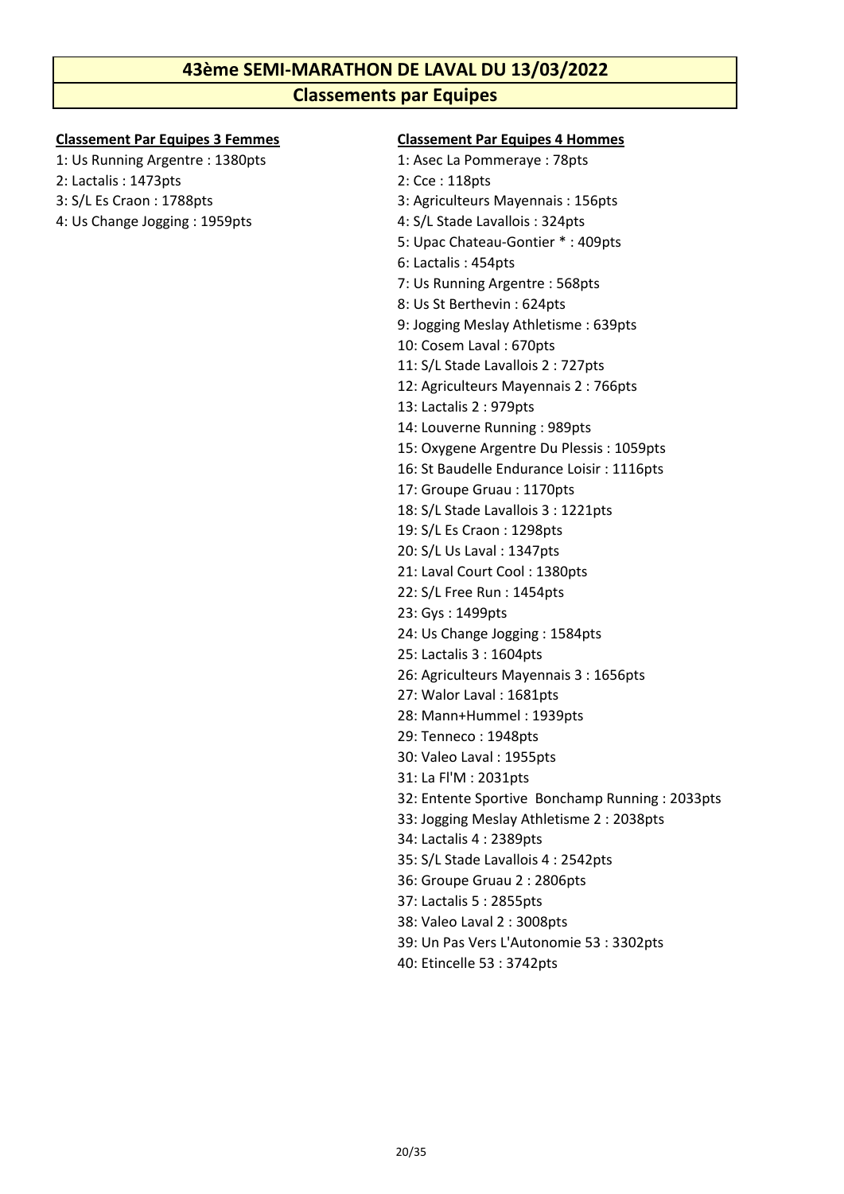# 43ème SEMI-MARATHON DE LAVAL DU 13/03/2022

## Classements par Equipes

**Classement Par Equipes 3 Femmes**

1: Us Running Argentre : 1380pts
2: Lactalis : 1473pts
3: S/L Es Craon : 1788pts
4: Us Change Jogging : 1959pts

**Classement Par Equipes 4 Hommes**

1: Asec La Pommeraye : 78pts
2: Cce : 118pts
3: Agriculteurs Mayennais : 156pts
4: S/L Stade Lavallois : 324pts
5: Upac Chateau-Gontier * : 409pts
6: Lactalis : 454pts
7: Us Running Argentre : 568pts
8: Us St Berthevin : 624pts
9: Jogging Meslay Athletisme : 639pts
10: Cosem Laval : 670pts
11: S/L Stade Lavallois 2 : 727pts
12: Agriculteurs Mayennais 2 : 766pts
13: Lactalis 2 : 979pts
14: Louverne Running : 989pts
15: Oxygene Argentre Du Plessis : 1059pts
16: St Baudelle Endurance Loisir : 1116pts
17: Groupe Gruau : 1170pts
18: S/L Stade Lavallois 3 : 1221pts
19: S/L Es Craon : 1298pts
20: S/L Us Laval : 1347pts
21: Laval Court Cool : 1380pts
22: S/L Free Run : 1454pts
23: Gys : 1499pts
24: Us Change Jogging : 1584pts
25: Lactalis 3 : 1604pts
26: Agriculteurs Mayennais 3 : 1656pts
27: Walor Laval : 1681pts
28: Mann+Hummel : 1939pts
29: Tenneco : 1948pts
30: Valeo Laval : 1955pts
31: La Fl'M : 2031pts
32: Entente Sportive Bonchamp Running : 2033pts
33: Jogging Meslay Athletisme 2 : 2038pts
34: Lactalis 4 : 2389pts
35: S/L Stade Lavallois 4 : 2542pts
36: Groupe Gruau 2 : 2806pts
37: Lactalis 5 : 2855pts
38: Valeo Laval 2 : 3008pts
39: Un Pas Vers L'Autonomie 53 : 3302pts
40: Etincelle 53 : 3742pts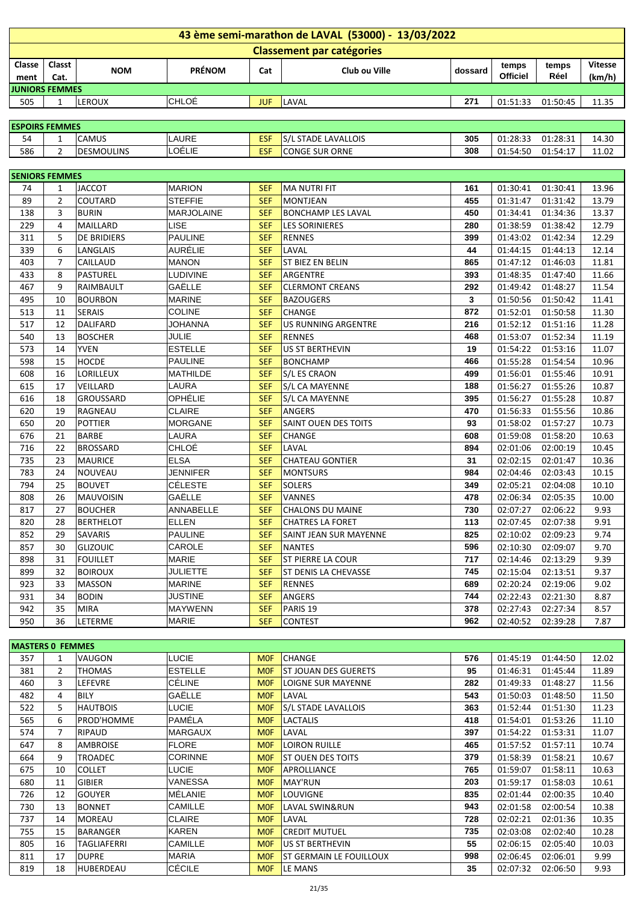# 43 ème semi-marathon de LAVAL (53000) - 13/03/2022

## Classement par catégories

| Classement | Classt Cat. | NOM | PRÉNOM | Cat | Club ou Ville | dossard | temps Officiel | temps Réel | Vitesse (km/h) |
|---|---|---|---|---|---|---|---|---|---|
| **JUNIORS FEMMES** | | | | | | | | | |
| 505 | 1 | LEROUX | CHLOÉ | JUF | LAVAL | 271 | 01:51:33 | 01:50:45 | 11.35 |
| **ESPOIRS FEMMES** | | | | | | | | | |
| 54 | 1 | CAMUS | LAURE | ESF | S/L STADE LAVALLOIS | 305 | 01:28:33 | 01:28:31 | 14.30 |
| 586 | 2 | DESMOULINS | LOÉLIE | ESF | CONGE SUR ORNE | 308 | 01:54:50 | 01:54:17 | 11.02 |
| **SENIORS FEMMES** | | | | | | | | | |
| 74 | 1 | JACCOT | MARION | SEF | MA NUTRI FIT | 161 | 01:30:41 | 01:30:41 | 13.96 |
| 89 | 2 | COUTARD | STEFFIE | SEF | MONTJEAN | 455 | 01:31:47 | 01:31:42 | 13.79 |
| 138 | 3 | BURIN | MARJOLAINE | SEF | BONCHAMP LES LAVAL | 450 | 01:34:41 | 01:34:36 | 13.37 |
| 229 | 4 | MAILLARD | LISE | SEF | LES SORINIERES | 280 | 01:38:59 | 01:38:42 | 12.79 |
| 311 | 5 | DE BRIDIERS | PAULINE | SEF | RENNES | 399 | 01:43:02 | 01:42:34 | 12.29 |
| 339 | 6 | LANGLAIS | AURÉLIE | SEF | LAVAL | 44 | 01:44:15 | 01:44:13 | 12.14 |
| 403 | 7 | CAILLAUD | MANON | SEF | ST BIEZ EN BELIN | 865 | 01:47:12 | 01:46:03 | 11.81 |
| 433 | 8 | PASTUREL | LUDIVINE | SEF | ARGENTRE | 393 | 01:48:35 | 01:47:40 | 11.66 |
| 467 | 9 | RAIMBAULT | GAËLLE | SEF | CLERMONT CREANS | 292 | 01:49:42 | 01:48:27 | 11.54 |
| 495 | 10 | BOURBON | MARINE | SEF | BAZOUGERS | 3 | 01:50:56 | 01:50:42 | 11.41 |
| 513 | 11 | SERAIS | COLINE | SEF | CHANGE | 872 | 01:52:01 | 01:50:58 | 11.30 |
| 517 | 12 | DALIFARD | JOHANNA | SEF | US RUNNING ARGENTRE | 216 | 01:52:12 | 01:51:16 | 11.28 |
| 540 | 13 | BOSCHER | JULIE | SEF | RENNES | 468 | 01:53:07 | 01:52:34 | 11.19 |
| 573 | 14 | YVEN | ESTELLE | SEF | US ST BERTHEVIN | 19 | 01:54:22 | 01:53:16 | 11.07 |
| 598 | 15 | HOCDE | PAULINE | SEF | BONCHAMP | 466 | 01:55:28 | 01:54:54 | 10.96 |
| 608 | 16 | LORILLEUX | MATHILDE | SEF | S/L ES CRAON | 499 | 01:56:01 | 01:55:46 | 10.91 |
| 615 | 17 | VEILLARD | LAURA | SEF | S/L CA MAYENNE | 188 | 01:56:27 | 01:55:26 | 10.87 |
| 616 | 18 | GROUSSARD | OPHÉLIE | SEF | S/L CA MAYENNE | 395 | 01:56:27 | 01:55:28 | 10.87 |
| 620 | 19 | RAGNEAU | CLAIRE | SEF | ANGERS | 470 | 01:56:33 | 01:55:56 | 10.86 |
| 650 | 20 | POTTIER | MORGANE | SEF | SAINT OUEN DES TOITS | 93 | 01:58:02 | 01:57:27 | 10.73 |
| 676 | 21 | BARBE | LAURA | SEF | CHANGE | 608 | 01:59:08 | 01:58:20 | 10.63 |
| 716 | 22 | BROSSARD | CHLOÉ | SEF | LAVAL | 894 | 02:01:06 | 02:00:19 | 10.45 |
| 735 | 23 | MAURICE | ELSA | SEF | CHATEAU GONTIER | 31 | 02:02:15 | 02:01:47 | 10.36 |
| 783 | 24 | NOUVEAU | JENNIFER | SEF | MONTSURS | 984 | 02:04:46 | 02:03:43 | 10.15 |
| 794 | 25 | BOUVET | CÉLESTE | SEF | SOLERS | 349 | 02:05:21 | 02:04:08 | 10.10 |
| 808 | 26 | MAUVOISIN | GAËLLE | SEF | VANNES | 478 | 02:06:34 | 02:05:35 | 10.00 |
| 817 | 27 | BOUCHER | ANNABELLE | SEF | CHALONS DU MAINE | 730 | 02:07:27 | 02:06:22 | 9.93 |
| 820 | 28 | BERTHELOT | ELLEN | SEF | CHATRES LA FORET | 113 | 02:07:45 | 02:07:38 | 9.91 |
| 852 | 29 | SAVARIS | PAULINE | SEF | SAINT JEAN SUR MAYENNE | 825 | 02:10:02 | 02:09:23 | 9.74 |
| 857 | 30 | GLIZOUIC | CAROLE | SEF | NANTES | 596 | 02:10:30 | 02:09:07 | 9.70 |
| 898 | 31 | FOUILLET | MARIE | SEF | ST PIERRE LA COUR | 717 | 02:14:46 | 02:13:29 | 9.39 |
| 899 | 32 | BOIROUX | JULIETTE | SEF | ST DENIS LA CHEVASSE | 745 | 02:15:04 | 02:13:51 | 9.37 |
| 923 | 33 | MASSON | MARINE | SEF | RENNES | 689 | 02:20:24 | 02:19:06 | 9.02 |
| 931 | 34 | BODIN | JUSTINE | SEF | ANGERS | 744 | 02:22:43 | 02:21:30 | 8.87 |
| 942 | 35 | MIRA | MAYWENN | SEF | PARIS 19 | 378 | 02:27:43 | 02:27:34 | 8.57 |
| 950 | 36 | LETERME | MARIE | SEF | CONTEST | 962 | 02:40:52 | 02:39:28 | 7.87 |
| **MASTERS 0 FEMMES** | | | | | | | | | |
| 357 | 1 | VAUGON | LUCIE | M0F | CHANGE | 576 | 01:45:19 | 01:44:50 | 12.02 |
| 381 | 2 | THOMAS | ESTELLE | M0F | ST JOUAN DES GUERETS | 95 | 01:46:31 | 01:45:44 | 11.89 |
| 460 | 3 | LEFEVRE | CÉLINE | M0F | LOIGNE SUR MAYENNE | 282 | 01:49:33 | 01:48:27 | 11.56 |
| 482 | 4 | BILY | GAËLLE | M0F | LAVAL | 543 | 01:50:03 | 01:48:50 | 11.50 |
| 522 | 5 | HAUTBOIS | LUCIE | M0F | S/L STADE LAVALLOIS | 363 | 01:52:44 | 01:51:30 | 11.23 |
| 565 | 6 | PROD'HOMME | PAMÉLA | M0F | LACTALIS | 418 | 01:54:01 | 01:53:26 | 11.10 |
| 574 | 7 | RIPAUD | MARGAUX | M0F | LAVAL | 397 | 01:54:22 | 01:53:31 | 11.07 |
| 647 | 8 | AMBROISE | FLORE | M0F | LOIRON RUILLE | 465 | 01:57:52 | 01:57:11 | 10.74 |
| 664 | 9 | TROADEC | CORINNE | M0F | ST OUEN DES TOITS | 379 | 01:58:39 | 01:58:21 | 10.67 |
| 675 | 10 | COLLET | LUCIE | M0F | APROLLIANCE | 765 | 01:59:07 | 01:58:11 | 10.63 |
| 680 | 11 | GIBIER | VANESSA | M0F | MAY'RUN | 203 | 01:59:17 | 01:58:03 | 10.61 |
| 726 | 12 | GOUYER | MÉLANIE | M0F | LOUVIGNE | 835 | 02:01:44 | 02:00:35 | 10.40 |
| 730 | 13 | BONNET | CAMILLE | M0F | LAVAL SWIN&RUN | 943 | 02:01:58 | 02:00:54 | 10.38 |
| 737 | 14 | MOREAU | CLAIRE | M0F | LAVAL | 728 | 02:02:21 | 02:01:36 | 10.35 |
| 755 | 15 | BARANGER | KAREN | M0F | CREDIT MUTUEL | 735 | 02:03:08 | 02:02:40 | 10.28 |
| 805 | 16 | TAGLIAFERRI | CAMILLE | M0F | US ST BERTHEVIN | 55 | 02:06:15 | 02:05:40 | 10.03 |
| 811 | 17 | DUPRE | MARIA | M0F | ST GERMAIN LE FOUILLOUX | 998 | 02:06:45 | 02:06:01 | 9.99 |
| 819 | 18 | HUBERDEAU | CÉCILE | M0F | LE MANS | 35 | 02:07:32 | 02:06:50 | 9.93 |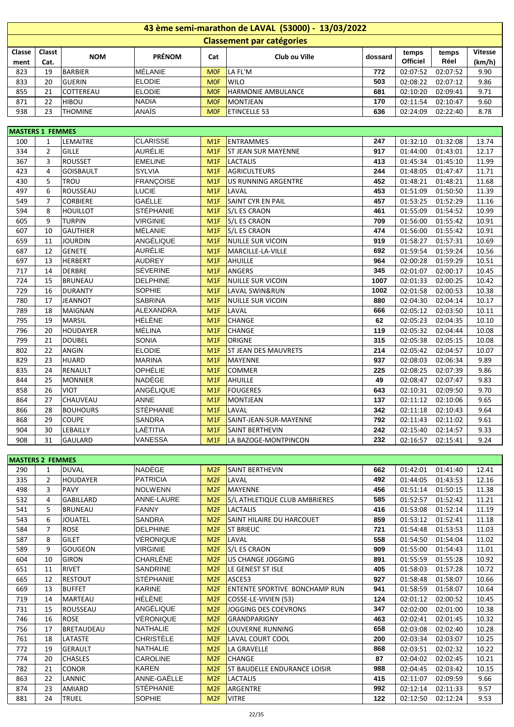# 43 ème semi-marathon de LAVAL (53000) - 13/03/2022

## Classement par catégories

| Classement | Classt Cat. | NOM | PRÉNOM | Cat | Club ou Ville | dossard | temps Officiel | temps Réel | Vitesse (km/h) |
|---|---|---|---|---|---|---|---|---|---|
| 823 | 19 | BARBIER | MÉLANIE | M0F | LA FL'M | 772 | 02:07:52 | 02:07:52 | 9.90 |
| 833 | 20 | GUERIN | ELODIE | M0F | WILO | 503 | 02:08:22 | 02:07:12 | 9.86 |
| 855 | 21 | COTTEREAU | ELODIE | M0F | HARMONIE AMBULANCE | 681 | 02:10:20 | 02:09:41 | 9.71 |
| 871 | 22 | HIBOU | NADIA | M0F | MONTJEAN | 170 | 02:11:54 | 02:10:47 | 9.60 |
| 938 | 23 | THOMINE | ANAÏS | M0F | ETINCELLE 53 | 636 | 02:24:09 | 02:22:40 | 8.78 |

### MASTERS 1 FEMMES

| Classement | Classt Cat. | NOM | PRÉNOM | Cat | Club ou Ville | dossard | temps Officiel | temps Réel | Vitesse (km/h) |
|---|---|---|---|---|---|---|---|---|---|
| 100 | 1 | LEMAITRE | CLARISSE | M1F | ENTRAMMES | 247 | 01:32:10 | 01:32:08 | 13.74 |
| 334 | 2 | GILLE | AURÉLIE | M1F | ST JEAN SUR MAYENNE | 917 | 01:44:00 | 01:43:01 | 12.17 |
| 367 | 3 | ROUSSET | EMELINE | M1F | LACTALIS | 413 | 01:45:34 | 01:45:10 | 11.99 |
| 423 | 4 | GOISBAULT | SYLVIA | M1F | AGRICULTEURS | 244 | 01:48:05 | 01:47:47 | 11.71 |
| 430 | 5 | TROU | FRANÇOISE | M1F | US RUNNING ARGENTRE | 452 | 01:48:21 | 01:48:21 | 11.68 |
| 497 | 6 | ROUSSEAU | LUCIE | M1F | LAVAL | 453 | 01:51:09 | 01:50:50 | 11.39 |
| 549 | 7 | CORBIERE | GAËLLE | M1F | SAINT CYR EN PAIL | 457 | 01:53:25 | 01:52:29 | 11.16 |
| 594 | 8 | HOUILLOT | STÉPHANIE | M1F | S/L ES CRAON | 461 | 01:55:09 | 01:54:52 | 10.99 |
| 605 | 9 | TURPIN | VIRGINIE | M1F | S/L ES CRAON | 709 | 01:56:00 | 01:55:42 | 10.91 |
| 607 | 10 | GAUTHIER | MÉLANIE | M1F | S/L ES CRAON | 474 | 01:56:00 | 01:55:42 | 10.91 |
| 659 | 11 | JOURDIN | ANGÉLIQUE | M1F | NUILLE SUR VICOIN | 919 | 01:58:27 | 01:57:31 | 10.69 |
| 687 | 12 | GENETE | AURÉLIE | M1F | MARCILLE-LA-VILLE | 692 | 01:59:54 | 01:59:24 | 10.56 |
| 697 | 13 | HERBERT | AUDREY | M1F | AHUILLE | 964 | 02:00:28 | 01:59:29 | 10.51 |
| 717 | 14 | DERBRE | SÉVERINE | M1F | ANGERS | 345 | 02:01:07 | 02:00:17 | 10.45 |
| 724 | 15 | BRUNEAU | DELPHINE | M1F | NUILLE SUR VICOIN | 1007 | 02:01:33 | 02:00:25 | 10.42 |
| 729 | 16 | DURANTY | SOPHIE | M1F | LAVAL SWIN&RUN | 1002 | 02:01:58 | 02:00:53 | 10.38 |
| 780 | 17 | JEANNOT | SABRINA | M1F | NUILLE SUR VICOIN | 880 | 02:04:30 | 02:04:14 | 10.17 |
| 789 | 18 | MAIGNAN | ALEXANDRA | M1F | LAVAL | 666 | 02:05:12 | 02:03:50 | 10.11 |
| 795 | 19 | MARSIL | HÉLÈNE | M1F | CHANGE | 62 | 02:05:23 | 02:04:35 | 10.10 |
| 796 | 20 | HOUDAYER | MÉLINA | M1F | CHANGE | 119 | 02:05:32 | 02:04:44 | 10.08 |
| 799 | 21 | DOUBEL | SONIA | M1F | ORIGNE | 315 | 02:05:38 | 02:05:15 | 10.08 |
| 802 | 22 | ANGIN | ELODIE | M1F | ST JEAN DES MAUVRETS | 214 | 02:05:42 | 02:04:57 | 10.07 |
| 829 | 23 | HUARD | MARINA | M1F | MAYENNE | 937 | 02:08:03 | 02:06:34 | 9.89 |
| 835 | 24 | RENAULT | OPHÉLIE | M1F | COMMER | 225 | 02:08:25 | 02:07:39 | 9.86 |
| 844 | 25 | MONNIER | NADÈGE | M1F | AHUILLE | 49 | 02:08:47 | 02:07:47 | 9.83 |
| 858 | 26 | VIOT | ANGÉLIQUE | M1F | FOUGERES | 643 | 02:10:31 | 02:09:50 | 9.70 |
| 864 | 27 | CHAUVEAU | ANNE | M1F | MONTJEAN | 137 | 02:11:12 | 02:10:06 | 9.65 |
| 866 | 28 | BOUHOURS | STÉPHANIE | M1F | LAVAL | 342 | 02:11:18 | 02:10:43 | 9.64 |
| 868 | 29 | COUPE | SANDRA | M1F | SAINT-JEAN-SUR-MAYENNE | 792 | 02:11:43 | 02:11:02 | 9.61 |
| 904 | 30 | LEBAILLY | LAËTITIA | M1F | SAINT BERTHEVIN | 242 | 02:15:40 | 02:14:57 | 9.33 |
| 908 | 31 | GAULARD | VANESSA | M1F | LA BAZOGE-MONTPINCON | 232 | 02:16:57 | 02:15:41 | 9.24 |

### MASTERS 2 FEMMES

| Classement | Classt Cat. | NOM | PRÉNOM | Cat | Club ou Ville | dossard | temps Officiel | temps Réel | Vitesse (km/h) |
|---|---|---|---|---|---|---|---|---|---|
| 290 | 1 | DUVAL | NADÈGE | M2F | SAINT BERTHEVIN | 662 | 01:42:01 | 01:41:40 | 12.41 |
| 335 | 2 | HOUDAYER | PATRICIA | M2F | LAVAL | 492 | 01:44:05 | 01:43:53 | 12.16 |
| 498 | 3 | PAVY | NOLWENN | M2F | MAYENNE | 456 | 01:51:14 | 01:50:15 | 11.38 |
| 532 | 4 | GABILLARD | ANNE-LAURE | M2F | S/L ATHLETIQUE CLUB AMBRIERES | 585 | 01:52:57 | 01:52:42 | 11.21 |
| 541 | 5 | BRUNEAU | FANNY | M2F | LACTALIS | 416 | 01:53:08 | 01:52:14 | 11.19 |
| 543 | 6 | JOUATEL | SANDRA | M2F | SAINT HILAIRE DU HARCOUET | 859 | 01:53:12 | 01:52:41 | 11.18 |
| 584 | 7 | ROSE | DELPHINE | M2F | ST BRIEUC | 721 | 01:54:48 | 01:53:53 | 11.03 |
| 587 | 8 | GILET | VÉRONIQUE | M2F | LAVAL | 558 | 01:54:50 | 01:54:04 | 11.02 |
| 589 | 9 | GOUGEON | VIRGINIE | M2F | S/L ES CRAON | 909 | 01:55:00 | 01:54:43 | 11.01 |
| 604 | 10 | GIRON | CHARLÈNE | M2F | US CHANGE JOGGING | 891 | 01:55:59 | 01:55:28 | 10.92 |
| 651 | 11 | RIVET | SANDRINE | M2F | LE GENEST ST ISLE | 405 | 01:58:03 | 01:57:28 | 10.72 |
| 665 | 12 | RESTOUT | STÉPHANIE | M2F | ASCE53 | 927 | 01:58:48 | 01:58:07 | 10.66 |
| 669 | 13 | BUFFET | KARINE | M2F | ENTENTE SPORTIVE BONCHAMP RUN | 941 | 01:58:59 | 01:58:07 | 10.64 |
| 719 | 14 | MARTEAU | HÉLÈNE | M2F | COSSE-LE-VIVIEN (53) | 124 | 02:01:12 | 02:00:52 | 10.45 |
| 731 | 15 | ROUSSEAU | ANGÉLIQUE | M2F | JOGGING DES COEVRONS | 347 | 02:02:00 | 02:01:00 | 10.38 |
| 746 | 16 | ROSE | VÉRONIQUE | M2F | GRANDPARIGNY | 463 | 02:02:41 | 02:01:45 | 10.32 |
| 756 | 17 | BRETAUDEAU | NATHALIE | M2F | LOUVERNE RUNNING | 658 | 02:03:08 | 02:02:40 | 10.28 |
| 761 | 18 | LATASTE | CHRISTÈLE | M2F | LAVAL COURT COOL | 200 | 02:03:34 | 02:03:07 | 10.25 |
| 772 | 19 | GERAULT | NATHALIE | M2F | LA GRAVELLE | 868 | 02:03:51 | 02:02:32 | 10.22 |
| 774 | 20 | CHASLES | CAROLINE | M2F | CHANGE | 87 | 02:04:02 | 02:02:45 | 10.21 |
| 782 | 21 | CONOR | KAREN | M2F | ST BAUDELLE ENDURANCE LOISIR | 988 | 02:04:45 | 02:03:42 | 10.15 |
| 863 | 22 | LANNIC | ANNE-GAËLLE | M2F | LACTALIS | 415 | 02:11:07 | 02:09:59 | 9.66 |
| 874 | 23 | AMIARD | STÉPHANIE | M2F | ARGENTRE | 992 | 02:12:14 | 02:11:33 | 9.57 |
| 881 | 24 | TRUEL | SOPHIE | M2F | VITRE | 122 | 02:12:50 | 02:12:24 | 9.53 |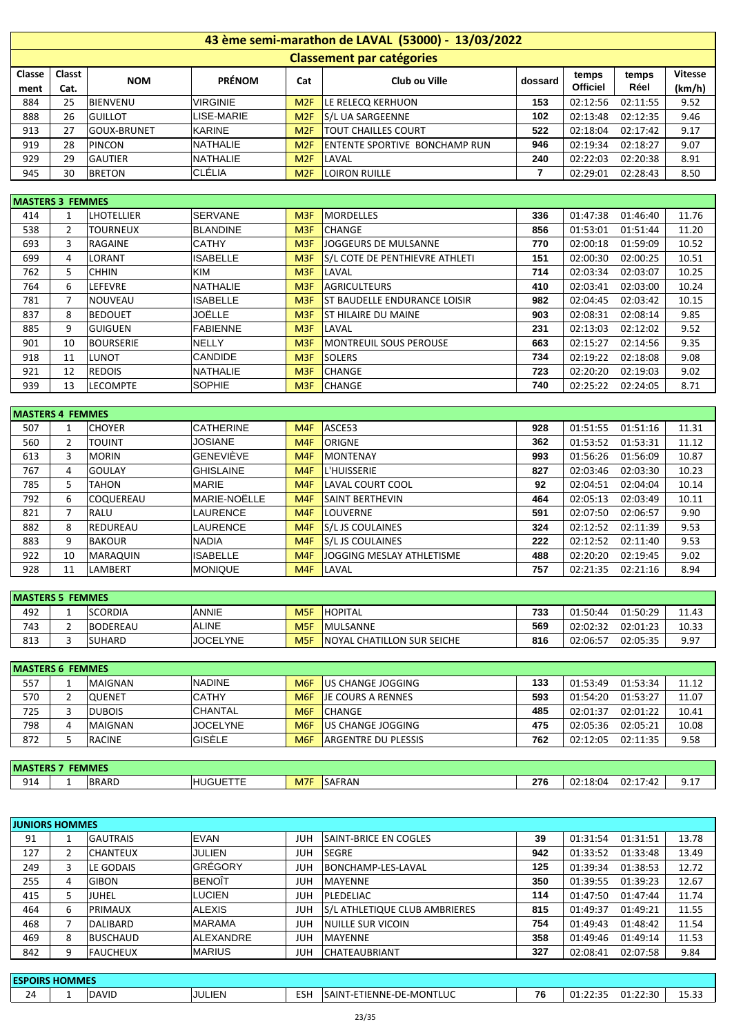# 43 ème semi-marathon de LAVAL (53000) - 13/03/2022

## Classement par catégories

| Classement | Classt Cat. | NOM | PRÉNOM | Cat | Club ou Ville | dossard | temps Officiel | temps Réel | Vitesse (km/h) |
|---|---|---|---|---|---|---|---|---|---|
| 884 | 25 | BIENVENU | VIRGINIE | M2F | LE RELECQ KERHUON | 153 | 02:12:56 | 02:11:55 | 9.52 |
| 888 | 26 | GUILLOT | LISE-MARIE | M2F | S/L UA SARGEENNE | 102 | 02:13:48 | 02:12:35 | 9.46 |
| 913 | 27 | GOUX-BRUNET | KARINE | M2F | TOUT CHAILLES COURT | 522 | 02:18:04 | 02:17:42 | 9.17 |
| 919 | 28 | PINCON | NATHALIE | M2F | ENTENTE SPORTIVE BONCHAMP RUN | 946 | 02:19:34 | 02:18:27 | 9.07 |
| 929 | 29 | GAUTIER | NATHALIE | M2F | LAVAL | 240 | 02:22:03 | 02:20:38 | 8.91 |
| 945 | 30 | BRETON | CLÉLIA | M2F | LOIRON RUILLE | 7 | 02:29:01 | 02:28:43 | 8.50 |

### MASTERS 3 FEMMES

| Classement | Classt Cat. | NOM | PRÉNOM | Cat | Club ou Ville | dossard | temps Officiel | temps Réel | Vitesse (km/h) |
|---|---|---|---|---|---|---|---|---|---|
| 414 | 1 | LHOTELLIER | SERVANE | M3F | MORDELLES | 336 | 01:47:38 | 01:46:40 | 11.76 |
| 538 | 2 | TOURNEUX | BLANDINE | M3F | CHANGE | 856 | 01:53:01 | 01:51:44 | 11.20 |
| 693 | 3 | RAGAINE | CATHY | M3F | JOGGEURS DE MULSANNE | 770 | 02:00:18 | 01:59:09 | 10.52 |
| 699 | 4 | LORANT | ISABELLE | M3F | S/L COTE DE PENTHIEVRE ATHLETI | 151 | 02:00:30 | 02:00:25 | 10.51 |
| 762 | 5 | CHHIN | KIM | M3F | LAVAL | 714 | 02:03:34 | 02:03:07 | 10.25 |
| 764 | 6 | LEFEVRE | NATHALIE | M3F | AGRICULTEURS | 410 | 02:03:41 | 02:03:00 | 10.24 |
| 781 | 7 | NOUVEAU | ISABELLE | M3F | ST BAUDELLE ENDURANCE LOISIR | 982 | 02:04:45 | 02:03:42 | 10.15 |
| 837 | 8 | BEDOUET | JOËLLE | M3F | ST HILAIRE DU MAINE | 903 | 02:08:31 | 02:08:14 | 9.85 |
| 885 | 9 | GUIGUEN | FABIENNE | M3F | LAVAL | 231 | 02:13:03 | 02:12:02 | 9.52 |
| 901 | 10 | BOURSERIE | NELLY | M3F | MONTREUIL SOUS PEROUSE | 663 | 02:15:27 | 02:14:56 | 9.35 |
| 918 | 11 | LUNOT | CANDIDE | M3F | SOLERS | 734 | 02:19:22 | 02:18:08 | 9.08 |
| 921 | 12 | REDOIS | NATHALIE | M3F | CHANGE | 723 | 02:20:20 | 02:19:03 | 9.02 |
| 939 | 13 | LECOMPTE | SOPHIE | M3F | CHANGE | 740 | 02:25:22 | 02:24:05 | 8.71 |

### MASTERS 4 FEMMES

| Classement | Classt Cat. | NOM | PRÉNOM | Cat | Club ou Ville | dossard | temps Officiel | temps Réel | Vitesse (km/h) |
|---|---|---|---|---|---|---|---|---|---|
| 507 | 1 | CHOYER | CATHERINE | M4F | ASCE53 | 928 | 01:51:55 | 01:51:16 | 11.31 |
| 560 | 2 | TOUINT | JOSIANE | M4F | ORIGNE | 362 | 01:53:52 | 01:53:31 | 11.12 |
| 613 | 3 | MORIN | GENEVIÈVE | M4F | MONTENAY | 993 | 01:56:26 | 01:56:09 | 10.87 |
| 767 | 4 | GOULAY | GHISLAINE | M4F | L'HUISSERIE | 827 | 02:03:46 | 02:03:30 | 10.23 |
| 785 | 5 | TAHON | MARIE | M4F | LAVAL COURT COOL | 92 | 02:04:51 | 02:04:04 | 10.14 |
| 792 | 6 | COQUEREAU | MARIE-NOËLLE | M4F | SAINT BERTHEVIN | 464 | 02:05:13 | 02:03:49 | 10.11 |
| 821 | 7 | RALU | LAURENCE | M4F | LOUVERNE | 591 | 02:07:50 | 02:06:57 | 9.90 |
| 882 | 8 | REDUREAU | LAURENCE | M4F | S/L JS COULAINES | 324 | 02:12:52 | 02:11:39 | 9.53 |
| 883 | 9 | BAKOUR | NADIA | M4F | S/L JS COULAINES | 222 | 02:12:52 | 02:11:40 | 9.53 |
| 922 | 10 | MARAQUIN | ISABELLE | M4F | JOGGING MESLAY ATHLETISME | 488 | 02:20:20 | 02:19:45 | 9.02 |
| 928 | 11 | LAMBERT | MONIQUE | M4F | LAVAL | 757 | 02:21:35 | 02:21:16 | 8.94 |

### MASTERS 5 FEMMES

| Classement | Classt Cat. | NOM | PRÉNOM | Cat | Club ou Ville | dossard | temps Officiel | temps Réel | Vitesse (km/h) |
|---|---|---|---|---|---|---|---|---|---|
| 492 | 1 | SCORDIA | ANNIE | M5F | HOPITAL | 733 | 01:50:44 | 01:50:29 | 11.43 |
| 743 | 2 | BODEREAU | ALINE | M5F | MULSANNE | 569 | 02:02:32 | 02:01:23 | 10.33 |
| 813 | 3 | SUHARD | JOCELYNE | M5F | NOYAL CHATILLON SUR SEICHE | 816 | 02:06:57 | 02:05:35 | 9.97 |

### MASTERS 6 FEMMES

| Classement | Classt Cat. | NOM | PRÉNOM | Cat | Club ou Ville | dossard | temps Officiel | temps Réel | Vitesse (km/h) |
|---|---|---|---|---|---|---|---|---|---|
| 557 | 1 | MAIGNAN | NADINE | M6F | US CHANGE JOGGING | 133 | 01:53:49 | 01:53:34 | 11.12 |
| 570 | 2 | QUENET | CATHY | M6F | JE COURS A RENNES | 593 | 01:54:20 | 01:53:27 | 11.07 |
| 725 | 3 | DUBOIS | CHANTAL | M6F | CHANGE | 485 | 02:01:37 | 02:01:22 | 10.41 |
| 798 | 4 | MAIGNAN | JOCELYNE | M6F | US CHANGE JOGGING | 475 | 02:05:36 | 02:05:21 | 10.08 |
| 872 | 5 | RACINE | GISÈLE | M6F | ARGENTRE DU PLESSIS | 762 | 02:12:05 | 02:11:35 | 9.58 |

### MASTERS 7 FEMMES

| Classement | Classt Cat. | NOM | PRÉNOM | Cat | Club ou Ville | dossard | temps Officiel | temps Réel | Vitesse (km/h) |
|---|---|---|---|---|---|---|---|---|---|
| 914 | 1 | BRARD | HUGUETTE | M7F | SAFRAN | 276 | 02:18:04 | 02:17:42 | 9.17 |

### JUNIORS HOMMES

| Classement | Classt Cat. | NOM | PRÉNOM | Cat | Club ou Ville | dossard | temps Officiel | temps Réel | Vitesse (km/h) |
|---|---|---|---|---|---|---|---|---|---|
| 91 | 1 | GAUTRAIS | EVAN | JUH | SAINT-BRICE EN COGLES | 39 | 01:31:54 | 01:31:51 | 13.78 |
| 127 | 2 | CHANTEUX | JULIEN | JUH | SEGRE | 942 | 01:33:52 | 01:33:48 | 13.49 |
| 249 | 3 | LE GODAIS | GRÉGORY | JUH | BONCHAMP-LES-LAVAL | 125 | 01:39:34 | 01:38:53 | 12.72 |
| 255 | 4 | GIBON | BENOÎT | JUH | MAYENNE | 350 | 01:39:55 | 01:39:23 | 12.67 |
| 415 | 5 | JUHEL | LUCIEN | JUH | PLEDELIAC | 114 | 01:47:50 | 01:47:44 | 11.74 |
| 464 | 6 | PRIMAUX | ALEXIS | JUH | S/L ATHLETIQUE CLUB AMBRIERES | 815 | 01:49:37 | 01:49:21 | 11.55 |
| 468 | 7 | DALIBARD | MARAMA | JUH | NUILLE SUR VICOIN | 754 | 01:49:43 | 01:48:42 | 11.54 |
| 469 | 8 | BUSCHAUD | ALEXANDRE | JUH | MAYENNE | 358 | 01:49:46 | 01:49:14 | 11.53 |
| 842 | 9 | FAUCHEUX | MARIUS | JUH | CHATEAUBRIANT | 327 | 02:08:41 | 02:07:58 | 9.84 |

### ESPOIRS HOMMES

| Classement | Classt Cat. | NOM | PRÉNOM | Cat | Club ou Ville | dossard | temps Officiel | temps Réel | Vitesse (km/h) |
|---|---|---|---|---|---|---|---|---|---|
| 24 | 1 | DAVID | JULIEN | ESH | SAINT-ETIENNE-DE-MONTLUC | 76 | 01:22:35 | 01:22:30 | 15.33 |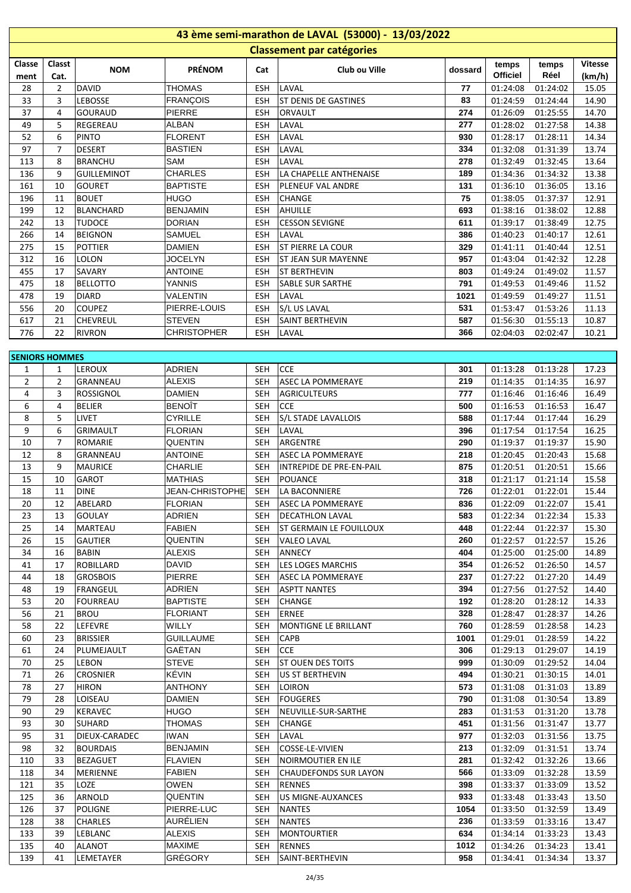# 43 ème semi-marathon de LAVAL (53000) - 13/03/2022

## Classement par catégories

| Classement | Classt Cat. | NOM | PRÉNOM | Cat | Club ou Ville | dossard | temps Officiel | temps Réel | Vitesse (km/h) |
|---|---|---|---|---|---|---|---|---|---|
| 28 | 2 | DAVID | THOMAS | ESH | LAVAL | 77 | 01:24:08 | 01:24:02 | 15.05 |
| 33 | 3 | LEBOSSE | FRANÇOIS | ESH | ST DENIS DE GASTINES | 83 | 01:24:59 | 01:24:44 | 14.90 |
| 37 | 4 | GOURAUD | PIERRE | ESH | ORVAULT | 274 | 01:26:09 | 01:25:55 | 14.70 |
| 49 | 5 | REGEREAU | ALBAN | ESH | LAVAL | 277 | 01:28:02 | 01:27:58 | 14.38 |
| 52 | 6 | PINTO | FLORENT | ESH | LAVAL | 930 | 01:28:17 | 01:28:11 | 14.34 |
| 97 | 7 | DESERT | BASTIEN | ESH | LAVAL | 334 | 01:32:08 | 01:31:39 | 13.74 |
| 113 | 8 | BRANCHU | SAM | ESH | LAVAL | 278 | 01:32:49 | 01:32:45 | 13.64 |
| 136 | 9 | GUILLEMINOT | CHARLES | ESH | LA CHAPELLE ANTHENAISE | 189 | 01:34:36 | 01:34:32 | 13.38 |
| 161 | 10 | GOURET | BAPTISTE | ESH | PLENEUF VAL ANDRE | 131 | 01:36:10 | 01:36:05 | 13.16 |
| 196 | 11 | BOUET | HUGO | ESH | CHANGE | 75 | 01:38:05 | 01:37:37 | 12.91 |
| 199 | 12 | BLANCHARD | BENJAMIN | ESH | AHUILLE | 693 | 01:38:16 | 01:38:02 | 12.88 |
| 242 | 13 | TUDOCE | DORIAN | ESH | CESSON SEVIGNE | 611 | 01:39:17 | 01:38:49 | 12.75 |
| 266 | 14 | BEIGNON | SAMUEL | ESH | LAVAL | 386 | 01:40:23 | 01:40:17 | 12.61 |
| 275 | 15 | POTTIER | DAMIEN | ESH | ST PIERRE LA COUR | 329 | 01:41:11 | 01:40:44 | 12.51 |
| 312 | 16 | LOLON | JOCELYN | ESH | ST JEAN SUR MAYENNE | 957 | 01:43:04 | 01:42:32 | 12.28 |
| 455 | 17 | SAVARY | ANTOINE | ESH | ST BERTHEVIN | 803 | 01:49:24 | 01:49:02 | 11.57 |
| 475 | 18 | BELLOTTO | YANNIS | ESH | SABLE SUR SARTHE | 791 | 01:49:53 | 01:49:46 | 11.52 |
| 478 | 19 | DIARD | VALENTIN | ESH | LAVAL | 1021 | 01:49:59 | 01:49:27 | 11.51 |
| 556 | 20 | COUPEZ | PIERRE-LOUIS | ESH | S/L US LAVAL | 531 | 01:53:47 | 01:53:26 | 11.13 |
| 617 | 21 | CHEVREUL | STEVEN | ESH | SAINT BERTHEVIN | 587 | 01:56:30 | 01:55:13 | 10.87 |
| 776 | 22 | RIVRON | CHRISTOPHER | ESH | LAVAL | 366 | 02:04:03 | 02:02:47 | 10.21 |

**SENIORS HOMMES**

| Classement | Classt Cat. | NOM | PRÉNOM | Cat | Club ou Ville | dossard | temps Officiel | temps Réel | Vitesse (km/h) |
|---|---|---|---|---|---|---|---|---|---|
| 1 | 1 | LEROUX | ADRIEN | SEH | CCE | 301 | 01:13:28 | 01:13:28 | 17.23 |
| 2 | 2 | GRANNEAU | ALEXIS | SEH | ASEC LA POMMERAYE | 219 | 01:14:35 | 01:14:35 | 16.97 |
| 4 | 3 | ROSSIGNOL | DAMIEN | SEH | AGRICULTEURS | 777 | 01:16:46 | 01:16:46 | 16.49 |
| 6 | 4 | BELIER | BENOÎT | SEH | CCE | 500 | 01:16:53 | 01:16:53 | 16.47 |
| 8 | 5 | LIVET | CYRILLE | SEH | S/L STADE LAVALLOIS | 588 | 01:17:44 | 01:17:44 | 16.29 |
| 9 | 6 | GRIMAULT | FLORIAN | SEH | LAVAL | 396 | 01:17:54 | 01:17:54 | 16.25 |
| 10 | 7 | ROMARIE | QUENTIN | SEH | ARGENTRE | 290 | 01:19:37 | 01:19:37 | 15.90 |
| 12 | 8 | GRANNEAU | ANTOINE | SEH | ASEC LA POMMERAYE | 218 | 01:20:45 | 01:20:43 | 15.68 |
| 13 | 9 | MAURICE | CHARLIE | SEH | INTREPIDE DE PRE-EN-PAIL | 875 | 01:20:51 | 01:20:51 | 15.66 |
| 15 | 10 | GAROT | MATHIAS | SEH | POUANCE | 318 | 01:21:17 | 01:21:14 | 15.58 |
| 18 | 11 | DINE | JEAN-CHRISTOPHE | SEH | LA BACONNIERE | 726 | 01:22:01 | 01:22:01 | 15.44 |
| 20 | 12 | ABELARD | FLORIAN | SEH | ASEC LA POMMERAYE | 836 | 01:22:09 | 01:22:07 | 15.41 |
| 23 | 13 | GOULAY | ADRIEN | SEH | DECATHLON LAVAL | 583 | 01:22:34 | 01:22:34 | 15.33 |
| 25 | 14 | MARTEAU | FABIEN | SEH | ST GERMAIN LE FOUILLOUX | 448 | 01:22:44 | 01:22:37 | 15.30 |
| 26 | 15 | GAUTIER | QUENTIN | SEH | VALEO LAVAL | 260 | 01:22:57 | 01:22:57 | 15.26 |
| 34 | 16 | BABIN | ALEXIS | SEH | ANNECY | 404 | 01:25:00 | 01:25:00 | 14.89 |
| 41 | 17 | ROBILLARD | DAVID | SEH | LES LOGES MARCHIS | 354 | 01:26:52 | 01:26:50 | 14.57 |
| 44 | 18 | GROSBOIS | PIERRE | SEH | ASEC LA POMMERAYE | 237 | 01:27:22 | 01:27:20 | 14.49 |
| 48 | 19 | FRANGEUL | ADRIEN | SEH | ASPTT NANTES | 394 | 01:27:56 | 01:27:52 | 14.40 |
| 53 | 20 | FOURREAU | BAPTISTE | SEH | CHANGE | 192 | 01:28:20 | 01:28:12 | 14.33 |
| 56 | 21 | BROU | FLORIANT | SEH | ERNEE | 328 | 01:28:47 | 01:28:37 | 14.26 |
| 58 | 22 | LEFEVRE | WILLY | SEH | MONTIGNE LE BRILLANT | 760 | 01:28:59 | 01:28:58 | 14.23 |
| 60 | 23 | BRISSIER | GUILLAUME | SEH | CAPB | 1001 | 01:29:01 | 01:28:59 | 14.22 |
| 61 | 24 | PLUMEJAULT | GAËTAN | SEH | CCE | 306 | 01:29:13 | 01:29:07 | 14.19 |
| 70 | 25 | LEBON | STEVE | SEH | ST OUEN DES TOITS | 999 | 01:30:09 | 01:29:52 | 14.04 |
| 71 | 26 | CROSNIER | KÉVIN | SEH | US ST BERTHEVIN | 494 | 01:30:21 | 01:30:15 | 14.01 |
| 78 | 27 | HIRON | ANTHONY | SEH | LOIRON | 573 | 01:31:08 | 01:31:03 | 13.89 |
| 79 | 28 | LOISEAU | DAMIEN | SEH | FOUGERES | 790 | 01:31:08 | 01:30:54 | 13.89 |
| 90 | 29 | KERAVEC | HUGO | SEH | NEUVILLE-SUR-SARTHE | 283 | 01:31:53 | 01:31:20 | 13.78 |
| 93 | 30 | SUHARD | THOMAS | SEH | CHANGE | 451 | 01:31:56 | 01:31:47 | 13.77 |
| 95 | 31 | DIEUX-CARADEC | IWAN | SEH | LAVAL | 977 | 01:32:03 | 01:31:56 | 13.75 |
| 98 | 32 | BOURDAIS | BENJAMIN | SEH | COSSE-LE-VIVIEN | 213 | 01:32:09 | 01:31:51 | 13.74 |
| 110 | 33 | BEZAGUET | FLAVIEN | SEH | NOIRMOUTIER EN ILE | 281 | 01:32:42 | 01:32:26 | 13.66 |
| 118 | 34 | MERIENNE | FABIEN | SEH | CHAUDEFONDS SUR LAYON | 566 | 01:33:09 | 01:32:28 | 13.59 |
| 121 | 35 | LOZE | OWEN | SEH | RENNES | 398 | 01:33:37 | 01:33:09 | 13.52 |
| 125 | 36 | ARNOLD | QUENTIN | SEH | US MIGNE-AUXANCES | 933 | 01:33:48 | 01:33:43 | 13.50 |
| 126 | 37 | POLIGNE | PIERRE-LUC | SEH | NANTES | 1054 | 01:33:50 | 01:32:59 | 13.49 |
| 128 | 38 | CHARLES | AURÉLIEN | SEH | NANTES | 236 | 01:33:59 | 01:33:16 | 13.47 |
| 133 | 39 | LEBLANC | ALEXIS | SEH | MONTOURTIER | 634 | 01:34:14 | 01:33:23 | 13.43 |
| 135 | 40 | ALANOT | MAXIME | SEH | RENNES | 1012 | 01:34:26 | 01:34:23 | 13.41 |
| 139 | 41 | LEMETAYER | GRÉGORY | SEH | SAINT-BERTHEVIN | 958 | 01:34:41 | 01:34:34 | 13.37 |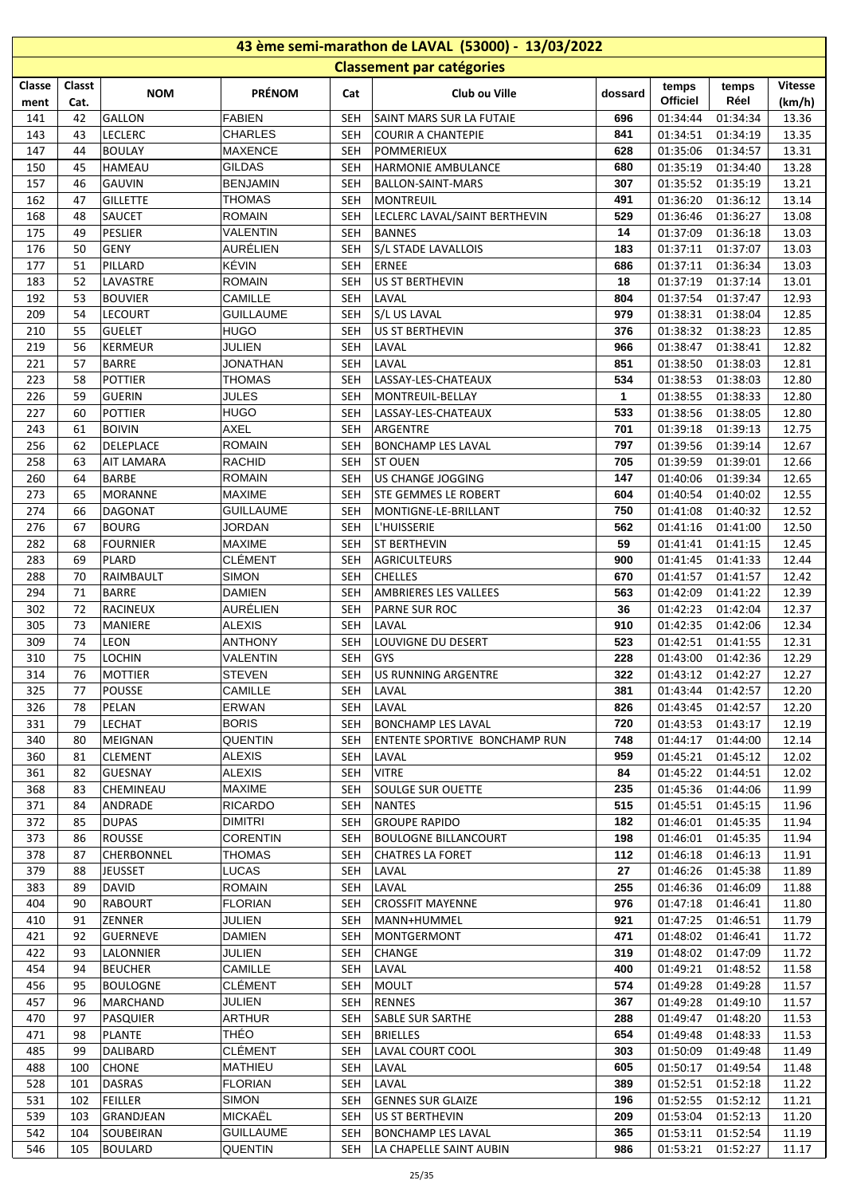# 43 ème semi-marathon de LAVAL (53000) - 13/03/2022

## Classement par catégories

| Classement | Classt Cat. | NOM | PRÉNOM | Cat | Club ou Ville | dossard | temps Officiel | temps Réel | Vitesse (km/h) |
|---|---|---|---|---|---|---|---|---|---|
| 141 | 42 | GALLON | FABIEN | SEH | SAINT MARS SUR LA FUTAIE | 696 | 01:34:44 | 01:34:34 | 13.36 |
| 143 | 43 | LECLERC | CHARLES | SEH | COURIR A CHANTEPIE | 841 | 01:34:51 | 01:34:19 | 13.35 |
| 147 | 44 | BOULAY | MAXENCE | SEH | POMMERIEUX | 628 | 01:35:06 | 01:34:57 | 13.31 |
| 150 | 45 | HAMEAU | GILDAS | SEH | HARMONIE AMBULANCE | 680 | 01:35:19 | 01:34:40 | 13.28 |
| 157 | 46 | GAUVIN | BENJAMIN | SEH | BALLON-SAINT-MARS | 307 | 01:35:52 | 01:35:19 | 13.21 |
| 162 | 47 | GILLETTE | THOMAS | SEH | MONTREUIL | 491 | 01:36:20 | 01:36:12 | 13.14 |
| 168 | 48 | SAUCET | ROMAIN | SEH | LECLERC LAVAL/SAINT BERTHEVIN | 529 | 01:36:46 | 01:36:27 | 13.08 |
| 175 | 49 | PESLIER | VALENTIN | SEH | BANNES | 14 | 01:37:09 | 01:36:18 | 13.03 |
| 176 | 50 | GENY | AURÉLIEN | SEH | S/L STADE LAVALLOIS | 183 | 01:37:11 | 01:37:07 | 13.03 |
| 177 | 51 | PILLARD | KÉVIN | SEH | ERNEE | 686 | 01:37:11 | 01:36:34 | 13.03 |
| 183 | 52 | LAVASTRE | ROMAIN | SEH | US ST BERTHEVIN | 18 | 01:37:19 | 01:37:14 | 13.01 |
| 192 | 53 | BOUVIER | CAMILLE | SEH | LAVAL | 804 | 01:37:54 | 01:37:47 | 12.93 |
| 209 | 54 | LECOURT | GUILLAUME | SEH | S/L US LAVAL | 979 | 01:38:31 | 01:38:04 | 12.85 |
| 210 | 55 | GUELET | HUGO | SEH | US ST BERTHEVIN | 376 | 01:38:32 | 01:38:23 | 12.85 |
| 219 | 56 | KERMEUR | JULIEN | SEH | LAVAL | 966 | 01:38:47 | 01:38:41 | 12.82 |
| 221 | 57 | BARRE | JONATHAN | SEH | LAVAL | 851 | 01:38:50 | 01:38:03 | 12.81 |
| 223 | 58 | POTTIER | THOMAS | SEH | LASSAY-LES-CHATEAUX | 534 | 01:38:53 | 01:38:03 | 12.80 |
| 226 | 59 | GUERIN | JULES | SEH | MONTREUIL-BELLAY | 1 | 01:38:55 | 01:38:33 | 12.80 |
| 227 | 60 | POTTIER | HUGO | SEH | LASSAY-LES-CHATEAUX | 533 | 01:38:56 | 01:38:05 | 12.80 |
| 243 | 61 | BOIVIN | AXEL | SEH | ARGENTRE | 701 | 01:39:18 | 01:39:13 | 12.75 |
| 256 | 62 | DELEPLACE | ROMAIN | SEH | BONCHAMP LES LAVAL | 797 | 01:39:56 | 01:39:14 | 12.67 |
| 258 | 63 | AIT LAMARA | RACHID | SEH | ST OUEN | 705 | 01:39:59 | 01:39:01 | 12.66 |
| 260 | 64 | BARBE | ROMAIN | SEH | US CHANGE JOGGING | 147 | 01:40:06 | 01:39:34 | 12.65 |
| 273 | 65 | MORANNE | MAXIME | SEH | STE GEMMES LE ROBERT | 604 | 01:40:54 | 01:40:02 | 12.55 |
| 274 | 66 | DAGONAT | GUILLAUME | SEH | MONTIGNE-LE-BRILLANT | 750 | 01:41:08 | 01:40:32 | 12.52 |
| 276 | 67 | BOURG | JORDAN | SEH | L'HUISSERIE | 562 | 01:41:16 | 01:41:00 | 12.50 |
| 282 | 68 | FOURNIER | MAXIME | SEH | ST BERTHEVIN | 59 | 01:41:41 | 01:41:15 | 12.45 |
| 283 | 69 | PLARD | CLÉMENT | SEH | AGRICULTEURS | 900 | 01:41:45 | 01:41:33 | 12.44 |
| 288 | 70 | RAIMBAULT | SIMON | SEH | CHELLES | 670 | 01:41:57 | 01:41:57 | 12.42 |
| 294 | 71 | BARRE | DAMIEN | SEH | AMBRIERES LES VALLEES | 563 | 01:42:09 | 01:41:22 | 12.39 |
| 302 | 72 | RACINEUX | AURÉLIEN | SEH | PARNE SUR ROC | 36 | 01:42:23 | 01:42:04 | 12.37 |
| 305 | 73 | MANIERE | ALEXIS | SEH | LAVAL | 910 | 01:42:35 | 01:42:06 | 12.34 |
| 309 | 74 | LEON | ANTHONY | SEH | LOUVIGNE DU DESERT | 523 | 01:42:51 | 01:41:55 | 12.31 |
| 310 | 75 | LOCHIN | VALENTIN | SEH | GYS | 228 | 01:43:00 | 01:42:36 | 12.29 |
| 314 | 76 | MOTTIER | STEVEN | SEH | US RUNNING ARGENTRE | 322 | 01:43:12 | 01:42:27 | 12.27 |
| 325 | 77 | POUSSE | CAMILLE | SEH | LAVAL | 381 | 01:43:44 | 01:42:57 | 12.20 |
| 326 | 78 | PELAN | ERWAN | SEH | LAVAL | 826 | 01:43:45 | 01:42:57 | 12.20 |
| 331 | 79 | LECHAT | BORIS | SEH | BONCHAMP LES LAVAL | 720 | 01:43:53 | 01:43:17 | 12.19 |
| 340 | 80 | MEIGNAN | QUENTIN | SEH | ENTENTE SPORTIVE BONCHAMP RUN | 748 | 01:44:17 | 01:44:00 | 12.14 |
| 360 | 81 | CLEMENT | ALEXIS | SEH | LAVAL | 959 | 01:45:21 | 01:45:12 | 12.02 |
| 361 | 82 | GUESNAY | ALEXIS | SEH | VITRE | 84 | 01:45:22 | 01:44:51 | 12.02 |
| 368 | 83 | CHEMINEAU | MAXIME | SEH | SOULGE SUR OUETTE | 235 | 01:45:36 | 01:44:06 | 11.99 |
| 371 | 84 | ANDRADE | RICARDO | SEH | NANTES | 515 | 01:45:51 | 01:45:15 | 11.96 |
| 372 | 85 | DUPAS | DIMITRI | SEH | GROUPE RAPIDO | 182 | 01:46:01 | 01:45:35 | 11.94 |
| 373 | 86 | ROUSSE | CORENTIN | SEH | BOULOGNE BILLANCOURT | 198 | 01:46:01 | 01:45:35 | 11.94 |
| 378 | 87 | CHERBONNEL | THOMAS | SEH | CHATRES LA FORET | 112 | 01:46:18 | 01:46:13 | 11.91 |
| 379 | 88 | JEUSSET | LUCAS | SEH | LAVAL | 27 | 01:46:26 | 01:45:38 | 11.89 |
| 383 | 89 | DAVID | ROMAIN | SEH | LAVAL | 255 | 01:46:36 | 01:46:09 | 11.88 |
| 404 | 90 | RABOURT | FLORIAN | SEH | CROSSFIT MAYENNE | 976 | 01:47:18 | 01:46:41 | 11.80 |
| 410 | 91 | ZENNER | JULIEN | SEH | MANN+HUMMEL | 921 | 01:47:25 | 01:46:51 | 11.79 |
| 421 | 92 | GUERNEVE | DAMIEN | SEH | MONTGERMONT | 471 | 01:48:02 | 01:46:41 | 11.72 |
| 422 | 93 | LALONNIER | JULIEN | SEH | CHANGE | 319 | 01:48:02 | 01:47:09 | 11.72 |
| 454 | 94 | BEUCHER | CAMILLE | SEH | LAVAL | 400 | 01:49:21 | 01:48:52 | 11.58 |
| 456 | 95 | BOULOGNE | CLÉMENT | SEH | MOULT | 574 | 01:49:28 | 01:49:28 | 11.57 |
| 457 | 96 | MARCHAND | JULIEN | SEH | RENNES | 367 | 01:49:28 | 01:49:10 | 11.57 |
| 470 | 97 | PASQUIER | ARTHUR | SEH | SABLE SUR SARTHE | 288 | 01:49:47 | 01:48:20 | 11.53 |
| 471 | 98 | PLANTE | THÉO | SEH | BRIELLES | 654 | 01:49:48 | 01:48:33 | 11.53 |
| 485 | 99 | DALIBARD | CLÉMENT | SEH | LAVAL COURT COOL | 303 | 01:50:09 | 01:49:48 | 11.49 |
| 488 | 100 | CHONE | MATHIEU | SEH | LAVAL | 605 | 01:50:17 | 01:49:54 | 11.48 |
| 528 | 101 | DASRAS | FLORIAN | SEH | LAVAL | 389 | 01:52:51 | 01:52:18 | 11.22 |
| 531 | 102 | FEILLER | SIMON | SEH | GENNES SUR GLAIZE | 196 | 01:52:55 | 01:52:12 | 11.21 |
| 539 | 103 | GRANDJEAN | MICKAËL | SEH | US ST BERTHEVIN | 209 | 01:53:04 | 01:52:13 | 11.20 |
| 542 | 104 | SOUBEIRAN | GUILLAUME | SEH | BONCHAMP LES LAVAL | 365 | 01:53:11 | 01:52:54 | 11.19 |
| 546 | 105 | BOULARD | QUENTIN | SEH | LA CHAPELLE SAINT AUBIN | 986 | 01:53:21 | 01:52:27 | 11.17 |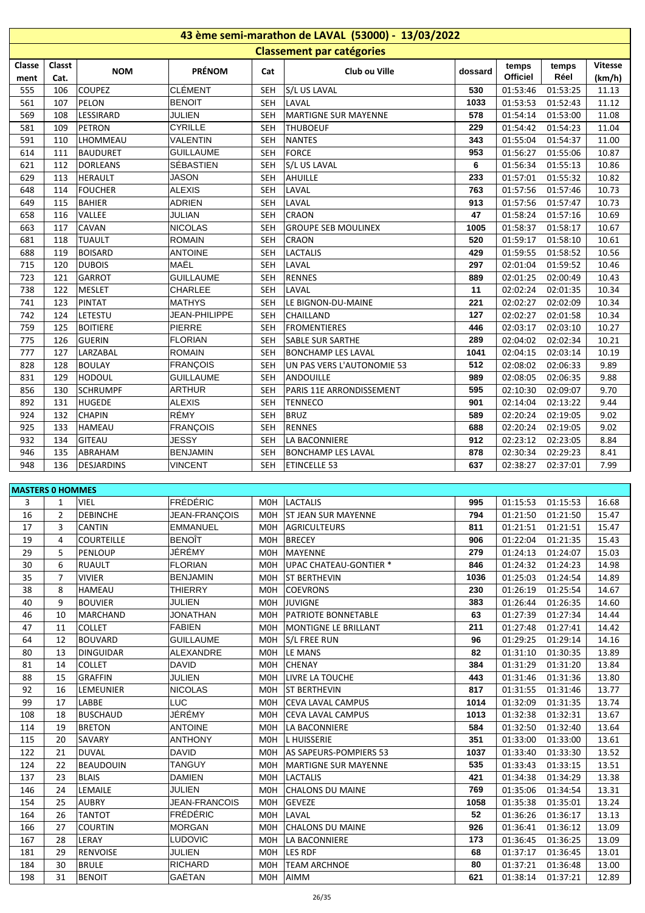# 43 ème semi-marathon de LAVAL (53000) - 13/03/2022

## Classement par catégories

| Classement | Classt Cat. | NOM | PRÉNOM | Cat | Club ou Ville | dossard | temps Officiel | temps Réel | Vitesse (km/h) |
|---|---|---|---|---|---|---|---|---|---|
| 555 | 106 | COUPEZ | CLÉMENT | SEH | S/L US LAVAL | 530 | 01:53:46 | 01:53:25 | 11.13 |
| 561 | 107 | PELON | BENOIT | SEH | LAVAL | 1033 | 01:53:53 | 01:52:43 | 11.12 |
| 569 | 108 | LESSIRARD | JULIEN | SEH | MARTIGNE SUR MAYENNE | 578 | 01:54:14 | 01:53:00 | 11.08 |
| 581 | 109 | PETRON | CYRILLE | SEH | THUBOEUF | 229 | 01:54:42 | 01:54:23 | 11.04 |
| 591 | 110 | LHOMMEAU | VALENTIN | SEH | NANTES | 343 | 01:55:04 | 01:54:37 | 11.00 |
| 614 | 111 | BAUDURET | GUILLAUME | SEH | FORCE | 953 | 01:56:27 | 01:55:06 | 10.87 |
| 621 | 112 | DORLEANS | SÉBASTIEN | SEH | S/L US LAVAL | 6 | 01:56:34 | 01:55:13 | 10.86 |
| 629 | 113 | HERAULT | JASON | SEH | AHUILLE | 233 | 01:57:01 | 01:55:32 | 10.82 |
| 648 | 114 | FOUCHER | ALEXIS | SEH | LAVAL | 763 | 01:57:56 | 01:57:46 | 10.73 |
| 649 | 115 | BAHIER | ADRIEN | SEH | LAVAL | 913 | 01:57:56 | 01:57:47 | 10.73 |
| 658 | 116 | VALLEE | JULIAN | SEH | CRAON | 47 | 01:58:24 | 01:57:16 | 10.69 |
| 663 | 117 | CAVAN | NICOLAS | SEH | GROUPE SEB MOULINEX | 1005 | 01:58:37 | 01:58:17 | 10.67 |
| 681 | 118 | TUAULT | ROMAIN | SEH | CRAON | 520 | 01:59:17 | 01:58:10 | 10.61 |
| 688 | 119 | BOISARD | ANTOINE | SEH | LACTALIS | 429 | 01:59:55 | 01:58:52 | 10.56 |
| 715 | 120 | DUBOIS | MAËL | SEH | LAVAL | 297 | 02:01:04 | 01:59:52 | 10.46 |
| 723 | 121 | GARROT | GUILLAUME | SEH | RENNES | 889 | 02:01:25 | 02:00:49 | 10.43 |
| 738 | 122 | MESLET | CHARLEE | SEH | LAVAL | 11 | 02:02:24 | 02:01:35 | 10.34 |
| 741 | 123 | PINTAT | MATHYS | SEH | LE BIGNON-DU-MAINE | 221 | 02:02:27 | 02:02:09 | 10.34 |
| 742 | 124 | LETESTU | JEAN-PHILIPPE | SEH | CHAILLAND | 127 | 02:02:27 | 02:01:58 | 10.34 |
| 759 | 125 | BOITIERE | PIERRE | SEH | FROMENTIERES | 446 | 02:03:17 | 02:03:10 | 10.27 |
| 775 | 126 | GUERIN | FLORIAN | SEH | SABLE SUR SARTHE | 289 | 02:04:02 | 02:02:34 | 10.21 |
| 777 | 127 | LARZABAL | ROMAIN | SEH | BONCHAMP LES LAVAL | 1041 | 02:04:15 | 02:03:14 | 10.19 |
| 828 | 128 | BOULAY | FRANÇOIS | SEH | UN PAS VERS L'AUTONOMIE 53 | 512 | 02:08:02 | 02:06:33 | 9.89 |
| 831 | 129 | HODOUL | GUILLAUME | SEH | ANDOUILLE | 989 | 02:08:05 | 02:06:35 | 9.88 |
| 856 | 130 | SCHRUMPF | ARTHUR | SEH | PARIS 11E ARRONDISSEMENT | 595 | 02:10:30 | 02:09:07 | 9.70 |
| 892 | 131 | HUGEDE | ALEXIS | SEH | TENNECO | 901 | 02:14:04 | 02:13:22 | 9.44 |
| 924 | 132 | CHAPIN | RÉMY | SEH | BRUZ | 589 | 02:20:24 | 02:19:05 | 9.02 |
| 925 | 133 | HAMEAU | FRANÇOIS | SEH | RENNES | 688 | 02:20:24 | 02:19:05 | 9.02 |
| 932 | 134 | GITEAU | JESSY | SEH | LA BACONNIERE | 912 | 02:23:12 | 02:23:05 | 8.84 |
| 946 | 135 | ABRAHAM | BENJAMIN | SEH | BONCHAMP LES LAVAL | 878 | 02:30:34 | 02:29:23 | 8.41 |
| 948 | 136 | DESJARDINS | VINCENT | SEH | ETINCELLE 53 | 637 | 02:38:27 | 02:37:01 | 7.99 |

**MASTERS 0 HOMMES**

| Classement | Classt Cat. | NOM | PRÉNOM | Cat | Club ou Ville | dossard | temps Officiel | temps Réel | Vitesse (km/h) |
|---|---|---|---|---|---|---|---|---|---|
| 3 | 1 | VIEL | FRÉDÉRIC | M0H | LACTALIS | 995 | 01:15:53 | 01:15:53 | 16.68 |
| 16 | 2 | DEBINCHE | JEAN-FRANÇOIS | M0H | ST JEAN SUR MAYENNE | 794 | 01:21:50 | 01:21:50 | 15.47 |
| 17 | 3 | CANTIN | EMMANUEL | M0H | AGRICULTEURS | 811 | 01:21:51 | 01:21:51 | 15.47 |
| 19 | 4 | COURTEILLE | BENOÎT | M0H | BRECEY | 906 | 01:22:04 | 01:21:35 | 15.43 |
| 29 | 5 | PENLOUP | JÉRÉMY | M0H | MAYENNE | 279 | 01:24:13 | 01:24:07 | 15.03 |
| 30 | 6 | RUAULT | FLORIAN | M0H | UPAC CHATEAU-GONTIER * | 846 | 01:24:32 | 01:24:23 | 14.98 |
| 35 | 7 | VIVIER | BENJAMIN | M0H | ST BERTHEVIN | 1036 | 01:25:03 | 01:24:54 | 14.89 |
| 38 | 8 | HAMEAU | THIERRY | M0H | COEVRONS | 230 | 01:26:19 | 01:25:54 | 14.67 |
| 40 | 9 | BOUVIER | JULIEN | M0H | JUVIGNE | 383 | 01:26:44 | 01:26:35 | 14.60 |
| 46 | 10 | MARCHAND | JONATHAN | M0H | PATRIOTE BONNETABLE | 63 | 01:27:39 | 01:27:34 | 14.44 |
| 47 | 11 | COLLET | FABIEN | M0H | MONTIGNE LE BRILLANT | 211 | 01:27:48 | 01:27:41 | 14.42 |
| 64 | 12 | BOUVARD | GUILLAUME | M0H | S/L FREE RUN | 96 | 01:29:25 | 01:29:14 | 14.16 |
| 80 | 13 | DINGUIDAR | ALEXANDRE | M0H | LE MANS | 82 | 01:31:10 | 01:30:35 | 13.89 |
| 81 | 14 | COLLET | DAVID | M0H | CHENAY | 384 | 01:31:29 | 01:31:20 | 13.84 |
| 88 | 15 | GRAFFIN | JULIEN | M0H | LIVRE LA TOUCHE | 443 | 01:31:46 | 01:31:36 | 13.80 |
| 92 | 16 | LEMEUNIER | NICOLAS | M0H | ST BERTHEVIN | 817 | 01:31:55 | 01:31:46 | 13.77 |
| 99 | 17 | LABBE | LUC | M0H | CEVA LAVAL CAMPUS | 1014 | 01:32:09 | 01:31:35 | 13.74 |
| 108 | 18 | BUSCHAUD | JÉRÉMY | M0H | CEVA LAVAL CAMPUS | 1013 | 01:32:38 | 01:32:31 | 13.67 |
| 114 | 19 | BRETON | ANTOINE | M0H | LA BACONNIERE | 584 | 01:32:50 | 01:32:40 | 13.64 |
| 115 | 20 | SAVARY | ANTHONY | M0H | L HUISSERIE | 351 | 01:33:00 | 01:33:00 | 13.61 |
| 122 | 21 | DUVAL | DAVID | M0H | AS SAPEURS-POMPIERS 53 | 1037 | 01:33:40 | 01:33:30 | 13.52 |
| 124 | 22 | BEAUDOUIN | TANGUY | M0H | MARTIGNE SUR MAYENNE | 535 | 01:33:43 | 01:33:15 | 13.51 |
| 137 | 23 | BLAIS | DAMIEN | M0H | LACTALIS | 421 | 01:34:38 | 01:34:29 | 13.38 |
| 146 | 24 | LEMAILE | JULIEN | M0H | CHALONS DU MAINE | 769 | 01:35:06 | 01:34:54 | 13.31 |
| 154 | 25 | AUBRY | JEAN-FRANCOIS | M0H | GEVEZE | 1058 | 01:35:38 | 01:35:01 | 13.24 |
| 164 | 26 | TANTOT | FRÉDÉRIC | M0H | LAVAL | 52 | 01:36:26 | 01:36:17 | 13.13 |
| 166 | 27 | COURTIN | MORGAN | M0H | CHALONS DU MAINE | 926 | 01:36:41 | 01:36:12 | 13.09 |
| 167 | 28 | LERAY | LUDOVIC | M0H | LA BACONNIERE | 173 | 01:36:45 | 01:36:25 | 13.09 |
| 181 | 29 | RENVOISE | JULIEN | M0H | LES RDF | 68 | 01:37:17 | 01:36:45 | 13.01 |
| 184 | 30 | BRULE | RICHARD | M0H | TEAM ARCHNOE | 80 | 01:37:21 | 01:36:48 | 13.00 |
| 198 | 31 | BENOIT | GAËTAN | M0H | AIMM | 621 | 01:38:14 | 01:37:21 | 12.89 |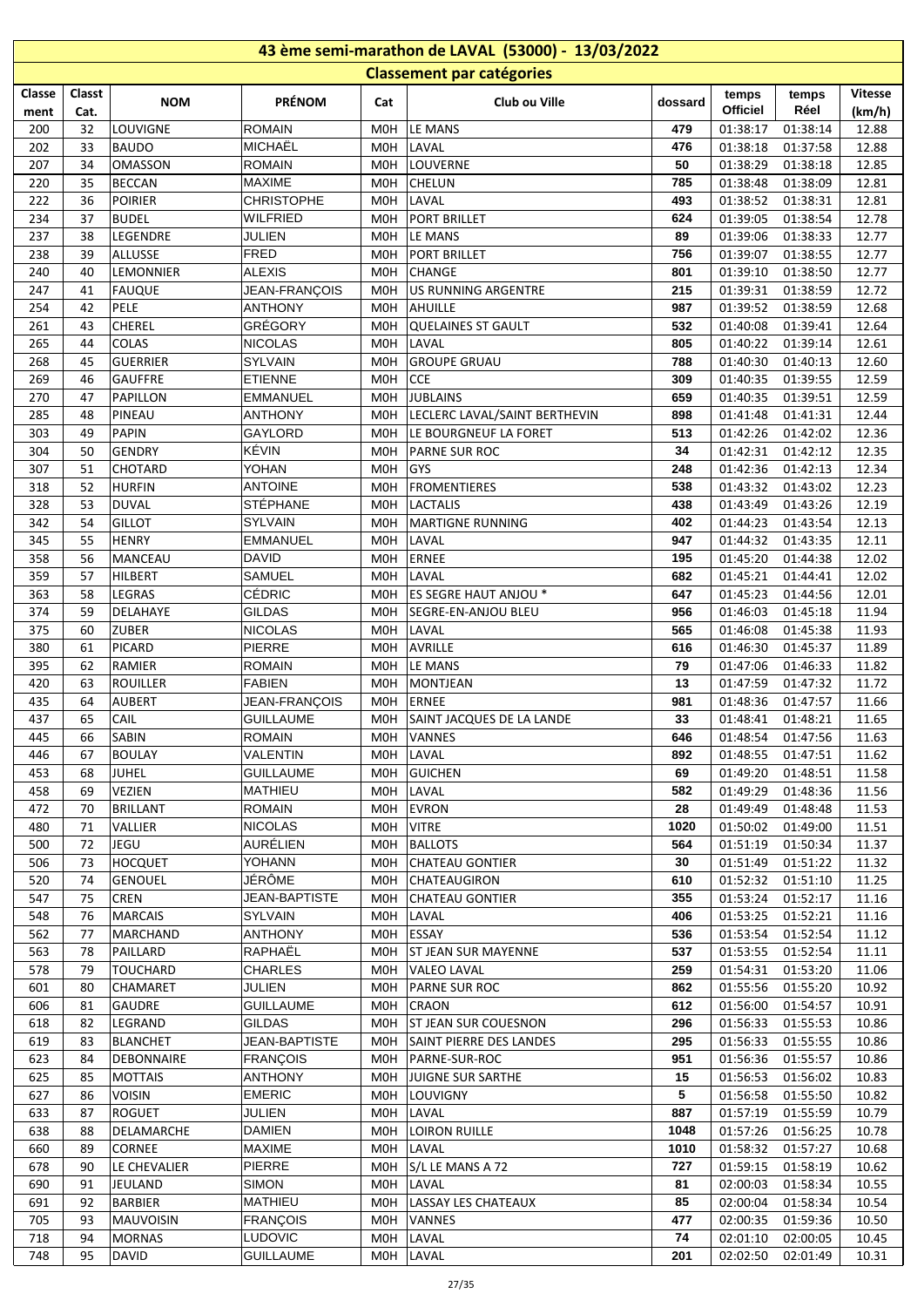# 43 ème semi-marathon de LAVAL (53000) - 13/03/2022

## Classement par catégories

| Classement | Classt Cat. | NOM | PRÉNOM | Cat | Club ou Ville | dossard | temps Officiel | temps Réel | Vitesse (km/h) |
|---|---|---|---|---|---|---|---|---|---|
| 200 | 32 | LOUVIGNE | ROMAIN | M0H | LE MANS | 479 | 01:38:17 | 01:38:14 | 12.88 |
| 202 | 33 | BAUDO | MICHAËL | M0H | LAVAL | 476 | 01:38:18 | 01:37:58 | 12.88 |
| 207 | 34 | OMASSON | ROMAIN | M0H | LOUVERNE | 50 | 01:38:29 | 01:38:18 | 12.85 |
| 220 | 35 | BECCAN | MAXIME | M0H | CHELUN | 785 | 01:38:48 | 01:38:09 | 12.81 |
| 222 | 36 | POIRIER | CHRISTOPHE | M0H | LAVAL | 493 | 01:38:52 | 01:38:31 | 12.81 |
| 234 | 37 | BUDEL | WILFRIED | M0H | PORT BRILLET | 624 | 01:39:05 | 01:38:54 | 12.78 |
| 237 | 38 | LEGENDRE | JULIEN | M0H | LE MANS | 89 | 01:39:06 | 01:38:33 | 12.77 |
| 238 | 39 | ALLUSSE | FRED | M0H | PORT BRILLET | 756 | 01:39:07 | 01:38:55 | 12.77 |
| 240 | 40 | LEMONNIER | ALEXIS | M0H | CHANGE | 801 | 01:39:10 | 01:38:50 | 12.77 |
| 247 | 41 | FAUQUE | JEAN-FRANÇOIS | M0H | US RUNNING ARGENTRE | 215 | 01:39:31 | 01:38:59 | 12.72 |
| 254 | 42 | PELE | ANTHONY | M0H | AHUILLE | 987 | 01:39:52 | 01:38:59 | 12.68 |
| 261 | 43 | CHEREL | GRÉGORY | M0H | QUELAINES ST GAULT | 532 | 01:40:08 | 01:39:41 | 12.64 |
| 265 | 44 | COLAS | NICOLAS | M0H | LAVAL | 805 | 01:40:22 | 01:39:14 | 12.61 |
| 268 | 45 | GUERRIER | SYLVAIN | M0H | GROUPE GRUAU | 788 | 01:40:30 | 01:40:13 | 12.60 |
| 269 | 46 | GAUFFRE | ETIENNE | M0H | CCE | 309 | 01:40:35 | 01:39:55 | 12.59 |
| 270 | 47 | PAPILLON | EMMANUEL | M0H | JUBLAINS | 659 | 01:40:35 | 01:39:51 | 12.59 |
| 285 | 48 | PINEAU | ANTHONY | M0H | LECLERC LAVAL/SAINT BERTHEVIN | 898 | 01:41:48 | 01:41:31 | 12.44 |
| 303 | 49 | PAPIN | GAYLORD | M0H | LE BOURGNEUF LA FORET | 513 | 01:42:26 | 01:42:02 | 12.36 |
| 304 | 50 | GENDRY | KÉVIN | M0H | PARNE SUR ROC | 34 | 01:42:31 | 01:42:12 | 12.35 |
| 307 | 51 | CHOTARD | YOHAN | M0H | GYS | 248 | 01:42:36 | 01:42:13 | 12.34 |
| 318 | 52 | HURFIN | ANTOINE | M0H | FROMENTIERES | 538 | 01:43:32 | 01:43:02 | 12.23 |
| 328 | 53 | DUVAL | STÉPHANE | M0H | LACTALIS | 438 | 01:43:49 | 01:43:26 | 12.19 |
| 342 | 54 | GILLOT | SYLVAIN | M0H | MARTIGNE RUNNING | 402 | 01:44:23 | 01:43:54 | 12.13 |
| 345 | 55 | HENRY | EMMANUEL | M0H | LAVAL | 947 | 01:44:32 | 01:43:35 | 12.11 |
| 358 | 56 | MANCEAU | DAVID | M0H | ERNEE | 195 | 01:45:20 | 01:44:38 | 12.02 |
| 359 | 57 | HILBERT | SAMUEL | M0H | LAVAL | 682 | 01:45:21 | 01:44:41 | 12.02 |
| 363 | 58 | LEGRAS | CÉDRIC | M0H | ES SEGRE HAUT ANJOU * | 647 | 01:45:23 | 01:44:56 | 12.01 |
| 374 | 59 | DELAHAYE | GILDAS | M0H | SEGRE-EN-ANJOU BLEU | 956 | 01:46:03 | 01:45:18 | 11.94 |
| 375 | 60 | ZUBER | NICOLAS | M0H | LAVAL | 565 | 01:46:08 | 01:45:38 | 11.93 |
| 380 | 61 | PICARD | PIERRE | M0H | AVRILLE | 616 | 01:46:30 | 01:45:37 | 11.89 |
| 395 | 62 | RAMIER | ROMAIN | M0H | LE MANS | 79 | 01:47:06 | 01:46:33 | 11.82 |
| 420 | 63 | ROUILLER | FABIEN | M0H | MONTJEAN | 13 | 01:47:59 | 01:47:32 | 11.72 |
| 435 | 64 | AUBERT | JEAN-FRANÇOIS | M0H | ERNEE | 981 | 01:48:36 | 01:47:57 | 11.66 |
| 437 | 65 | CAIL | GUILLAUME | M0H | SAINT JACQUES DE LA LANDE | 33 | 01:48:41 | 01:48:21 | 11.65 |
| 445 | 66 | SABIN | ROMAIN | M0H | VANNES | 646 | 01:48:54 | 01:47:56 | 11.63 |
| 446 | 67 | BOULAY | VALENTIN | M0H | LAVAL | 892 | 01:48:55 | 01:47:51 | 11.62 |
| 453 | 68 | JUHEL | GUILLAUME | M0H | GUICHEN | 69 | 01:49:20 | 01:48:51 | 11.58 |
| 458 | 69 | VEZIEN | MATHIEU | M0H | LAVAL | 582 | 01:49:29 | 01:48:36 | 11.56 |
| 472 | 70 | BRILLANT | ROMAIN | M0H | EVRON | 28 | 01:49:49 | 01:48:48 | 11.53 |
| 480 | 71 | VALLIER | NICOLAS | M0H | VITRE | 1020 | 01:50:02 | 01:49:00 | 11.51 |
| 500 | 72 | JEGU | AURÉLIEN | M0H | BALLOTS | 564 | 01:51:19 | 01:50:34 | 11.37 |
| 506 | 73 | HOCQUET | YOHANN | M0H | CHATEAU GONTIER | 30 | 01:51:49 | 01:51:22 | 11.32 |
| 520 | 74 | GENOUEL | JÉRÔME | M0H | CHATEAUGIRON | 610 | 01:52:32 | 01:51:10 | 11.25 |
| 547 | 75 | CREN | JEAN-BAPTISTE | M0H | CHATEAU GONTIER | 355 | 01:53:24 | 01:52:17 | 11.16 |
| 548 | 76 | MARCAIS | SYLVAIN | M0H | LAVAL | 406 | 01:53:25 | 01:52:21 | 11.16 |
| 562 | 77 | MARCHAND | ANTHONY | M0H | ESSAY | 536 | 01:53:54 | 01:52:54 | 11.12 |
| 563 | 78 | PAILLARD | RAPHAËL | M0H | ST JEAN SUR MAYENNE | 537 | 01:53:55 | 01:52:54 | 11.11 |
| 578 | 79 | TOUCHARD | CHARLES | M0H | VALEO LAVAL | 259 | 01:54:31 | 01:53:20 | 11.06 |
| 601 | 80 | CHAMARET | JULIEN | M0H | PARNE SUR ROC | 862 | 01:55:56 | 01:55:20 | 10.92 |
| 606 | 81 | GAUDRE | GUILLAUME | M0H | CRAON | 612 | 01:56:00 | 01:54:57 | 10.91 |
| 618 | 82 | LEGRAND | GILDAS | M0H | ST JEAN SUR COUESNON | 296 | 01:56:33 | 01:55:53 | 10.86 |
| 619 | 83 | BLANCHET | JEAN-BAPTISTE | M0H | SAINT PIERRE DES LANDES | 295 | 01:56:33 | 01:55:55 | 10.86 |
| 623 | 84 | DEBONNAIRE | FRANÇOIS | M0H | PARNE-SUR-ROC | 951 | 01:56:36 | 01:55:57 | 10.86 |
| 625 | 85 | MOTTAIS | ANTHONY | M0H | JUIGNE SUR SARTHE | 15 | 01:56:53 | 01:56:02 | 10.83 |
| 627 | 86 | VOISIN | EMERIC | M0H | LOUVIGNY | 5 | 01:56:58 | 01:55:50 | 10.82 |
| 633 | 87 | ROGUET | JULIEN | M0H | LAVAL | 887 | 01:57:19 | 01:55:59 | 10.79 |
| 638 | 88 | DELAMARCHE | DAMIEN | M0H | LOIRON RUILLE | 1048 | 01:57:26 | 01:56:25 | 10.78 |
| 660 | 89 | CORNEE | MAXIME | M0H | LAVAL | 1010 | 01:58:32 | 01:57:27 | 10.68 |
| 678 | 90 | LE CHEVALIER | PIERRE | M0H | S/L LE MANS A 72 | 727 | 01:59:15 | 01:58:19 | 10.62 |
| 690 | 91 | JEULAND | SIMON | M0H | LAVAL | 81 | 02:00:03 | 01:58:34 | 10.55 |
| 691 | 92 | BARBIER | MATHIEU | M0H | LASSAY LES CHATEAUX | 85 | 02:00:04 | 01:58:34 | 10.54 |
| 705 | 93 | MAUVOISIN | FRANÇOIS | M0H | VANNES | 477 | 02:00:35 | 01:59:36 | 10.50 |
| 718 | 94 | MORNAS | LUDOVIC | M0H | LAVAL | 74 | 02:01:10 | 02:00:05 | 10.45 |
| 748 | 95 | DAVID | GUILLAUME | M0H | LAVAL | 201 | 02:02:50 | 02:01:49 | 10.31 |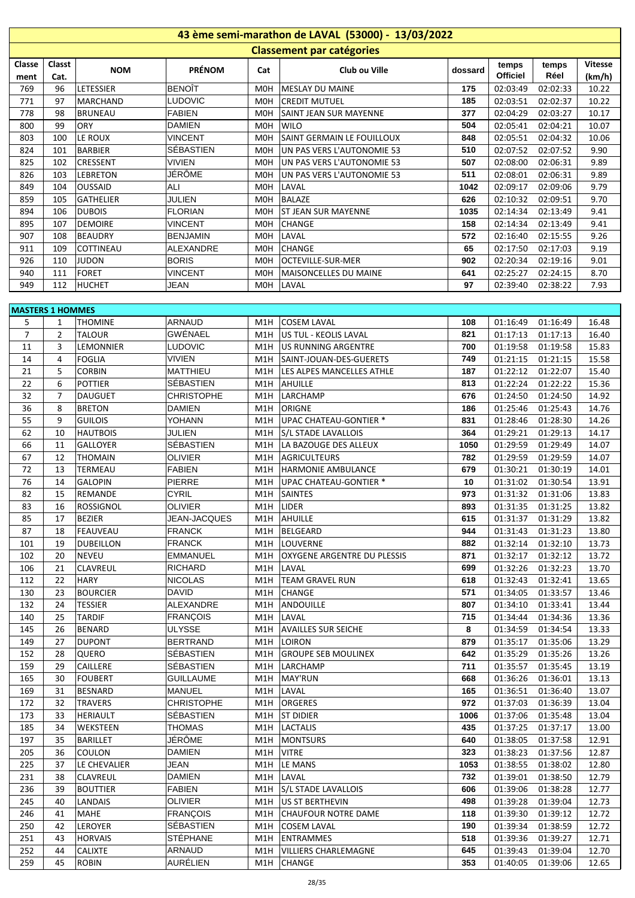# 43 ème semi-marathon de LAVAL (53000) - 13/03/2022

## Classement par catégories

| Classement | Classt Cat. | NOM | PRÉNOM | Cat | Club ou Ville | dossard | temps Officiel | temps Réel | Vitesse (km/h) |
|---|---|---|---|---|---|---|---|---|---|
| 769 | 96 | LETESSIER | BENOÎT | M0H | MESLAY DU MAINE | 175 | 02:03:49 | 02:02:33 | 10.22 |
| 771 | 97 | MARCHAND | LUDOVIC | M0H | CREDIT MUTUEL | 185 | 02:03:51 | 02:02:37 | 10.22 |
| 778 | 98 | BRUNEAU | FABIEN | M0H | SAINT JEAN SUR MAYENNE | 377 | 02:04:29 | 02:03:27 | 10.17 |
| 800 | 99 | ORY | DAMIEN | M0H | WILO | 504 | 02:05:41 | 02:04:21 | 10.07 |
| 803 | 100 | LE ROUX | VINCENT | M0H | SAINT GERMAIN LE FOUILLOUX | 848 | 02:05:51 | 02:04:32 | 10.06 |
| 824 | 101 | BARBIER | SÉBASTIEN | M0H | UN PAS VERS L'AUTONOMIE 53 | 510 | 02:07:52 | 02:07:52 | 9.90 |
| 825 | 102 | CRESSENT | VIVIEN | M0H | UN PAS VERS L'AUTONOMIE 53 | 507 | 02:08:00 | 02:06:31 | 9.89 |
| 826 | 103 | LEBRETON | JÉRÔME | M0H | UN PAS VERS L'AUTONOMIE 53 | 511 | 02:08:01 | 02:06:31 | 9.89 |
| 849 | 104 | OUSSAID | ALI | M0H | LAVAL | 1042 | 02:09:17 | 02:09:06 | 9.79 |
| 859 | 105 | GATHELIER | JULIEN | M0H | BALAZE | 626 | 02:10:32 | 02:09:51 | 9.70 |
| 894 | 106 | DUBOIS | FLORIAN | M0H | ST JEAN SUR MAYENNE | 1035 | 02:14:34 | 02:13:49 | 9.41 |
| 895 | 107 | DEMOIRE | VINCENT | M0H | CHANGE | 158 | 02:14:34 | 02:13:49 | 9.41 |
| 907 | 108 | BEAUDRY | BENJAMIN | M0H | LAVAL | 572 | 02:16:40 | 02:15:55 | 9.26 |
| 911 | 109 | COTTINEAU | ALEXANDRE | M0H | CHANGE | 65 | 02:17:50 | 02:17:03 | 9.19 |
| 926 | 110 | JUDON | BORIS | M0H | OCTEVILLE-SUR-MER | 902 | 02:20:34 | 02:19:16 | 9.01 |
| 940 | 111 | FORET | VINCENT | M0H | MAISONCELLES DU MAINE | 641 | 02:25:27 | 02:24:15 | 8.70 |
| 949 | 112 | HUCHET | JEAN | M0H | LAVAL | 97 | 02:39:40 | 02:38:22 | 7.93 |

**MASTERS 1 HOMMES**

| Classement | Classt Cat. | NOM | PRÉNOM | Cat | Club ou Ville | dossard | temps Officiel | temps Réel | Vitesse (km/h) |
|---|---|---|---|---|---|---|---|---|---|
| 5 | 1 | THOMINE | ARNAUD | M1H | COSEM LAVAL | 108 | 01:16:49 | 01:16:49 | 16.48 |
| 7 | 2 | TALOUR | GWÉNAEL | M1H | US TUL - KEOLIS LAVAL | 821 | 01:17:13 | 01:17:13 | 16.40 |
| 11 | 3 | LEMONNIER | LUDOVIC | M1H | US RUNNING ARGENTRE | 700 | 01:19:58 | 01:19:58 | 15.83 |
| 14 | 4 | FOGLIA | VIVIEN | M1H | SAINT-JOUAN-DES-GUERETS | 749 | 01:21:15 | 01:21:15 | 15.58 |
| 21 | 5 | CORBIN | MATTHIEU | M1H | LES ALPES MANCELLES ATHLE | 187 | 01:22:12 | 01:22:07 | 15.40 |
| 22 | 6 | POTTIER | SÉBASTIEN | M1H | AHUILLE | 813 | 01:22:24 | 01:22:22 | 15.36 |
| 32 | 7 | DAUGUET | CHRISTOPHE | M1H | LARCHAMP | 676 | 01:24:50 | 01:24:50 | 14.92 |
| 36 | 8 | BRETON | DAMIEN | M1H | ORIGNE | 186 | 01:25:46 | 01:25:43 | 14.76 |
| 55 | 9 | GUILOIS | YOHANN | M1H | UPAC CHATEAU-GONTIER * | 831 | 01:28:46 | 01:28:30 | 14.26 |
| 62 | 10 | HAUTBOIS | JULIEN | M1H | S/L STADE LAVALLOIS | 364 | 01:29:21 | 01:29:13 | 14.17 |
| 66 | 11 | GALLOYER | SÉBASTIEN | M1H | LA BAZOUGE DES ALLEUX | 1050 | 01:29:59 | 01:29:49 | 14.07 |
| 67 | 12 | THOMAIN | OLIVIER | M1H | AGRICULTEURS | 782 | 01:29:59 | 01:29:59 | 14.07 |
| 72 | 13 | TERMEAU | FABIEN | M1H | HARMONIE AMBULANCE | 679 | 01:30:21 | 01:30:19 | 14.01 |
| 76 | 14 | GALOPIN | PIERRE | M1H | UPAC CHATEAU-GONTIER * | 10 | 01:31:02 | 01:30:54 | 13.91 |
| 82 | 15 | REMANDE | CYRIL | M1H | SAINTES | 973 | 01:31:32 | 01:31:06 | 13.83 |
| 83 | 16 | ROSSIGNOL | OLIVIER | M1H | LIDER | 893 | 01:31:35 | 01:31:25 | 13.82 |
| 85 | 17 | BEZIER | JEAN-JACQUES | M1H | AHUILLE | 615 | 01:31:37 | 01:31:29 | 13.82 |
| 87 | 18 | FEAUVEAU | FRANCK | M1H | BELGEARD | 944 | 01:31:43 | 01:31:23 | 13.80 |
| 101 | 19 | DUBEILLON | FRANCK | M1H | LOUVERNE | 882 | 01:32:14 | 01:32:10 | 13.73 |
| 102 | 20 | NEVEU | EMMANUEL | M1H | OXYGENE ARGENTRE DU PLESSIS | 871 | 01:32:17 | 01:32:12 | 13.72 |
| 106 | 21 | CLAVREUL | RICHARD | M1H | LAVAL | 699 | 01:32:26 | 01:32:23 | 13.70 |
| 112 | 22 | HARY | NICOLAS | M1H | TEAM GRAVEL RUN | 618 | 01:32:43 | 01:32:41 | 13.65 |
| 130 | 23 | BOURCIER | DAVID | M1H | CHANGE | 571 | 01:34:05 | 01:33:57 | 13.46 |
| 132 | 24 | TESSIER | ALEXANDRE | M1H | ANDOUILLE | 807 | 01:34:10 | 01:33:41 | 13.44 |
| 140 | 25 | TARDIF | FRANÇOIS | M1H | LAVAL | 715 | 01:34:44 | 01:34:36 | 13.36 |
| 145 | 26 | BENARD | ULYSSE | M1H | AVAILLES SUR SEICHE | 8 | 01:34:59 | 01:34:54 | 13.33 |
| 149 | 27 | DUPONT | BERTRAND | M1H | LOIRON | 879 | 01:35:17 | 01:35:06 | 13.29 |
| 152 | 28 | QUERO | SÉBASTIEN | M1H | GROUPE SEB MOULINEX | 642 | 01:35:29 | 01:35:26 | 13.26 |
| 159 | 29 | CAILLERE | SÉBASTIEN | M1H | LARCHAMP | 711 | 01:35:57 | 01:35:45 | 13.19 |
| 165 | 30 | FOUBERT | GUILLAUME | M1H | MAY'RUN | 668 | 01:36:26 | 01:36:01 | 13.13 |
| 169 | 31 | BESNARD | MANUEL | M1H | LAVAL | 165 | 01:36:51 | 01:36:40 | 13.07 |
| 172 | 32 | TRAVERS | CHRISTOPHE | M1H | ORGERES | 972 | 01:37:03 | 01:36:39 | 13.04 |
| 173 | 33 | HERIAULT | SÉBASTIEN | M1H | ST DIDIER | 1006 | 01:37:06 | 01:35:48 | 13.04 |
| 185 | 34 | WEKSTEEN | THOMAS | M1H | LACTALIS | 435 | 01:37:25 | 01:37:17 | 13.00 |
| 197 | 35 | BARILLET | JÉRÔME | M1H | MONTSURS | 640 | 01:38:05 | 01:37:58 | 12.91 |
| 205 | 36 | COULON | DAMIEN | M1H | VITRE | 323 | 01:38:23 | 01:37:56 | 12.87 |
| 225 | 37 | LE CHEVALIER | JEAN | M1H | LE MANS | 1053 | 01:38:55 | 01:38:02 | 12.80 |
| 231 | 38 | CLAVREUL | DAMIEN | M1H | LAVAL | 732 | 01:39:01 | 01:38:50 | 12.79 |
| 236 | 39 | BOUTTIER | FABIEN | M1H | S/L STADE LAVALLOIS | 606 | 01:39:06 | 01:38:28 | 12.77 |
| 245 | 40 | LANDAIS | OLIVIER | M1H | US ST BERTHEVIN | 498 | 01:39:28 | 01:39:04 | 12.73 |
| 246 | 41 | MAHE | FRANÇOIS | M1H | CHAUFOUR NOTRE DAME | 118 | 01:39:30 | 01:39:12 | 12.72 |
| 250 | 42 | LEROYER | SÉBASTIEN | M1H | COSEM LAVAL | 190 | 01:39:34 | 01:38:59 | 12.72 |
| 251 | 43 | HORVAIS | STÉPHANE | M1H | ENTRAMMES | 518 | 01:39:36 | 01:39:27 | 12.71 |
| 252 | 44 | CALIXTE | ARNAUD | M1H | VILLIERS CHARLEMAGNE | 645 | 01:39:43 | 01:39:04 | 12.70 |
| 259 | 45 | ROBIN | AURÉLIEN | M1H | CHANGE | 353 | 01:40:05 | 01:39:06 | 12.65 |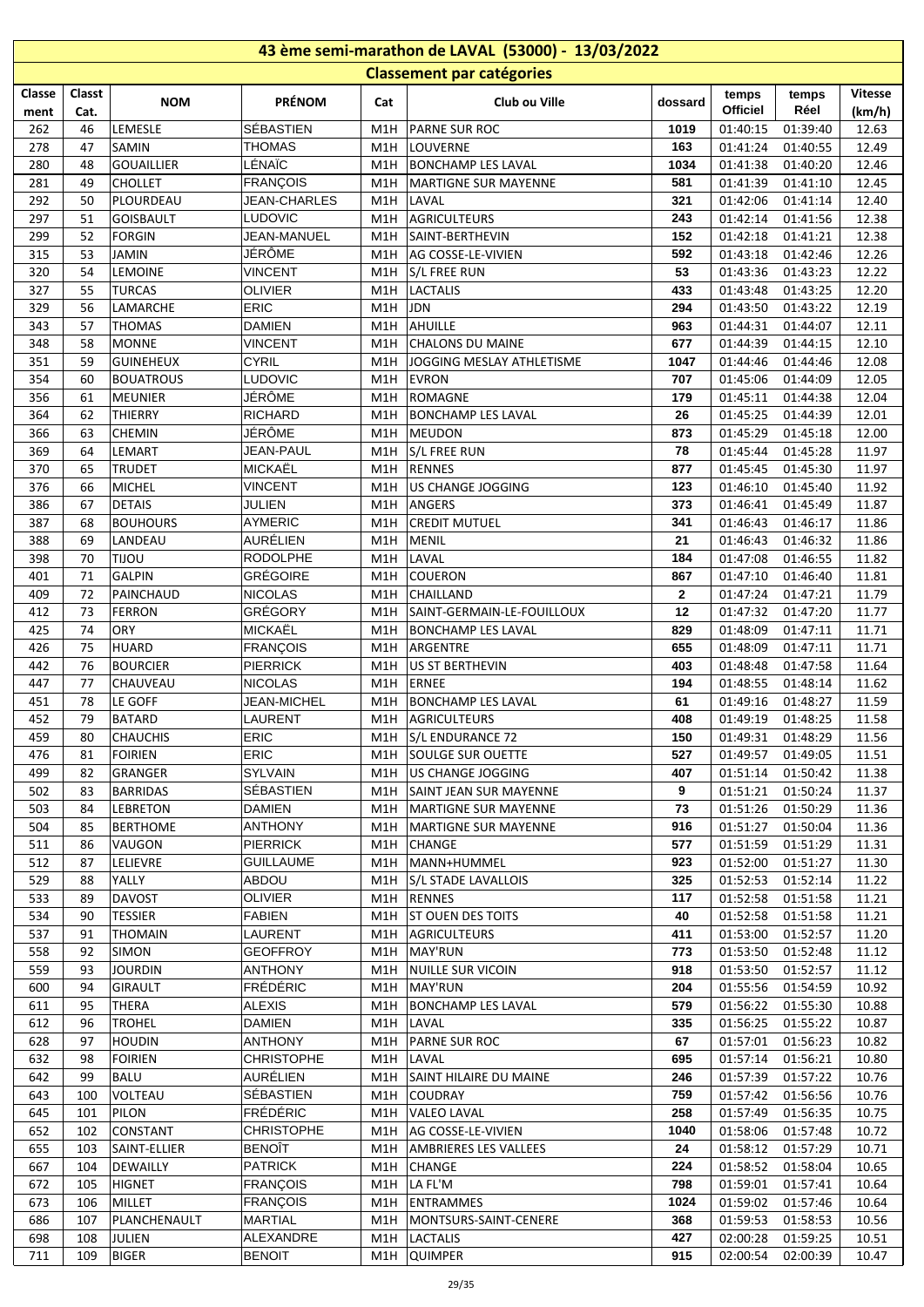# 43 ème semi-marathon de LAVAL (53000) - 13/03/2022

## Classement par catégories

| Classement | Classt Cat. | NOM | PRÉNOM | Cat | Club ou Ville | dossard | temps Officiel | temps Réel | Vitesse (km/h) |
|---|---|---|---|---|---|---|---|---|---|
| 262 | 46 | LEMESLE | SÉBASTIEN | M1H | PARNE SUR ROC | 1019 | 01:40:15 | 01:39:40 | 12.63 |
| 278 | 47 | SAMIN | THOMAS | M1H | LOUVERNE | 163 | 01:41:24 | 01:40:55 | 12.49 |
| 280 | 48 | GOUAILLIER | LÉNAÏC | M1H | BONCHAMP LES LAVAL | 1034 | 01:41:38 | 01:40:20 | 12.46 |
| 281 | 49 | CHOLLET | FRANÇOIS | M1H | MARTIGNE SUR MAYENNE | 581 | 01:41:39 | 01:41:10 | 12.45 |
| 292 | 50 | PLOURDEAU | JEAN-CHARLES | M1H | LAVAL | 321 | 01:42:06 | 01:41:14 | 12.40 |
| 297 | 51 | GOISBAULT | LUDOVIC | M1H | AGRICULTEURS | 243 | 01:42:14 | 01:41:56 | 12.38 |
| 299 | 52 | FORGIN | JEAN-MANUEL | M1H | SAINT-BERTHEVIN | 152 | 01:42:18 | 01:41:21 | 12.38 |
| 315 | 53 | JAMIN | JÉRÔME | M1H | AG COSSE-LE-VIVIEN | 592 | 01:43:18 | 01:42:46 | 12.26 |
| 320 | 54 | LEMOINE | VINCENT | M1H | S/L FREE RUN | 53 | 01:43:36 | 01:43:23 | 12.22 |
| 327 | 55 | TURCAS | OLIVIER | M1H | LACTALIS | 433 | 01:43:48 | 01:43:25 | 12.20 |
| 329 | 56 | LAMARCHE | ERIC | M1H | JDN | 294 | 01:43:50 | 01:43:22 | 12.19 |
| 343 | 57 | THOMAS | DAMIEN | M1H | AHUILLE | 963 | 01:44:31 | 01:44:07 | 12.11 |
| 348 | 58 | MONNE | VINCENT | M1H | CHALONS DU MAINE | 677 | 01:44:39 | 01:44:15 | 12.10 |
| 351 | 59 | GUINEHEUX | CYRIL | M1H | JOGGING MESLAY ATHLETISME | 1047 | 01:44:46 | 01:44:46 | 12.08 |
| 354 | 60 | BOUATROUS | LUDOVIC | M1H | EVRON | 707 | 01:45:06 | 01:44:09 | 12.05 |
| 356 | 61 | MEUNIER | JÉRÔME | M1H | ROMAGNE | 179 | 01:45:11 | 01:44:38 | 12.04 |
| 364 | 62 | THIERRY | RICHARD | M1H | BONCHAMP LES LAVAL | 26 | 01:45:25 | 01:44:39 | 12.01 |
| 366 | 63 | CHEMIN | JÉRÔME | M1H | MEUDON | 873 | 01:45:29 | 01:45:18 | 12.00 |
| 369 | 64 | LEMART | JEAN-PAUL | M1H | S/L FREE RUN | 78 | 01:45:44 | 01:45:28 | 11.97 |
| 370 | 65 | TRUDET | MICKAËL | M1H | RENNES | 877 | 01:45:45 | 01:45:30 | 11.97 |
| 376 | 66 | MICHEL | VINCENT | M1H | US CHANGE JOGGING | 123 | 01:46:10 | 01:45:40 | 11.92 |
| 386 | 67 | DETAIS | JULIEN | M1H | ANGERS | 373 | 01:46:41 | 01:45:49 | 11.87 |
| 387 | 68 | BOUHOURS | AYMERIC | M1H | CREDIT MUTUEL | 341 | 01:46:43 | 01:46:17 | 11.86 |
| 388 | 69 | LANDEAU | AURÉLIEN | M1H | MENIL | 21 | 01:46:43 | 01:46:32 | 11.86 |
| 398 | 70 | TIJOU | RODOLPHE | M1H | LAVAL | 184 | 01:47:08 | 01:46:55 | 11.82 |
| 401 | 71 | GALPIN | GRÉGOIRE | M1H | COUERON | 867 | 01:47:10 | 01:46:40 | 11.81 |
| 409 | 72 | PAINCHAUD | NICOLAS | M1H | CHAILLAND | 2 | 01:47:24 | 01:47:21 | 11.79 |
| 412 | 73 | FERRON | GRÉGORY | M1H | SAINT-GERMAIN-LE-FOUILLOUX | 12 | 01:47:32 | 01:47:20 | 11.77 |
| 425 | 74 | ORY | MICKAËL | M1H | BONCHAMP LES LAVAL | 829 | 01:48:09 | 01:47:11 | 11.71 |
| 426 | 75 | HUARD | FRANÇOIS | M1H | ARGENTRE | 655 | 01:48:09 | 01:47:11 | 11.71 |
| 442 | 76 | BOURCIER | PIERRICK | M1H | US ST BERTHEVIN | 403 | 01:48:48 | 01:47:58 | 11.64 |
| 447 | 77 | CHAUVEAU | NICOLAS | M1H | ERNEE | 194 | 01:48:55 | 01:48:14 | 11.62 |
| 451 | 78 | LE GOFF | JEAN-MICHEL | M1H | BONCHAMP LES LAVAL | 61 | 01:49:16 | 01:48:27 | 11.59 |
| 452 | 79 | BATARD | LAURENT | M1H | AGRICULTEURS | 408 | 01:49:19 | 01:48:25 | 11.58 |
| 459 | 80 | CHAUCHIS | ERIC | M1H | S/L ENDURANCE 72 | 150 | 01:49:31 | 01:48:29 | 11.56 |
| 476 | 81 | FOIRIEN | ERIC | M1H | SOULGE SUR OUETTE | 527 | 01:49:57 | 01:49:05 | 11.51 |
| 499 | 82 | GRANGER | SYLVAIN | M1H | US CHANGE JOGGING | 407 | 01:51:14 | 01:50:42 | 11.38 |
| 502 | 83 | BARRIDAS | SÉBASTIEN | M1H | SAINT JEAN SUR MAYENNE | 9 | 01:51:21 | 01:50:24 | 11.37 |
| 503 | 84 | LEBRETON | DAMIEN | M1H | MARTIGNE SUR MAYENNE | 73 | 01:51:26 | 01:50:29 | 11.36 |
| 504 | 85 | BERTHOME | ANTHONY | M1H | MARTIGNE SUR MAYENNE | 916 | 01:51:27 | 01:50:04 | 11.36 |
| 511 | 86 | VAUGON | PIERRICK | M1H | CHANGE | 577 | 01:51:59 | 01:51:29 | 11.31 |
| 512 | 87 | LELIEVRE | GUILLAUME | M1H | MANN+HUMMEL | 923 | 01:52:00 | 01:51:27 | 11.30 |
| 529 | 88 | YALLY | ABDOU | M1H | S/L STADE LAVALLOIS | 325 | 01:52:53 | 01:52:14 | 11.22 |
| 533 | 89 | DAVOST | OLIVIER | M1H | RENNES | 117 | 01:52:58 | 01:51:58 | 11.21 |
| 534 | 90 | TESSIER | FABIEN | M1H | ST OUEN DES TOITS | 40 | 01:52:58 | 01:51:58 | 11.21 |
| 537 | 91 | THOMAIN | LAURENT | M1H | AGRICULTEURS | 411 | 01:53:00 | 01:52:57 | 11.20 |
| 558 | 92 | SIMON | GEOFFROY | M1H | MAY'RUN | 773 | 01:53:50 | 01:52:48 | 11.12 |
| 559 | 93 | JOURDIN | ANTHONY | M1H | NUILLE SUR VICOIN | 918 | 01:53:50 | 01:52:57 | 11.12 |
| 600 | 94 | GIRAULT | FRÉDÉRIC | M1H | MAY'RUN | 204 | 01:55:56 | 01:54:59 | 10.92 |
| 611 | 95 | THERA | ALEXIS | M1H | BONCHAMP LES LAVAL | 579 | 01:56:22 | 01:55:30 | 10.88 |
| 612 | 96 | TROHEL | DAMIEN | M1H | LAVAL | 335 | 01:56:25 | 01:55:22 | 10.87 |
| 628 | 97 | HOUDIN | ANTHONY | M1H | PARNE SUR ROC | 67 | 01:57:01 | 01:56:23 | 10.82 |
| 632 | 98 | FOIRIEN | CHRISTOPHE | M1H | LAVAL | 695 | 01:57:14 | 01:56:21 | 10.80 |
| 642 | 99 | BALU | AURÉLIEN | M1H | SAINT HILAIRE DU MAINE | 246 | 01:57:39 | 01:57:22 | 10.76 |
| 643 | 100 | VOLTEAU | SÉBASTIEN | M1H | COUDRAY | 759 | 01:57:42 | 01:56:56 | 10.76 |
| 645 | 101 | PILON | FRÉDÉRIC | M1H | VALEO LAVAL | 258 | 01:57:49 | 01:56:35 | 10.75 |
| 652 | 102 | CONSTANT | CHRISTOPHE | M1H | AG COSSE-LE-VIVIEN | 1040 | 01:58:06 | 01:57:48 | 10.72 |
| 655 | 103 | SAINT-ELLIER | BENOÎT | M1H | AMBRIERES LES VALLEES | 24 | 01:58:12 | 01:57:29 | 10.71 |
| 667 | 104 | DEWAILLY | PATRICK | M1H | CHANGE | 224 | 01:58:52 | 01:58:04 | 10.65 |
| 672 | 105 | HIGNET | FRANÇOIS | M1H | LA FL'M | 798 | 01:59:01 | 01:57:41 | 10.64 |
| 673 | 106 | MILLET | FRANÇOIS | M1H | ENTRAMMES | 1024 | 01:59:02 | 01:57:46 | 10.64 |
| 686 | 107 | PLANCHENAULT | MARTIAL | M1H | MONTSURS-SAINT-CENERE | 368 | 01:59:53 | 01:58:53 | 10.56 |
| 698 | 108 | JULIEN | ALEXANDRE | M1H | LACTALIS | 427 | 02:00:28 | 01:59:25 | 10.51 |
| 711 | 109 | BIGER | BENOIT | M1H | QUIMPER | 915 | 02:00:54 | 02:00:39 | 10.47 |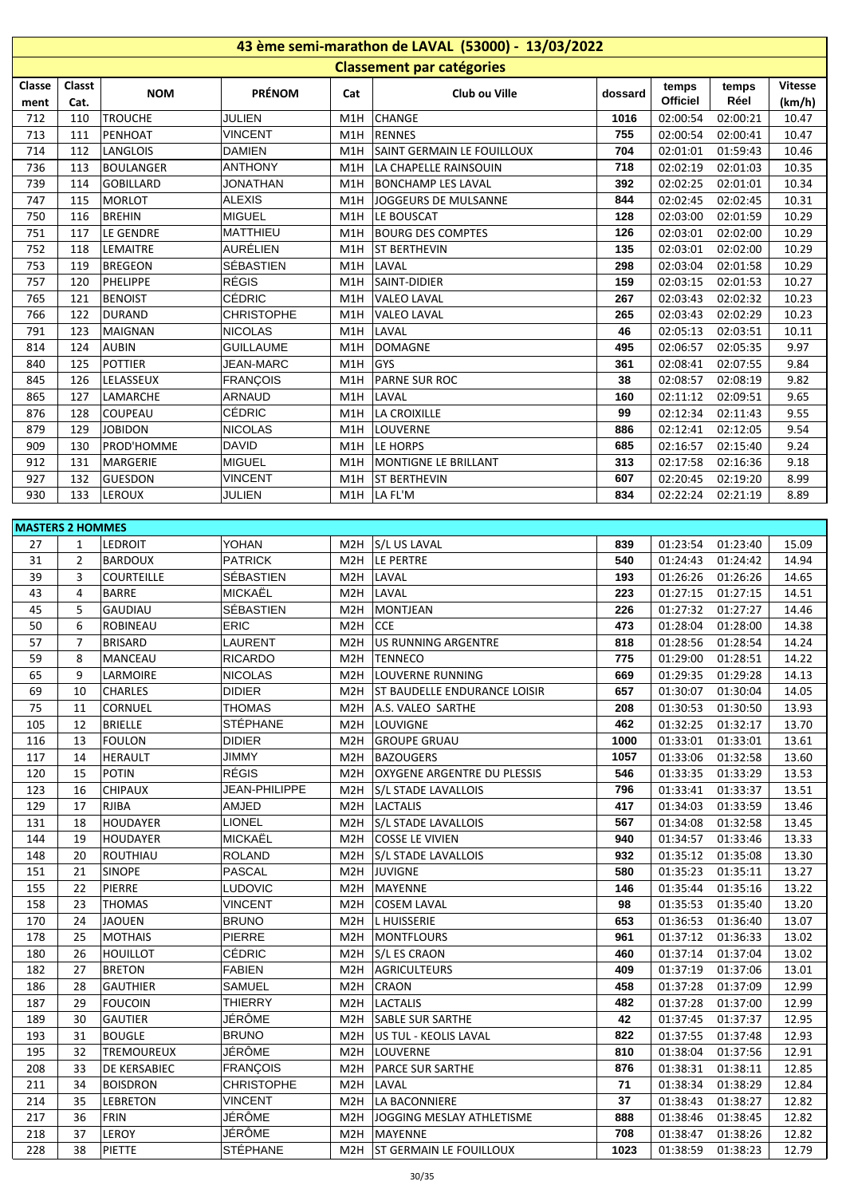# 43 ème semi-marathon de LAVAL (53000) - 13/03/2022

## Classement par catégories

| Classement | Classt Cat. | NOM | PRÉNOM | Cat | Club ou Ville | dossard | temps Officiel | temps Réel | Vitesse (km/h) |
|---|---|---|---|---|---|---|---|---|---|
| 712 | 110 | TROUCHE | JULIEN | M1H | CHANGE | 1016 | 02:00:54 | 02:00:21 | 10.47 |
| 713 | 111 | PENHOAT | VINCENT | M1H | RENNES | 755 | 02:00:54 | 02:00:41 | 10.47 |
| 714 | 112 | LANGLOIS | DAMIEN | M1H | SAINT GERMAIN LE FOUILLOUX | 704 | 02:01:01 | 01:59:43 | 10.46 |
| 736 | 113 | BOULANGER | ANTHONY | M1H | LA CHAPELLE RAINSOUIN | 718 | 02:02:19 | 02:01:03 | 10.35 |
| 739 | 114 | GOBILLARD | JONATHAN | M1H | BONCHAMP LES LAVAL | 392 | 02:02:25 | 02:01:01 | 10.34 |
| 747 | 115 | MORLOT | ALEXIS | M1H | JOGGEURS DE MULSANNE | 844 | 02:02:45 | 02:02:45 | 10.31 |
| 750 | 116 | BREHIN | MIGUEL | M1H | LE BOUSCAT | 128 | 02:03:00 | 02:01:59 | 10.29 |
| 751 | 117 | LE GENDRE | MATTHIEU | M1H | BOURG DES COMPTES | 126 | 02:03:01 | 02:02:00 | 10.29 |
| 752 | 118 | LEMAITRE | AURÉLIEN | M1H | ST BERTHEVIN | 135 | 02:03:01 | 02:02:00 | 10.29 |
| 753 | 119 | BREGEON | SÉBASTIEN | M1H | LAVAL | 298 | 02:03:04 | 02:01:58 | 10.29 |
| 757 | 120 | PHELIPPE | RÉGIS | M1H | SAINT-DIDIER | 159 | 02:03:15 | 02:01:53 | 10.27 |
| 765 | 121 | BENOIST | CÉDRIC | M1H | VALEO LAVAL | 267 | 02:03:43 | 02:02:32 | 10.23 |
| 766 | 122 | DURAND | CHRISTOPHE | M1H | VALEO LAVAL | 265 | 02:03:43 | 02:02:29 | 10.23 |
| 791 | 123 | MAIGNAN | NICOLAS | M1H | LAVAL | 46 | 02:05:13 | 02:03:51 | 10.11 |
| 814 | 124 | AUBIN | GUILLAUME | M1H | DOMAGNE | 495 | 02:06:57 | 02:05:35 | 9.97 |
| 840 | 125 | POTTIER | JEAN-MARC | M1H | GYS | 361 | 02:08:41 | 02:07:55 | 9.84 |
| 845 | 126 | LELASSEUX | FRANÇOIS | M1H | PARNE SUR ROC | 38 | 02:08:57 | 02:08:19 | 9.82 |
| 865 | 127 | LAMARCHE | ARNAUD | M1H | LAVAL | 160 | 02:11:12 | 02:09:51 | 9.65 |
| 876 | 128 | COUPEAU | CÉDRIC | M1H | LA CROIXILLE | 99 | 02:12:34 | 02:11:43 | 9.55 |
| 879 | 129 | JOBIDON | NICOLAS | M1H | LOUVERNE | 886 | 02:12:41 | 02:12:05 | 9.54 |
| 909 | 130 | PROD'HOMME | DAVID | M1H | LE HORPS | 685 | 02:16:57 | 02:15:40 | 9.24 |
| 912 | 131 | MARGERIE | MIGUEL | M1H | MONTIGNE LE BRILLANT | 313 | 02:17:58 | 02:16:36 | 9.18 |
| 927 | 132 | GUESDON | VINCENT | M1H | ST BERTHEVIN | 607 | 02:20:45 | 02:19:20 | 8.99 |
| 930 | 133 | LEROUX | JULIEN | M1H | LA FL'M | 834 | 02:22:24 | 02:21:19 | 8.89 |

### MASTERS 2 HOMMES

| Classement | Classt Cat. | NOM | PRÉNOM | Cat | Club ou Ville | dossard | temps Officiel | temps Réel | Vitesse (km/h) |
|---|---|---|---|---|---|---|---|---|---|
| 27 | 1 | LEDROIT | YOHAN | M2H | S/L US LAVAL | 839 | 01:23:54 | 01:23:40 | 15.09 |
| 31 | 2 | BARDOUX | PATRICK | M2H | LE PERTRE | 540 | 01:24:43 | 01:24:42 | 14.94 |
| 39 | 3 | COURTEILLE | SÉBASTIEN | M2H | LAVAL | 193 | 01:26:26 | 01:26:26 | 14.65 |
| 43 | 4 | BARRE | MICKAËL | M2H | LAVAL | 223 | 01:27:15 | 01:27:15 | 14.51 |
| 45 | 5 | GAUDIAU | SÉBASTIEN | M2H | MONTJEAN | 226 | 01:27:32 | 01:27:27 | 14.46 |
| 50 | 6 | ROBINEAU | ERIC | M2H | CCE | 473 | 01:28:04 | 01:28:00 | 14.38 |
| 57 | 7 | BRISARD | LAURENT | M2H | US RUNNING ARGENTRE | 818 | 01:28:56 | 01:28:54 | 14.24 |
| 59 | 8 | MANCEAU | RICARDO | M2H | TENNECO | 775 | 01:29:00 | 01:28:51 | 14.22 |
| 65 | 9 | LARMOIRE | NICOLAS | M2H | LOUVERNE RUNNING | 669 | 01:29:35 | 01:29:28 | 14.13 |
| 69 | 10 | CHARLES | DIDIER | M2H | ST BAUDELLE ENDURANCE LOISIR | 657 | 01:30:07 | 01:30:04 | 14.05 |
| 75 | 11 | CORNUEL | THOMAS | M2H | A.S. VALEO SARTHE | 208 | 01:30:53 | 01:30:50 | 13.93 |
| 105 | 12 | BRIELLE | STÉPHANE | M2H | LOUVIGNE | 462 | 01:32:25 | 01:32:17 | 13.70 |
| 116 | 13 | FOULON | DIDIER | M2H | GROUPE GRUAU | 1000 | 01:33:01 | 01:33:01 | 13.61 |
| 117 | 14 | HERAULT | JIMMY | M2H | BAZOUGERS | 1057 | 01:33:06 | 01:32:58 | 13.60 |
| 120 | 15 | POTIN | RÉGIS | M2H | OXYGENE ARGENTRE DU PLESSIS | 546 | 01:33:35 | 01:33:29 | 13.53 |
| 123 | 16 | CHIPAUX | JEAN-PHILIPPE | M2H | S/L STADE LAVALLOIS | 796 | 01:33:41 | 01:33:37 | 13.51 |
| 129 | 17 | RJIBA | AMJED | M2H | LACTALIS | 417 | 01:34:03 | 01:33:59 | 13.46 |
| 131 | 18 | HOUDAYER | LIONEL | M2H | S/L STADE LAVALLOIS | 567 | 01:34:08 | 01:32:58 | 13.45 |
| 144 | 19 | HOUDAYER | MICKAËL | M2H | COSSE LE VIVIEN | 940 | 01:34:57 | 01:33:46 | 13.33 |
| 148 | 20 | ROUTHIAU | ROLAND | M2H | S/L STADE LAVALLOIS | 932 | 01:35:12 | 01:35:08 | 13.30 |
| 151 | 21 | SINOPE | PASCAL | M2H | JUVIGNE | 580 | 01:35:23 | 01:35:11 | 13.27 |
| 155 | 22 | PIERRE | LUDOVIC | M2H | MAYENNE | 146 | 01:35:44 | 01:35:16 | 13.22 |
| 158 | 23 | THOMAS | VINCENT | M2H | COSEM LAVAL | 98 | 01:35:53 | 01:35:40 | 13.20 |
| 170 | 24 | JAOUEN | BRUNO | M2H | L HUISSERIE | 653 | 01:36:53 | 01:36:40 | 13.07 |
| 178 | 25 | MOTHAIS | PIERRE | M2H | MONTFLOURS | 961 | 01:37:12 | 01:36:33 | 13.02 |
| 180 | 26 | HOUILLOT | CÉDRIC | M2H | S/L ES CRAON | 460 | 01:37:14 | 01:37:04 | 13.02 |
| 182 | 27 | BRETON | FABIEN | M2H | AGRICULTEURS | 409 | 01:37:19 | 01:37:06 | 13.01 |
| 186 | 28 | GAUTHIER | SAMUEL | M2H | CRAON | 458 | 01:37:28 | 01:37:09 | 12.99 |
| 187 | 29 | FOUCOIN | THIERRY | M2H | LACTALIS | 482 | 01:37:28 | 01:37:00 | 12.99 |
| 189 | 30 | GAUTIER | JÉRÔME | M2H | SABLE SUR SARTHE | 42 | 01:37:45 | 01:37:37 | 12.95 |
| 193 | 31 | BOUGLE | BRUNO | M2H | US TUL - KEOLIS LAVAL | 822 | 01:37:55 | 01:37:48 | 12.93 |
| 195 | 32 | TREMOUREUX | JÉRÔME | M2H | LOUVERNE | 810 | 01:38:04 | 01:37:56 | 12.91 |
| 208 | 33 | DE KERSABIEC | FRANÇOIS | M2H | PARCE SUR SARTHE | 876 | 01:38:31 | 01:38:11 | 12.85 |
| 211 | 34 | BOISDRON | CHRISTOPHE | M2H | LAVAL | 71 | 01:38:34 | 01:38:29 | 12.84 |
| 214 | 35 | LEBRETON | VINCENT | M2H | LA BACONNIERE | 37 | 01:38:43 | 01:38:27 | 12.82 |
| 217 | 36 | FRIN | JÉRÔME | M2H | JOGGING MESLAY ATHLETISME | 888 | 01:38:46 | 01:38:45 | 12.82 |
| 218 | 37 | LEROY | JÉRÔME | M2H | MAYENNE | 708 | 01:38:47 | 01:38:26 | 12.82 |
| 228 | 38 | PIETTE | STÉPHANE | M2H | ST GERMAIN LE FOUILLOUX | 1023 | 01:38:59 | 01:38:23 | 12.79 |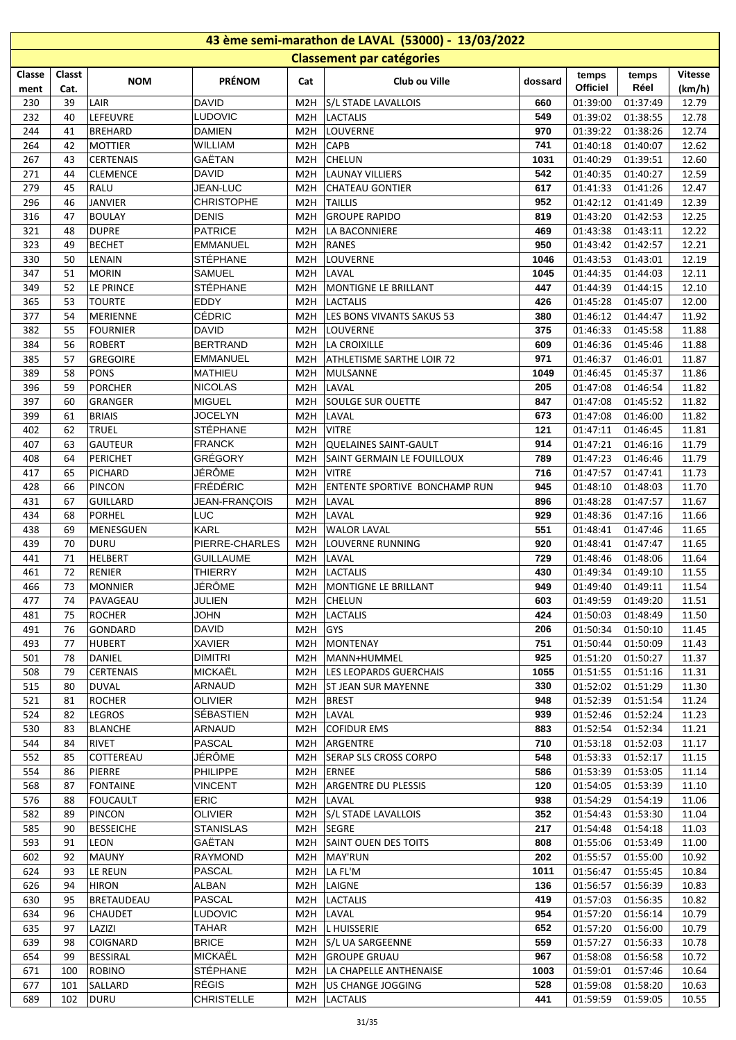# 43 ème semi-marathon de LAVAL (53000) - 13/03/2022

## Classement par catégories

| Classement | Classt Cat. | NOM | PRÉNOM | Cat | Club ou Ville | dossard | temps Officiel | temps Réel | Vitesse (km/h) |
|---|---|---|---|---|---|---|---|---|---|
| 230 | 39 | LAIR | DAVID | M2H | S/L STADE LAVALLOIS | 660 | 01:39:00 | 01:37:49 | 12.79 |
| 232 | 40 | LEFEUVRE | LUDOVIC | M2H | LACTALIS | 549 | 01:39:02 | 01:38:55 | 12.78 |
| 244 | 41 | BREHARD | DAMIEN | M2H | LOUVERNE | 970 | 01:39:22 | 01:38:26 | 12.74 |
| 264 | 42 | MOTTIER | WILLIAM | M2H | CAPB | 741 | 01:40:18 | 01:40:07 | 12.62 |
| 267 | 43 | CERTENAIS | GAËTAN | M2H | CHELUN | 1031 | 01:40:29 | 01:39:51 | 12.60 |
| 271 | 44 | CLEMENCE | DAVID | M2H | LAUNAY VILLIERS | 542 | 01:40:35 | 01:40:27 | 12.59 |
| 279 | 45 | RALU | JEAN-LUC | M2H | CHATEAU GONTIER | 617 | 01:41:33 | 01:41:26 | 12.47 |
| 296 | 46 | JANVIER | CHRISTOPHE | M2H | TAILLIS | 952 | 01:42:12 | 01:41:49 | 12.39 |
| 316 | 47 | BOULAY | DENIS | M2H | GROUPE RAPIDO | 819 | 01:43:20 | 01:42:53 | 12.25 |
| 321 | 48 | DUPRE | PATRICE | M2H | LA BACONNIERE | 469 | 01:43:38 | 01:43:11 | 12.22 |
| 323 | 49 | BECHET | EMMANUEL | M2H | RANES | 950 | 01:43:42 | 01:42:57 | 12.21 |
| 330 | 50 | LENAIN | STÉPHANE | M2H | LOUVERNE | 1046 | 01:43:53 | 01:43:01 | 12.19 |
| 347 | 51 | MORIN | SAMUEL | M2H | LAVAL | 1045 | 01:44:35 | 01:44:03 | 12.11 |
| 349 | 52 | LE PRINCE | STÉPHANE | M2H | MONTIGNE LE BRILLANT | 447 | 01:44:39 | 01:44:15 | 12.10 |
| 365 | 53 | TOURTE | EDDY | M2H | LACTALIS | 426 | 01:45:28 | 01:45:07 | 12.00 |
| 377 | 54 | MERIENNE | CÉDRIC | M2H | LES BONS VIVANTS SAKUS 53 | 380 | 01:46:12 | 01:44:47 | 11.92 |
| 382 | 55 | FOURNIER | DAVID | M2H | LOUVERNE | 375 | 01:46:33 | 01:45:58 | 11.88 |
| 384 | 56 | ROBERT | BERTRAND | M2H | LA CROIXILLE | 609 | 01:46:36 | 01:45:46 | 11.88 |
| 385 | 57 | GREGOIRE | EMMANUEL | M2H | ATHLETISME SARTHE LOIR 72 | 971 | 01:46:37 | 01:46:01 | 11.87 |
| 389 | 58 | PONS | MATHIEU | M2H | MULSANNE | 1049 | 01:46:45 | 01:45:37 | 11.86 |
| 396 | 59 | PORCHER | NICOLAS | M2H | LAVAL | 205 | 01:47:08 | 01:46:54 | 11.82 |
| 397 | 60 | GRANGER | MIGUEL | M2H | SOULGE SUR OUETTE | 847 | 01:47:08 | 01:45:52 | 11.82 |
| 399 | 61 | BRIAIS | JOCELYN | M2H | LAVAL | 673 | 01:47:08 | 01:46:00 | 11.82 |
| 402 | 62 | TRUEL | STÉPHANE | M2H | VITRE | 121 | 01:47:11 | 01:46:45 | 11.81 |
| 407 | 63 | GAUTEUR | FRANCK | M2H | QUELAINES SAINT-GAULT | 914 | 01:47:21 | 01:46:16 | 11.79 |
| 408 | 64 | PERICHET | GRÉGORY | M2H | SAINT GERMAIN LE FOUILLOUX | 789 | 01:47:23 | 01:46:46 | 11.79 |
| 417 | 65 | PICHARD | JÉRÔME | M2H | VITRE | 716 | 01:47:57 | 01:47:41 | 11.73 |
| 428 | 66 | PINCON | FRÉDÉRIC | M2H | ENTENTE SPORTIVE BONCHAMP RUN | 945 | 01:48:10 | 01:48:03 | 11.70 |
| 431 | 67 | GUILLARD | JEAN-FRANÇOIS | M2H | LAVAL | 896 | 01:48:28 | 01:47:57 | 11.67 |
| 434 | 68 | PORHEL | LUC | M2H | LAVAL | 929 | 01:48:36 | 01:47:16 | 11.66 |
| 438 | 69 | MENESGUEN | KARL | M2H | WALOR LAVAL | 551 | 01:48:41 | 01:47:46 | 11.65 |
| 439 | 70 | DURU | PIERRE-CHARLES | M2H | LOUVERNE RUNNING | 920 | 01:48:41 | 01:47:47 | 11.65 |
| 441 | 71 | HELBERT | GUILLAUME | M2H | LAVAL | 729 | 01:48:46 | 01:48:06 | 11.64 |
| 461 | 72 | RENIER | THIERRY | M2H | LACTALIS | 430 | 01:49:34 | 01:49:10 | 11.55 |
| 466 | 73 | MONNIER | JÉRÔME | M2H | MONTIGNE LE BRILLANT | 949 | 01:49:40 | 01:49:11 | 11.54 |
| 477 | 74 | PAVAGEAU | JULIEN | M2H | CHELUN | 603 | 01:49:59 | 01:49:20 | 11.51 |
| 481 | 75 | ROCHER | JOHN | M2H | LACTALIS | 424 | 01:50:03 | 01:48:49 | 11.50 |
| 491 | 76 | GONDARD | DAVID | M2H | GYS | 206 | 01:50:34 | 01:50:10 | 11.45 |
| 493 | 77 | HUBERT | XAVIER | M2H | MONTENAY | 751 | 01:50:44 | 01:50:09 | 11.43 |
| 501 | 78 | DANIEL | DIMITRI | M2H | MANN+HUMMEL | 925 | 01:51:20 | 01:50:27 | 11.37 |
| 508 | 79 | CERTENAIS | MICKAËL | M2H | LES LEOPARDS GUERCHAIS | 1055 | 01:51:55 | 01:51:16 | 11.31 |
| 515 | 80 | DUVAL | ARNAUD | M2H | ST JEAN SUR MAYENNE | 330 | 01:52:02 | 01:51:29 | 11.30 |
| 521 | 81 | ROCHER | OLIVIER | M2H | BREST | 948 | 01:52:39 | 01:51:54 | 11.24 |
| 524 | 82 | LEGROS | SÉBASTIEN | M2H | LAVAL | 939 | 01:52:46 | 01:52:24 | 11.23 |
| 530 | 83 | BLANCHE | ARNAUD | M2H | COFIDUR EMS | 883 | 01:52:54 | 01:52:34 | 11.21 |
| 544 | 84 | RIVET | PASCAL | M2H | ARGENTRE | 710 | 01:53:18 | 01:52:03 | 11.17 |
| 552 | 85 | COTTEREAU | JÉRÔME | M2H | SERAP SLS CROSS CORPO | 548 | 01:53:33 | 01:52:17 | 11.15 |
| 554 | 86 | PIERRE | PHILIPPE | M2H | ERNEE | 586 | 01:53:39 | 01:53:05 | 11.14 |
| 568 | 87 | FONTAINE | VINCENT | M2H | ARGENTRE DU PLESSIS | 120 | 01:54:05 | 01:53:39 | 11.10 |
| 576 | 88 | FOUCAULT | ERIC | M2H | LAVAL | 938 | 01:54:29 | 01:54:19 | 11.06 |
| 582 | 89 | PINCON | OLIVIER | M2H | S/L STADE LAVALLOIS | 352 | 01:54:43 | 01:53:30 | 11.04 |
| 585 | 90 | BESSEICHE | STANISLAS | M2H | SEGRE | 217 | 01:54:48 | 01:54:18 | 11.03 |
| 593 | 91 | LEON | GAËTAN | M2H | SAINT OUEN DES TOITS | 808 | 01:55:06 | 01:53:49 | 11.00 |
| 602 | 92 | MAUNY | RAYMOND | M2H | MAY'RUN | 202 | 01:55:57 | 01:55:00 | 10.92 |
| 624 | 93 | LE REUN | PASCAL | M2H | LA FL'M | 1011 | 01:56:47 | 01:55:45 | 10.84 |
| 626 | 94 | HIRON | ALBAN | M2H | LAIGNE | 136 | 01:56:57 | 01:56:39 | 10.83 |
| 630 | 95 | BRETAUDEAU | PASCAL | M2H | LACTALIS | 419 | 01:57:03 | 01:56:35 | 10.82 |
| 634 | 96 | CHAUDET | LUDOVIC | M2H | LAVAL | 954 | 01:57:20 | 01:56:14 | 10.79 |
| 635 | 97 | LAZIZI | TAHAR | M2H | L HUISSERIE | 652 | 01:57:20 | 01:56:00 | 10.79 |
| 639 | 98 | COIGNARD | BRICE | M2H | S/L UA SARGEENNE | 559 | 01:57:27 | 01:56:33 | 10.78 |
| 654 | 99 | BESSIRAL | MICKAËL | M2H | GROUPE GRUAU | 967 | 01:58:08 | 01:56:58 | 10.72 |
| 671 | 100 | ROBINO | STÉPHANE | M2H | LA CHAPELLE ANTHENAISE | 1003 | 01:59:01 | 01:57:46 | 10.64 |
| 677 | 101 | SALLARD | RÉGIS | M2H | US CHANGE JOGGING | 528 | 01:59:08 | 01:58:20 | 10.63 |
| 689 | 102 | DURU | CHRISTELLE | M2H | LACTALIS | 441 | 01:59:59 | 01:59:05 | 10.55 |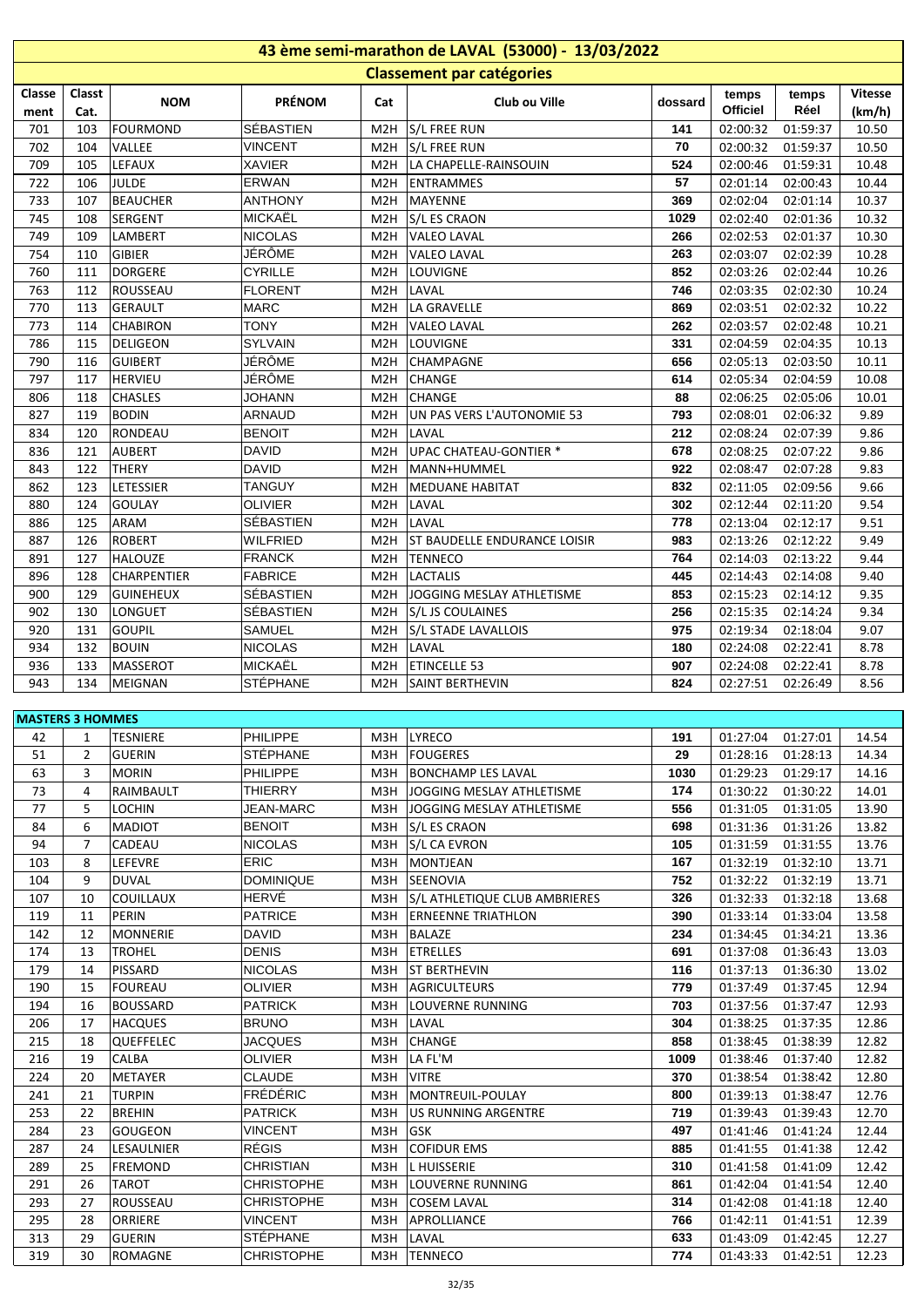# 43 ème semi-marathon de LAVAL (53000) - 13/03/2022

## Classement par catégories

| Classement | Classt Cat. | NOM | PRÉNOM | Cat | Club ou Ville | dossard | temps Officiel | temps Réel | Vitesse (km/h) |
|---|---|---|---|---|---|---|---|---|---|
| 701 | 103 | FOURMOND | SÉBASTIEN | M2H | S/L FREE RUN | 141 | 02:00:32 | 01:59:37 | 10.50 |
| 702 | 104 | VALLEE | VINCENT | M2H | S/L FREE RUN | 70 | 02:00:32 | 01:59:37 | 10.50 |
| 709 | 105 | LEFAUX | XAVIER | M2H | LA CHAPELLE-RAINSOUIN | 524 | 02:00:46 | 01:59:31 | 10.48 |
| 722 | 106 | JULDE | ERWAN | M2H | ENTRAMMES | 57 | 02:01:14 | 02:00:43 | 10.44 |
| 733 | 107 | BEAUCHER | ANTHONY | M2H | MAYENNE | 369 | 02:02:04 | 02:01:14 | 10.37 |
| 745 | 108 | SERGENT | MICKAËL | M2H | S/L ES CRAON | 1029 | 02:02:40 | 02:01:36 | 10.32 |
| 749 | 109 | LAMBERT | NICOLAS | M2H | VALEO LAVAL | 266 | 02:02:53 | 02:01:37 | 10.30 |
| 754 | 110 | GIBIER | JÉRÔME | M2H | VALEO LAVAL | 263 | 02:03:07 | 02:02:39 | 10.28 |
| 760 | 111 | DORGERE | CYRILLE | M2H | LOUVIGNE | 852 | 02:03:26 | 02:02:44 | 10.26 |
| 763 | 112 | ROUSSEAU | FLORENT | M2H | LAVAL | 746 | 02:03:35 | 02:02:30 | 10.24 |
| 770 | 113 | GERAULT | MARC | M2H | LA GRAVELLE | 869 | 02:03:51 | 02:02:32 | 10.22 |
| 773 | 114 | CHABIRON | TONY | M2H | VALEO LAVAL | 262 | 02:03:57 | 02:02:48 | 10.21 |
| 786 | 115 | DELIGEON | SYLVAIN | M2H | LOUVIGNE | 331 | 02:04:59 | 02:04:35 | 10.13 |
| 790 | 116 | GUIBERT | JÉRÔME | M2H | CHAMPAGNE | 656 | 02:05:13 | 02:03:50 | 10.11 |
| 797 | 117 | HERVIEU | JÉRÔME | M2H | CHANGE | 614 | 02:05:34 | 02:04:59 | 10.08 |
| 806 | 118 | CHASLES | JOHANN | M2H | CHANGE | 88 | 02:06:25 | 02:05:06 | 10.01 |
| 827 | 119 | BODIN | ARNAUD | M2H | UN PAS VERS L'AUTONOMIE 53 | 793 | 02:08:01 | 02:06:32 | 9.89 |
| 834 | 120 | RONDEAU | BENOIT | M2H | LAVAL | 212 | 02:08:24 | 02:07:39 | 9.86 |
| 836 | 121 | AUBERT | DAVID | M2H | UPAC CHATEAU-GONTIER * | 678 | 02:08:25 | 02:07:22 | 9.86 |
| 843 | 122 | THERY | DAVID | M2H | MANN+HUMMEL | 922 | 02:08:47 | 02:07:28 | 9.83 |
| 862 | 123 | LETESSIER | TANGUY | M2H | MEDUANE HABITAT | 832 | 02:11:05 | 02:09:56 | 9.66 |
| 880 | 124 | GOULAY | OLIVIER | M2H | LAVAL | 302 | 02:12:44 | 02:11:20 | 9.54 |
| 886 | 125 | ARAM | SÉBASTIEN | M2H | LAVAL | 778 | 02:13:04 | 02:12:17 | 9.51 |
| 887 | 126 | ROBERT | WILFRIED | M2H | ST BAUDELLE ENDURANCE LOISIR | 983 | 02:13:26 | 02:12:22 | 9.49 |
| 891 | 127 | HALOUZE | FRANCK | M2H | TENNECO | 764 | 02:14:03 | 02:13:22 | 9.44 |
| 896 | 128 | CHARPENTIER | FABRICE | M2H | LACTALIS | 445 | 02:14:43 | 02:14:08 | 9.40 |
| 900 | 129 | GUINEHEUX | SÉBASTIEN | M2H | JOGGING MESLAY ATHLETISME | 853 | 02:15:23 | 02:14:12 | 9.35 |
| 902 | 130 | LONGUET | SÉBASTIEN | M2H | S/L JS COULAINES | 256 | 02:15:35 | 02:14:24 | 9.34 |
| 920 | 131 | GOUPIL | SAMUEL | M2H | S/L STADE LAVALLOIS | 975 | 02:19:34 | 02:18:04 | 9.07 |
| 934 | 132 | BOUIN | NICOLAS | M2H | LAVAL | 180 | 02:24:08 | 02:22:41 | 8.78 |
| 936 | 133 | MASSEROT | MICKAËL | M2H | ETINCELLE 53 | 907 | 02:24:08 | 02:22:41 | 8.78 |
| 943 | 134 | MEIGNAN | STÉPHANE | M2H | SAINT BERTHEVIN | 824 | 02:27:51 | 02:26:49 | 8.56 |

**MASTERS 3 HOMMES**

| Classement | Classt Cat. | NOM | PRÉNOM | Cat | Club ou Ville | dossard | temps Officiel | temps Réel | Vitesse (km/h) |
|---|---|---|---|---|---|---|---|---|---|
| 42 | 1 | TESNIERE | PHILIPPE | M3H | LYRECO | 191 | 01:27:04 | 01:27:01 | 14.54 |
| 51 | 2 | GUERIN | STÉPHANE | M3H | FOUGERES | 29 | 01:28:16 | 01:28:13 | 14.34 |
| 63 | 3 | MORIN | PHILIPPE | M3H | BONCHAMP LES LAVAL | 1030 | 01:29:23 | 01:29:17 | 14.16 |
| 73 | 4 | RAIMBAULT | THIERRY | M3H | JOGGING MESLAY ATHLETISME | 174 | 01:30:22 | 01:30:22 | 14.01 |
| 77 | 5 | LOCHIN | JEAN-MARC | M3H | JOGGING MESLAY ATHLETISME | 556 | 01:31:05 | 01:31:05 | 13.90 |
| 84 | 6 | MADIOT | BENOIT | M3H | S/L ES CRAON | 698 | 01:31:36 | 01:31:26 | 13.82 |
| 94 | 7 | CADEAU | NICOLAS | M3H | S/L CA EVRON | 105 | 01:31:59 | 01:31:55 | 13.76 |
| 103 | 8 | LEFEVRE | ERIC | M3H | MONTJEAN | 167 | 01:32:19 | 01:32:10 | 13.71 |
| 104 | 9 | DUVAL | DOMINIQUE | M3H | SEENOVIA | 752 | 01:32:22 | 01:32:19 | 13.71 |
| 107 | 10 | COUILLAUX | HERVÉ | M3H | S/L ATHLETIQUE CLUB AMBRIERES | 326 | 01:32:33 | 01:32:18 | 13.68 |
| 119 | 11 | PERIN | PATRICE | M3H | ERNEENNE TRIATHLON | 390 | 01:33:14 | 01:33:04 | 13.58 |
| 142 | 12 | MONNERIE | DAVID | M3H | BALAZE | 234 | 01:34:45 | 01:34:21 | 13.36 |
| 174 | 13 | TROHEL | DENIS | M3H | ETRELLES | 691 | 01:37:08 | 01:36:43 | 13.03 |
| 179 | 14 | PISSARD | NICOLAS | M3H | ST BERTHEVIN | 116 | 01:37:13 | 01:36:30 | 13.02 |
| 190 | 15 | FOUREAU | OLIVIER | M3H | AGRICULTEURS | 779 | 01:37:49 | 01:37:45 | 12.94 |
| 194 | 16 | BOUSSARD | PATRICK | M3H | LOUVERNE RUNNING | 703 | 01:37:56 | 01:37:47 | 12.93 |
| 206 | 17 | HACQUES | BRUNO | M3H | LAVAL | 304 | 01:38:25 | 01:37:35 | 12.86 |
| 215 | 18 | QUEFFELEC | JACQUES | M3H | CHANGE | 858 | 01:38:45 | 01:38:39 | 12.82 |
| 216 | 19 | CALBA | OLIVIER | M3H | LA FL'M | 1009 | 01:38:46 | 01:37:40 | 12.82 |
| 224 | 20 | METAYER | CLAUDE | M3H | VITRE | 370 | 01:38:54 | 01:38:42 | 12.80 |
| 241 | 21 | TURPIN | FRÉDÉRIC | M3H | MONTREUIL-POULAY | 800 | 01:39:13 | 01:38:47 | 12.76 |
| 253 | 22 | BREHIN | PATRICK | M3H | US RUNNING ARGENTRE | 719 | 01:39:43 | 01:39:43 | 12.70 |
| 284 | 23 | GOUGEON | VINCENT | M3H | GSK | 497 | 01:41:46 | 01:41:24 | 12.44 |
| 287 | 24 | LESAULNIER | RÉGIS | M3H | COFIDUR EMS | 885 | 01:41:55 | 01:41:38 | 12.42 |
| 289 | 25 | FREMOND | CHRISTIAN | M3H | L HUISSERIE | 310 | 01:41:58 | 01:41:09 | 12.42 |
| 291 | 26 | TAROT | CHRISTOPHE | M3H | LOUVERNE RUNNING | 861 | 01:42:04 | 01:41:54 | 12.40 |
| 293 | 27 | ROUSSEAU | CHRISTOPHE | M3H | COSEM LAVAL | 314 | 01:42:08 | 01:41:18 | 12.40 |
| 295 | 28 | ORRIERE | VINCENT | M3H | APROLLIANCE | 766 | 01:42:11 | 01:41:51 | 12.39 |
| 313 | 29 | GUERIN | STÉPHANE | M3H | LAVAL | 633 | 01:43:09 | 01:42:45 | 12.27 |
| 319 | 30 | ROMAGNE | CHRISTOPHE | M3H | TENNECO | 774 | 01:43:33 | 01:42:51 | 12.23 |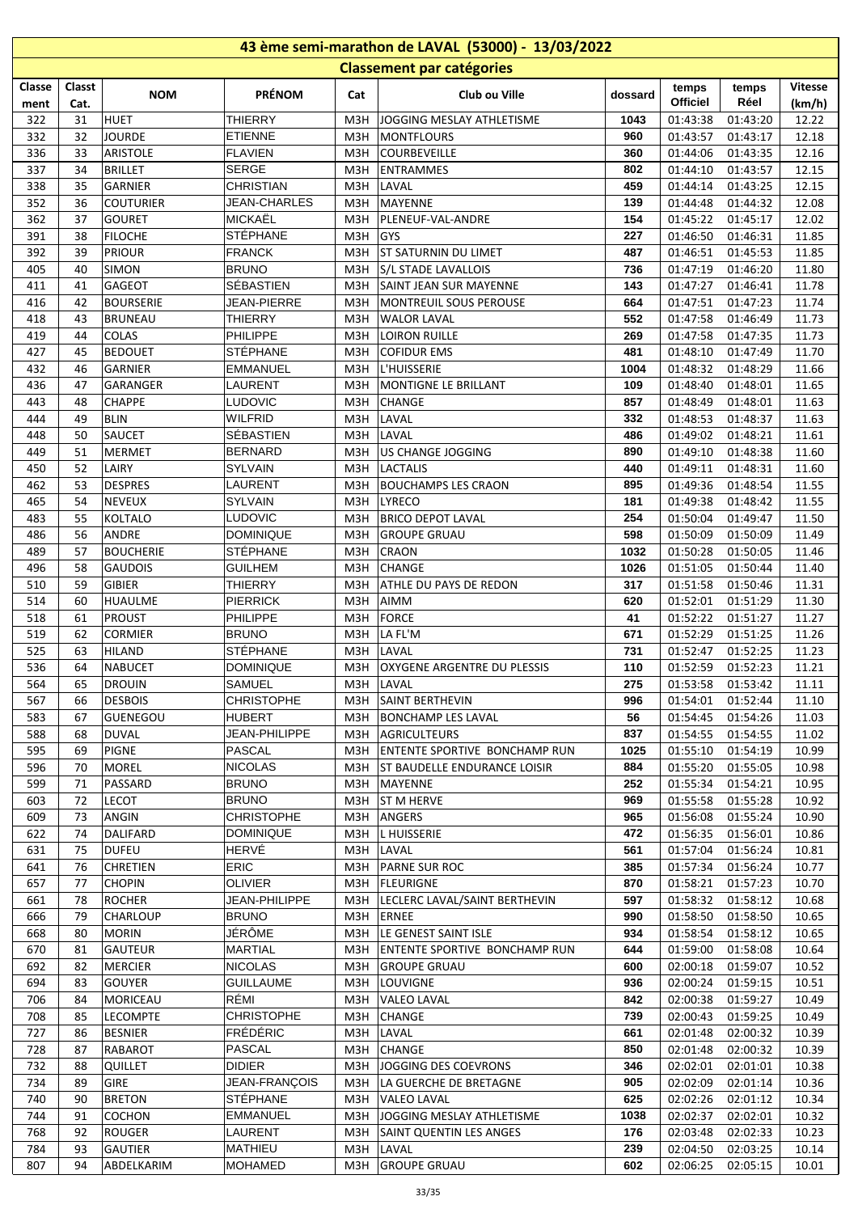# 43 ème semi-marathon de LAVAL (53000) - 13/03/2022

## Classement par catégories

| Classement | Classt Cat. | NOM | PRÉNOM | Cat | Club ou Ville | dossard | temps Officiel | temps Réel | Vitesse (km/h) |
|---|---|---|---|---|---|---|---|---|---|
| 322 | 31 | HUET | THIERRY | M3H | JOGGING MESLAY ATHLETISME | 1043 | 01:43:38 | 01:43:20 | 12.22 |
| 332 | 32 | JOURDE | ETIENNE | M3H | MONTFLOURS | 960 | 01:43:57 | 01:43:17 | 12.18 |
| 336 | 33 | ARISTOLE | FLAVIEN | M3H | COURBEVEILLE | 360 | 01:44:06 | 01:43:35 | 12.16 |
| 337 | 34 | BRILLET | SERGE | M3H | ENTRAMMES | 802 | 01:44:10 | 01:43:57 | 12.15 |
| 338 | 35 | GARNIER | CHRISTIAN | M3H | LAVAL | 459 | 01:44:14 | 01:43:25 | 12.15 |
| 352 | 36 | COUTURIER | JEAN-CHARLES | M3H | MAYENNE | 139 | 01:44:48 | 01:44:32 | 12.08 |
| 362 | 37 | GOURET | MICKAËL | M3H | PLENEUF-VAL-ANDRE | 154 | 01:45:22 | 01:45:17 | 12.02 |
| 391 | 38 | FILOCHE | STÉPHANE | M3H | GYS | 227 | 01:46:50 | 01:46:31 | 11.85 |
| 392 | 39 | PRIOUR | FRANCK | M3H | ST SATURNIN DU LIMET | 487 | 01:46:51 | 01:45:53 | 11.85 |
| 405 | 40 | SIMON | BRUNO | M3H | S/L STADE LAVALLOIS | 736 | 01:47:19 | 01:46:20 | 11.80 |
| 411 | 41 | GAGEOT | SÉBASTIEN | M3H | SAINT JEAN SUR MAYENNE | 143 | 01:47:27 | 01:46:41 | 11.78 |
| 416 | 42 | BOURSERIE | JEAN-PIERRE | M3H | MONTREUIL SOUS PEROUSE | 664 | 01:47:51 | 01:47:23 | 11.74 |
| 418 | 43 | BRUNEAU | THIERRY | M3H | WALOR LAVAL | 552 | 01:47:58 | 01:46:49 | 11.73 |
| 419 | 44 | COLAS | PHILIPPE | M3H | LOIRON RUILLE | 269 | 01:47:58 | 01:47:35 | 11.73 |
| 427 | 45 | BEDOUET | STÉPHANE | M3H | COFIDUR EMS | 481 | 01:48:10 | 01:47:49 | 11.70 |
| 432 | 46 | GARNIER | EMMANUEL | M3H | L'HUISSERIE | 1004 | 01:48:32 | 01:48:29 | 11.66 |
| 436 | 47 | GARANGER | LAURENT | M3H | MONTIGNE LE BRILLANT | 109 | 01:48:40 | 01:48:01 | 11.65 |
| 443 | 48 | CHAPPE | LUDOVIC | M3H | CHANGE | 857 | 01:48:49 | 01:48:01 | 11.63 |
| 444 | 49 | BLIN | WILFRID | M3H | LAVAL | 332 | 01:48:53 | 01:48:37 | 11.63 |
| 448 | 50 | SAUCET | SÉBASTIEN | M3H | LAVAL | 486 | 01:49:02 | 01:48:21 | 11.61 |
| 449 | 51 | MERMET | BERNARD | M3H | US CHANGE JOGGING | 890 | 01:49:10 | 01:48:38 | 11.60 |
| 450 | 52 | LAIRY | SYLVAIN | M3H | LACTALIS | 440 | 01:49:11 | 01:48:31 | 11.60 |
| 462 | 53 | DESPRES | LAURENT | M3H | BOUCHAMPS LES CRAON | 895 | 01:49:36 | 01:48:54 | 11.55 |
| 465 | 54 | NEVEUX | SYLVAIN | M3H | LYRECO | 181 | 01:49:38 | 01:48:42 | 11.55 |
| 483 | 55 | KOLTALO | LUDOVIC | M3H | BRICO DEPOT LAVAL | 254 | 01:50:04 | 01:49:47 | 11.50 |
| 486 | 56 | ANDRE | DOMINIQUE | M3H | GROUPE GRUAU | 598 | 01:50:09 | 01:50:09 | 11.49 |
| 489 | 57 | BOUCHERIE | STÉPHANE | M3H | CRAON | 1032 | 01:50:28 | 01:50:05 | 11.46 |
| 496 | 58 | GAUDOIS | GUILHEM | M3H | CHANGE | 1026 | 01:51:05 | 01:50:44 | 11.40 |
| 510 | 59 | GIBIER | THIERRY | M3H | ATHLE DU PAYS DE REDON | 317 | 01:51:58 | 01:50:46 | 11.31 |
| 514 | 60 | HUAULME | PIERRICK | M3H | AIMM | 620 | 01:52:01 | 01:51:29 | 11.30 |
| 518 | 61 | PROUST | PHILIPPE | M3H | FORCE | 41 | 01:52:22 | 01:51:27 | 11.27 |
| 519 | 62 | CORMIER | BRUNO | M3H | LA FL'M | 671 | 01:52:29 | 01:51:25 | 11.26 |
| 525 | 63 | HILAND | STÉPHANE | M3H | LAVAL | 731 | 01:52:47 | 01:52:25 | 11.23 |
| 536 | 64 | NABUCET | DOMINIQUE | M3H | OXYGENE ARGENTRE DU PLESSIS | 110 | 01:52:59 | 01:52:23 | 11.21 |
| 564 | 65 | DROUIN | SAMUEL | M3H | LAVAL | 275 | 01:53:58 | 01:53:42 | 11.11 |
| 567 | 66 | DESBOIS | CHRISTOPHE | M3H | SAINT BERTHEVIN | 996 | 01:54:01 | 01:52:44 | 11.10 |
| 583 | 67 | GUENEGOU | HUBERT | M3H | BONCHAMP LES LAVAL | 56 | 01:54:45 | 01:54:26 | 11.03 |
| 588 | 68 | DUVAL | JEAN-PHILIPPE | M3H | AGRICULTEURS | 837 | 01:54:55 | 01:54:55 | 11.02 |
| 595 | 69 | PIGNE | PASCAL | M3H | ENTENTE SPORTIVE BONCHAMP RUN | 1025 | 01:55:10 | 01:54:19 | 10.99 |
| 596 | 70 | MOREL | NICOLAS | M3H | ST BAUDELLE ENDURANCE LOISIR | 884 | 01:55:20 | 01:55:05 | 10.98 |
| 599 | 71 | PASSARD | BRUNO | M3H | MAYENNE | 252 | 01:55:34 | 01:54:21 | 10.95 |
| 603 | 72 | LECOT | BRUNO | M3H | ST M HERVE | 969 | 01:55:58 | 01:55:28 | 10.92 |
| 609 | 73 | ANGIN | CHRISTOPHE | M3H | ANGERS | 965 | 01:56:08 | 01:55:24 | 10.90 |
| 622 | 74 | DALIFARD | DOMINIQUE | M3H | L HUISSERIE | 472 | 01:56:35 | 01:56:01 | 10.86 |
| 631 | 75 | DUFEU | HERVÉ | M3H | LAVAL | 561 | 01:57:04 | 01:56:24 | 10.81 |
| 641 | 76 | CHRETIEN | ERIC | M3H | PARNE SUR ROC | 385 | 01:57:34 | 01:56:24 | 10.77 |
| 657 | 77 | CHOPIN | OLIVIER | M3H | FLEURIGNE | 870 | 01:58:21 | 01:57:23 | 10.70 |
| 661 | 78 | ROCHER | JEAN-PHILIPPE | M3H | LECLERC LAVAL/SAINT BERTHEVIN | 597 | 01:58:32 | 01:58:12 | 10.68 |
| 666 | 79 | CHARLOUP | BRUNO | M3H | ERNEE | 990 | 01:58:50 | 01:58:50 | 10.65 |
| 668 | 80 | MORIN | JÉRÔME | M3H | LE GENEST SAINT ISLE | 934 | 01:58:54 | 01:58:12 | 10.65 |
| 670 | 81 | GAUTEUR | MARTIAL | M3H | ENTENTE SPORTIVE BONCHAMP RUN | 644 | 01:59:00 | 01:58:08 | 10.64 |
| 692 | 82 | MERCIER | NICOLAS | M3H | GROUPE GRUAU | 600 | 02:00:18 | 01:59:07 | 10.52 |
| 694 | 83 | GOUYER | GUILLAUME | M3H | LOUVIGNE | 936 | 02:00:24 | 01:59:15 | 10.51 |
| 706 | 84 | MORICEAU | RÉMI | M3H | VALEO LAVAL | 842 | 02:00:38 | 01:59:27 | 10.49 |
| 708 | 85 | LECOMPTE | CHRISTOPHE | M3H | CHANGE | 739 | 02:00:43 | 01:59:25 | 10.49 |
| 727 | 86 | BESNIER | FRÉDÉRIC | M3H | LAVAL | 661 | 02:01:48 | 02:00:32 | 10.39 |
| 728 | 87 | RABAROT | PASCAL | M3H | CHANGE | 850 | 02:01:48 | 02:00:32 | 10.39 |
| 732 | 88 | QUILLET | DIDIER | M3H | JOGGING DES COEVRONS | 346 | 02:02:01 | 02:01:01 | 10.38 |
| 734 | 89 | GIRE | JEAN-FRANÇOIS | M3H | LA GUERCHE DE BRETAGNE | 905 | 02:02:09 | 02:01:14 | 10.36 |
| 740 | 90 | BRETON | STÉPHANE | M3H | VALEO LAVAL | 625 | 02:02:26 | 02:01:12 | 10.34 |
| 744 | 91 | COCHON | EMMANUEL | M3H | JOGGING MESLAY ATHLETISME | 1038 | 02:02:37 | 02:02:01 | 10.32 |
| 768 | 92 | ROUGER | LAURENT | M3H | SAINT QUENTIN LES ANGES | 176 | 02:03:48 | 02:02:33 | 10.23 |
| 784 | 93 | GAUTIER | MATHIEU | M3H | LAVAL | 239 | 02:04:50 | 02:03:25 | 10.14 |
| 807 | 94 | ABDELKARIM | MOHAMED | M3H | GROUPE GRUAU | 602 | 02:06:25 | 02:05:15 | 10.01 |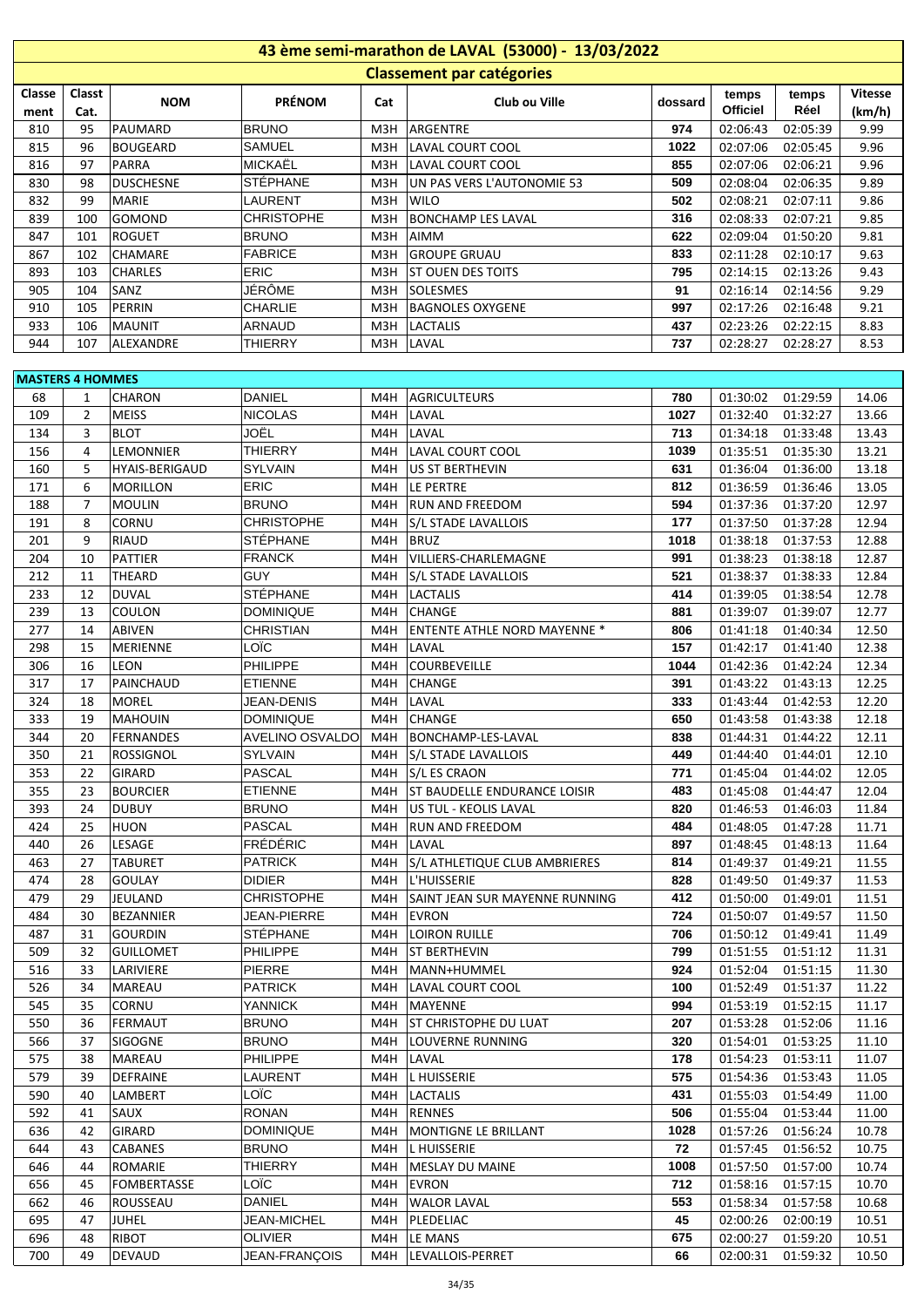# 43 ème semi-marathon de LAVAL (53000) - 13/03/2022

## Classement par catégories

| Classement | Classt Cat. | NOM | PRÉNOM | Cat | Club ou Ville | dossard | temps Officiel | temps Réel | Vitesse (km/h) |
|---|---|---|---|---|---|---|---|---|---|
| 810 | 95 | PAUMARD | BRUNO | M3H | ARGENTRE | 974 | 02:06:43 | 02:05:39 | 9.99 |
| 815 | 96 | BOUGEARD | SAMUEL | M3H | LAVAL COURT COOL | 1022 | 02:07:06 | 02:05:45 | 9.96 |
| 816 | 97 | PARRA | MICKAËL | M3H | LAVAL COURT COOL | 855 | 02:07:06 | 02:06:21 | 9.96 |
| 830 | 98 | DUSCHESNE | STÉPHANE | M3H | UN PAS VERS L'AUTONOMIE 53 | 509 | 02:08:04 | 02:06:35 | 9.89 |
| 832 | 99 | MARIE | LAURENT | M3H | WILO | 502 | 02:08:21 | 02:07:11 | 9.86 |
| 839 | 100 | GOMOND | CHRISTOPHE | M3H | BONCHAMP LES LAVAL | 316 | 02:08:33 | 02:07:21 | 9.85 |
| 847 | 101 | ROGUET | BRUNO | M3H | AIMM | 622 | 02:09:04 | 01:50:20 | 9.81 |
| 867 | 102 | CHAMARE | FABRICE | M3H | GROUPE GRUAU | 833 | 02:11:28 | 02:10:17 | 9.63 |
| 893 | 103 | CHARLES | ERIC | M3H | ST OUEN DES TOITS | 795 | 02:14:15 | 02:13:26 | 9.43 |
| 905 | 104 | SANZ | JÉRÔME | M3H | SOLESMES | 91 | 02:16:14 | 02:14:56 | 9.29 |
| 910 | 105 | PERRIN | CHARLIE | M3H | BAGNOLES OXYGENE | 997 | 02:17:26 | 02:16:48 | 9.21 |
| 933 | 106 | MAUNIT | ARNAUD | M3H | LACTALIS | 437 | 02:23:26 | 02:22:15 | 8.83 |
| 944 | 107 | ALEXANDRE | THIERRY | M3H | LAVAL | 737 | 02:28:27 | 02:28:27 | 8.53 |

**MASTERS 4 HOMMES**

| Classement | Classt Cat. | NOM | PRÉNOM | Cat | Club ou Ville | dossard | temps Officiel | temps Réel | Vitesse (km/h) |
|---|---|---|---|---|---|---|---|---|---|
| 68 | 1 | CHARON | DANIEL | M4H | AGRICULTEURS | 780 | 01:30:02 | 01:29:59 | 14.06 |
| 109 | 2 | MEISS | NICOLAS | M4H | LAVAL | 1027 | 01:32:40 | 01:32:27 | 13.66 |
| 134 | 3 | BLOT | JOËL | M4H | LAVAL | 713 | 01:34:18 | 01:33:48 | 13.43 |
| 156 | 4 | LEMONNIER | THIERRY | M4H | LAVAL COURT COOL | 1039 | 01:35:51 | 01:35:30 | 13.21 |
| 160 | 5 | HYAIS-BERIGAUD | SYLVAIN | M4H | US ST BERTHEVIN | 631 | 01:36:04 | 01:36:00 | 13.18 |
| 171 | 6 | MORILLON | ERIC | M4H | LE PERTRE | 812 | 01:36:59 | 01:36:46 | 13.05 |
| 188 | 7 | MOULIN | BRUNO | M4H | RUN AND FREEDOM | 594 | 01:37:36 | 01:37:20 | 12.97 |
| 191 | 8 | CORNU | CHRISTOPHE | M4H | S/L STADE LAVALLOIS | 177 | 01:37:50 | 01:37:28 | 12.94 |
| 201 | 9 | RIAUD | STÉPHANE | M4H | BRUZ | 1018 | 01:38:18 | 01:37:53 | 12.88 |
| 204 | 10 | PATTIER | FRANCK | M4H | VILLIERS-CHARLEMAGNE | 991 | 01:38:23 | 01:38:18 | 12.87 |
| 212 | 11 | THEARD | GUY | M4H | S/L STADE LAVALLOIS | 521 | 01:38:37 | 01:38:33 | 12.84 |
| 233 | 12 | DUVAL | STÉPHANE | M4H | LACTALIS | 414 | 01:39:05 | 01:38:54 | 12.78 |
| 239 | 13 | COULON | DOMINIQUE | M4H | CHANGE | 881 | 01:39:07 | 01:39:07 | 12.77 |
| 277 | 14 | ABIVEN | CHRISTIAN | M4H | ENTENTE ATHLE NORD MAYENNE * | 806 | 01:41:18 | 01:40:34 | 12.50 |
| 298 | 15 | MERIENNE | LOÏC | M4H | LAVAL | 157 | 01:42:17 | 01:41:40 | 12.38 |
| 306 | 16 | LEON | PHILIPPE | M4H | COURBEVEILLE | 1044 | 01:42:36 | 01:42:24 | 12.34 |
| 317 | 17 | PAINCHAUD | ETIENNE | M4H | CHANGE | 391 | 01:43:22 | 01:43:13 | 12.25 |
| 324 | 18 | MOREL | JEAN-DENIS | M4H | LAVAL | 333 | 01:43:44 | 01:42:53 | 12.20 |
| 333 | 19 | MAHOUIN | DOMINIQUE | M4H | CHANGE | 650 | 01:43:58 | 01:43:38 | 12.18 |
| 344 | 20 | FERNANDES | AVELINO OSVALDO | M4H | BONCHAMP-LES-LAVAL | 838 | 01:44:31 | 01:44:22 | 12.11 |
| 350 | 21 | ROSSIGNOL | SYLVAIN | M4H | S/L STADE LAVALLOIS | 449 | 01:44:40 | 01:44:01 | 12.10 |
| 353 | 22 | GIRARD | PASCAL | M4H | S/L ES CRAON | 771 | 01:45:04 | 01:44:02 | 12.05 |
| 355 | 23 | BOURCIER | ETIENNE | M4H | ST BAUDELLE ENDURANCE LOISIR | 483 | 01:45:08 | 01:44:47 | 12.04 |
| 393 | 24 | DUBUY | BRUNO | M4H | US TUL - KEOLIS LAVAL | 820 | 01:46:53 | 01:46:03 | 11.84 |
| 424 | 25 | HUON | PASCAL | M4H | RUN AND FREEDOM | 484 | 01:48:05 | 01:47:28 | 11.71 |
| 440 | 26 | LESAGE | FRÉDÉRIC | M4H | LAVAL | 897 | 01:48:45 | 01:48:13 | 11.64 |
| 463 | 27 | TABURET | PATRICK | M4H | S/L ATHLETIQUE CLUB AMBRIERES | 814 | 01:49:37 | 01:49:21 | 11.55 |
| 474 | 28 | GOULAY | DIDIER | M4H | L'HUISSERIE | 828 | 01:49:50 | 01:49:37 | 11.53 |
| 479 | 29 | JEULAND | CHRISTOPHE | M4H | SAINT JEAN SUR MAYENNE RUNNING | 412 | 01:50:00 | 01:49:01 | 11.51 |
| 484 | 30 | BEZANNIER | JEAN-PIERRE | M4H | EVRON | 724 | 01:50:07 | 01:49:57 | 11.50 |
| 487 | 31 | GOURDIN | STÉPHANE | M4H | LOIRON RUILLE | 706 | 01:50:12 | 01:49:41 | 11.49 |
| 509 | 32 | GUILLOMET | PHILIPPE | M4H | ST BERTHEVIN | 799 | 01:51:55 | 01:51:12 | 11.31 |
| 516 | 33 | LARIVIERE | PIERRE | M4H | MANN+HUMMEL | 924 | 01:52:04 | 01:51:15 | 11.30 |
| 526 | 34 | MAREAU | PATRICK | M4H | LAVAL COURT COOL | 100 | 01:52:49 | 01:51:37 | 11.22 |
| 545 | 35 | CORNU | YANNICK | M4H | MAYENNE | 994 | 01:53:19 | 01:52:15 | 11.17 |
| 550 | 36 | FERMAUT | BRUNO | M4H | ST CHRISTOPHE DU LUAT | 207 | 01:53:28 | 01:52:06 | 11.16 |
| 566 | 37 | SIGOGNE | BRUNO | M4H | LOUVERNE RUNNING | 320 | 01:54:01 | 01:53:25 | 11.10 |
| 575 | 38 | MAREAU | PHILIPPE | M4H | LAVAL | 178 | 01:54:23 | 01:53:11 | 11.07 |
| 579 | 39 | DEFRAINE | LAURENT | M4H | L HUISSERIE | 575 | 01:54:36 | 01:53:43 | 11.05 |
| 590 | 40 | LAMBERT | LOÏC | M4H | LACTALIS | 431 | 01:55:03 | 01:54:49 | 11.00 |
| 592 | 41 | SAUX | RONAN | M4H | RENNES | 506 | 01:55:04 | 01:53:44 | 11.00 |
| 636 | 42 | GIRARD | DOMINIQUE | M4H | MONTIGNE LE BRILLANT | 1028 | 01:57:26 | 01:56:24 | 10.78 |
| 644 | 43 | CABANES | BRUNO | M4H | L HUISSERIE | 72 | 01:57:45 | 01:56:52 | 10.75 |
| 646 | 44 | ROMARIE | THIERRY | M4H | MESLAY DU MAINE | 1008 | 01:57:50 | 01:57:00 | 10.74 |
| 656 | 45 | FOMBERTASSE | LOÏC | M4H | EVRON | 712 | 01:58:16 | 01:57:15 | 10.70 |
| 662 | 46 | ROUSSEAU | DANIEL | M4H | WALOR LAVAL | 553 | 01:58:34 | 01:57:58 | 10.68 |
| 695 | 47 | JUHEL | JEAN-MICHEL | M4H | PLEDELIAC | 45 | 02:00:26 | 02:00:19 | 10.51 |
| 696 | 48 | RIBOT | OLIVIER | M4H | LE MANS | 675 | 02:00:27 | 01:59:20 | 10.51 |
| 700 | 49 | DEVAUD | JEAN-FRANÇOIS | M4H | LEVALLOIS-PERRET | 66 | 02:00:31 | 01:59:32 | 10.50 |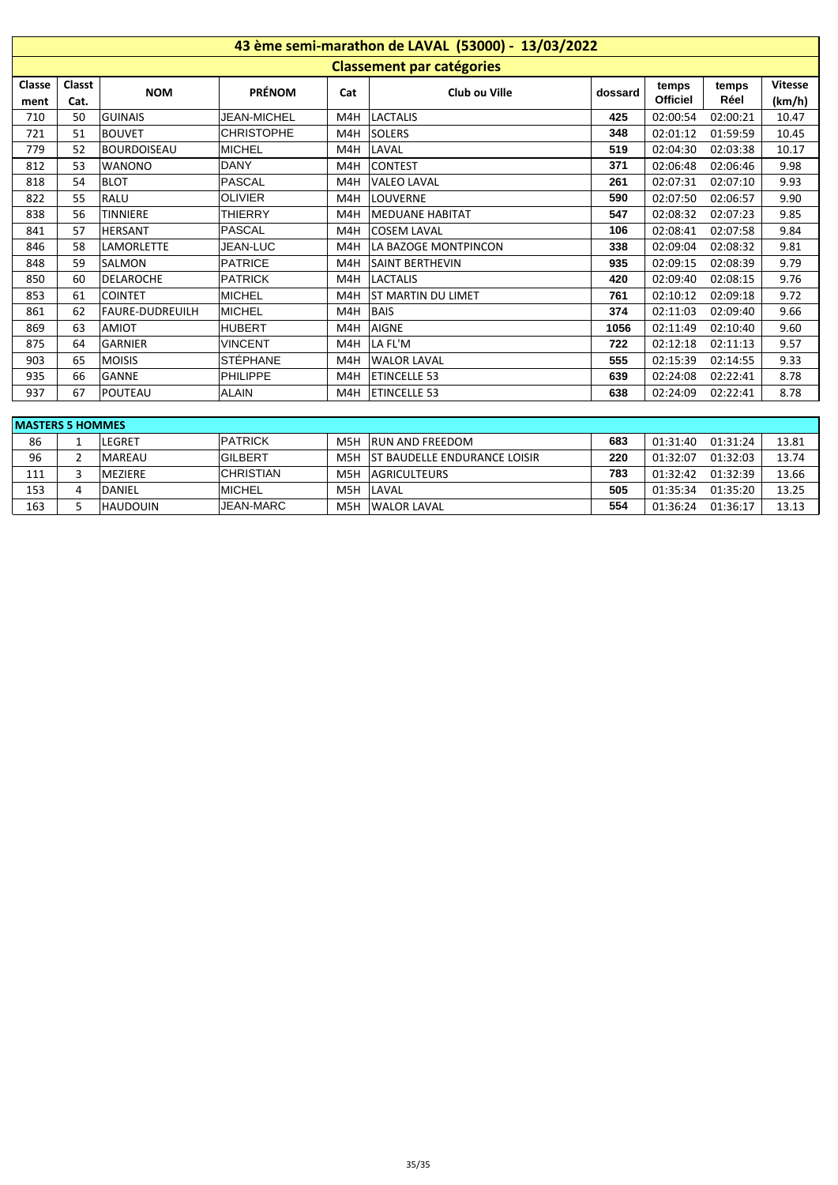# 43 ème semi-marathon de LAVAL (53000) - 13/03/2022

## Classement par catégories

| Classement | Classt Cat. | NOM | PRÉNOM | Cat | Club ou Ville | dossard | temps Officiel | temps Réel | Vitesse (km/h) |
|---|---|---|---|---|---|---|---|---|---|
| 710 | 50 | GUINAIS | JEAN-MICHEL | M4H | LACTALIS | 425 | 02:00:54 | 02:00:21 | 10.47 |
| 721 | 51 | BOUVET | CHRISTOPHE | M4H | SOLERS | 348 | 02:01:12 | 01:59:59 | 10.45 |
| 779 | 52 | BOURDOISEAU | MICHEL | M4H | LAVAL | 519 | 02:04:30 | 02:03:38 | 10.17 |
| 812 | 53 | WANONO | DANY | M4H | CONTEST | 371 | 02:06:48 | 02:06:46 | 9.98 |
| 818 | 54 | BLOT | PASCAL | M4H | VALEO LAVAL | 261 | 02:07:31 | 02:07:10 | 9.93 |
| 822 | 55 | RALU | OLIVIER | M4H | LOUVERNE | 590 | 02:07:50 | 02:06:57 | 9.90 |
| 838 | 56 | TINNIERE | THIERRY | M4H | MEDUANE HABITAT | 547 | 02:08:32 | 02:07:23 | 9.85 |
| 841 | 57 | HERSANT | PASCAL | M4H | COSEM LAVAL | 106 | 02:08:41 | 02:07:58 | 9.84 |
| 846 | 58 | LAMORLETTE | JEAN-LUC | M4H | LA BAZOGE MONTPINCON | 338 | 02:09:04 | 02:08:32 | 9.81 |
| 848 | 59 | SALMON | PATRICE | M4H | SAINT BERTHEVIN | 935 | 02:09:15 | 02:08:39 | 9.79 |
| 850 | 60 | DELAROCHE | PATRICK | M4H | LACTALIS | 420 | 02:09:40 | 02:08:15 | 9.76 |
| 853 | 61 | COINTET | MICHEL | M4H | ST MARTIN DU LIMET | 761 | 02:10:12 | 02:09:18 | 9.72 |
| 861 | 62 | FAURE-DUDREUILH | MICHEL | M4H | BAIS | 374 | 02:11:03 | 02:09:40 | 9.66 |
| 869 | 63 | AMIOT | HUBERT | M4H | AIGNE | 1056 | 02:11:49 | 02:10:40 | 9.60 |
| 875 | 64 | GARNIER | VINCENT | M4H | LA FL'M | 722 | 02:12:18 | 02:11:13 | 9.57 |
| 903 | 65 | MOISIS | STÉPHANE | M4H | WALOR LAVAL | 555 | 02:15:39 | 02:14:55 | 9.33 |
| 935 | 66 | GANNE | PHILIPPE | M4H | ETINCELLE 53 | 639 | 02:24:08 | 02:22:41 | 8.78 |
| 937 | 67 | POUTEAU | ALAIN | M4H | ETINCELLE 53 | 638 | 02:24:09 | 02:22:41 | 8.78 |

**MASTERS 5 HOMMES**

| Classement | Classt Cat. | NOM | PRÉNOM | Cat | Club ou Ville | dossard | temps Officiel | temps Réel | Vitesse (km/h) |
|---|---|---|---|---|---|---|---|---|---|
| 86 | 1 | LEGRET | PATRICK | M5H | RUN AND FREEDOM | 683 | 01:31:40 | 01:31:24 | 13.81 |
| 96 | 2 | MAREAU | GILBERT | M5H | ST BAUDELLE ENDURANCE LOISIR | 220 | 01:32:07 | 01:32:03 | 13.74 |
| 111 | 3 | MEZIERE | CHRISTIAN | M5H | AGRICULTEURS | 783 | 01:32:42 | 01:32:39 | 13.66 |
| 153 | 4 | DANIEL | MICHEL | M5H | LAVAL | 505 | 01:35:34 | 01:35:20 | 13.25 |
| 163 | 5 | HAUDOUIN | JEAN-MARC | M5H | WALOR LAVAL | 554 | 01:36:24 | 01:36:17 | 13.13 |